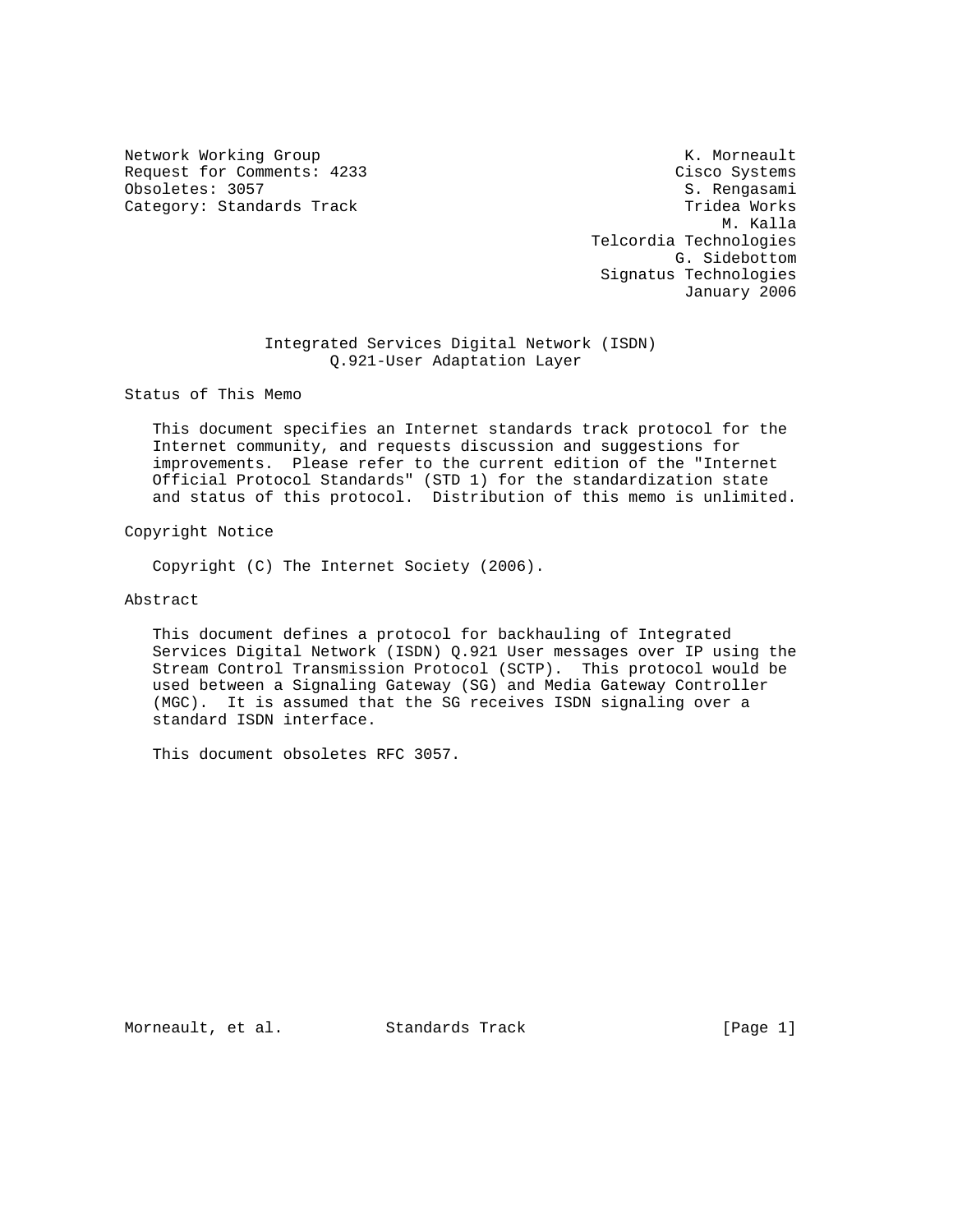Network Working Group                                       K. Morneault
Request for Comments: 4233                                 Cisco Systems
Obsoletes: 3057                                             S. Rengasami
Category: Standards Track                                   Tridea Works
                                                                M. Kalla
                                                   Telcordia Technologies
                                                           G. Sidebottom
                                                   Signatus Technologies
                                                            January 2006

# Integrated Services Digital Network (ISDN) Q.921-User Adaptation Layer

## Status of This Memo

This document specifies an Internet standards track protocol for the Internet community, and requests discussion and suggestions for improvements. Please refer to the current edition of the "Internet Official Protocol Standards" (STD 1) for the standardization state and status of this protocol. Distribution of this memo is unlimited.

## Copyright Notice

Copyright (C) The Internet Society (2006).

## Abstract

This document defines a protocol for backhauling of Integrated Services Digital Network (ISDN) Q.921 User messages over IP using the Stream Control Transmission Protocol (SCTP). This protocol would be used between a Signaling Gateway (SG) and Media Gateway Controller (MGC). It is assumed that the SG receives ISDN signaling over a standard ISDN interface.

This document obsoletes RFC 3057.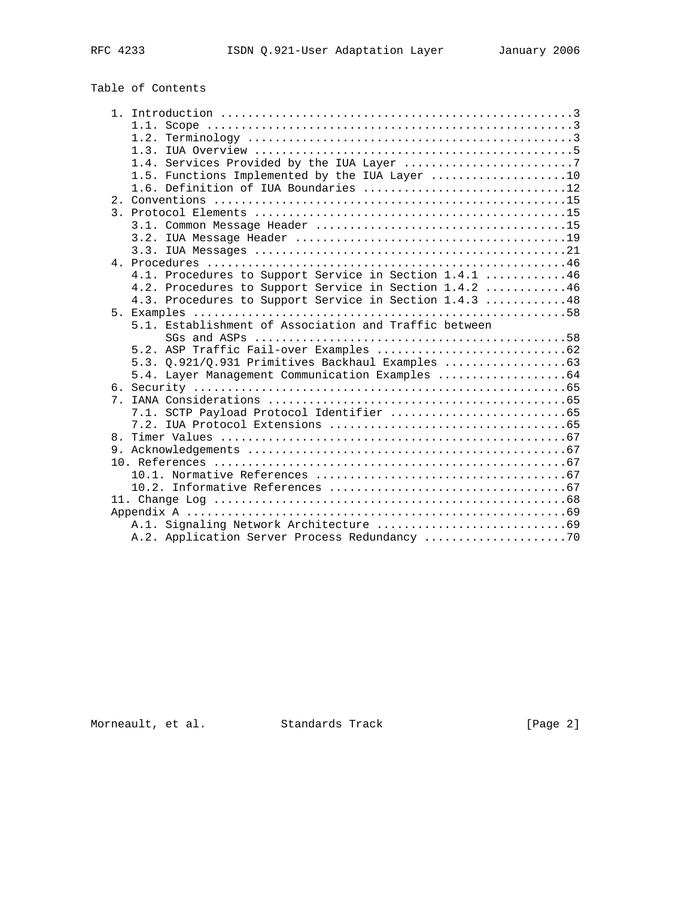## Table of Contents

```
   1. Introduction ....................................................3
      1.1. Scope ......................................................3
      1.2. Terminology ................................................3
      1.3. IUA Overview ...............................................5
      1.4. Services Provided by the IUA Layer .........................7
      1.5. Functions Implemented by the IUA Layer ....................10
      1.6. Definition of IUA Boundaries ..............................12
   2. Conventions ....................................................15
   3. Protocol Elements ..............................................15
      3.1. Common Message Header .....................................15
      3.2. IUA Message Header ........................................19
      3.3. IUA Messages ..............................................21
   4. Procedures .....................................................46
      4.1. Procedures to Support Service in Section 1.4.1 ............46
      4.2. Procedures to Support Service in Section 1.4.2 ............46
      4.3. Procedures to Support Service in Section 1.4.3 ............48
   5. Examples .......................................................58
      5.1. Establishment of Association and Traffic between
           SGs and ASPs ..............................................58
      5.2. ASP Traffic Fail-over Examples ............................62
      5.3. Q.921/Q.931 Primitives Backhaul Examples ..................63
      5.4. Layer Management Communication Examples ...................64
   6. Security .......................................................65
   7. IANA Considerations ............................................65
      7.1. SCTP Payload Protocol Identifier ..........................65
      7.2. IUA Protocol Extensions ...................................65
   8. Timer Values ...................................................67
   9. Acknowledgements ...............................................67
   10. References ....................................................67
      10.1. Normative References .....................................67
      10.2. Informative References ...................................67
   11. Change Log ....................................................68
   Appendix A ........................................................69
      A.1. Signaling Network Architecture ............................69
      A.2. Application Server Process Redundancy .....................70
```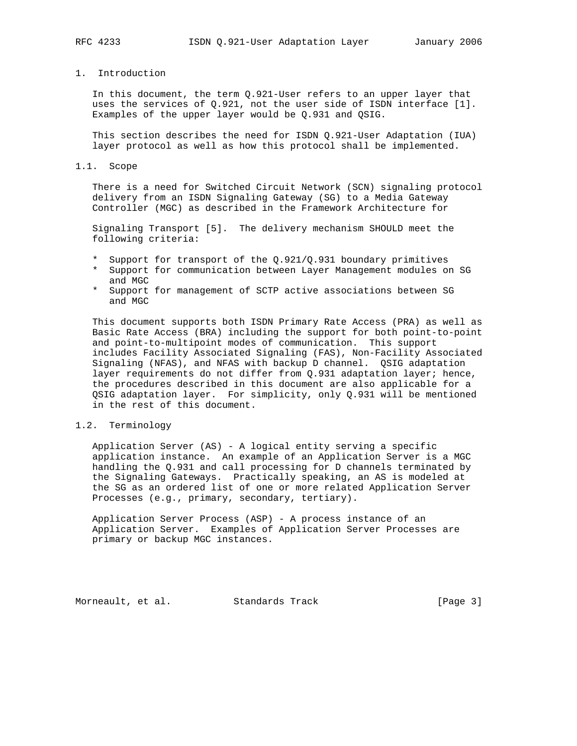# 1. Introduction

In this document, the term Q.921-User refers to an upper layer that uses the services of Q.921, not the user side of ISDN interface [1]. Examples of the upper layer would be Q.931 and QSIG.

This section describes the need for ISDN Q.921-User Adaptation (IUA) layer protocol as well as how this protocol shall be implemented.

## 1.1. Scope

There is a need for Switched Circuit Network (SCN) signaling protocol delivery from an ISDN Signaling Gateway (SG) to a Media Gateway Controller (MGC) as described in the Framework Architecture for Signaling Transport [5]. The delivery mechanism SHOULD meet the following criteria:

* Support for transport of the Q.921/Q.931 boundary primitives
* Support for communication between Layer Management modules on SG and MGC
* Support for management of SCTP active associations between SG and MGC

This document supports both ISDN Primary Rate Access (PRA) as well as Basic Rate Access (BRA) including the support for both point-to-point and point-to-multipoint modes of communication. This support includes Facility Associated Signaling (FAS), Non-Facility Associated Signaling (NFAS), and NFAS with backup D channel. QSIG adaptation layer requirements do not differ from Q.931 adaptation layer; hence, the procedures described in this document are also applicable for a QSIG adaptation layer. For simplicity, only Q.931 will be mentioned in the rest of this document.

## 1.2. Terminology

Application Server (AS) - A logical entity serving a specific application instance. An example of an Application Server is a MGC handling the Q.931 and call processing for D channels terminated by the Signaling Gateways. Practically speaking, an AS is modeled at the SG as an ordered list of one or more related Application Server Processes (e.g., primary, secondary, tertiary).

Application Server Process (ASP) - A process instance of an Application Server. Examples of Application Server Processes are primary or backup MGC instances.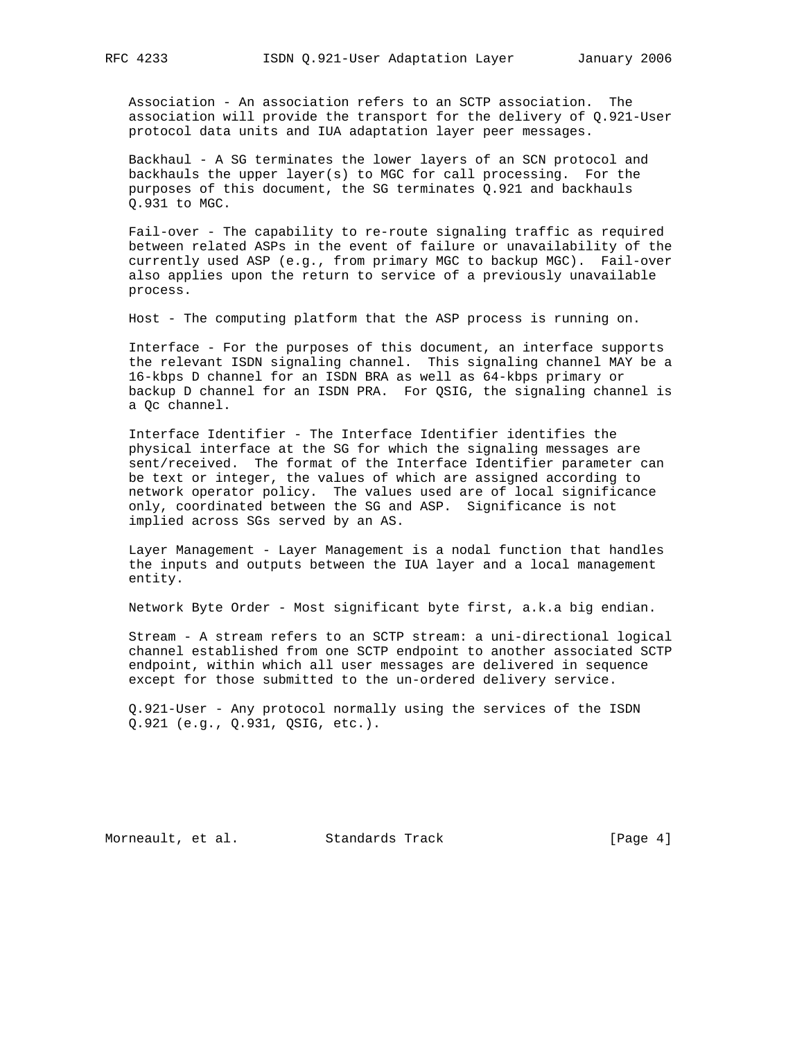Association - An association refers to an SCTP association. The association will provide the transport for the delivery of Q.921-User protocol data units and IUA adaptation layer peer messages.

Backhaul - A SG terminates the lower layers of an SCN protocol and backhauls the upper layer(s) to MGC for call processing. For the purposes of this document, the SG terminates Q.921 and backhauls Q.931 to MGC.

Fail-over - The capability to re-route signaling traffic as required between related ASPs in the event of failure or unavailability of the currently used ASP (e.g., from primary MGC to backup MGC). Fail-over also applies upon the return to service of a previously unavailable process.

Host - The computing platform that the ASP process is running on.

Interface - For the purposes of this document, an interface supports the relevant ISDN signaling channel. This signaling channel MAY be a 16-kbps D channel for an ISDN BRA as well as 64-kbps primary or backup D channel for an ISDN PRA. For QSIG, the signaling channel is a Qc channel.

Interface Identifier - The Interface Identifier identifies the physical interface at the SG for which the signaling messages are sent/received. The format of the Interface Identifier parameter can be text or integer, the values of which are assigned according to network operator policy. The values used are of local significance only, coordinated between the SG and ASP. Significance is not implied across SGs served by an AS.

Layer Management - Layer Management is a nodal function that handles the inputs and outputs between the IUA layer and a local management entity.

Network Byte Order - Most significant byte first, a.k.a big endian.

Stream - A stream refers to an SCTP stream: a uni-directional logical channel established from one SCTP endpoint to another associated SCTP endpoint, within which all user messages are delivered in sequence except for those submitted to the un-ordered delivery service.

Q.921-User - Any protocol normally using the services of the ISDN Q.921 (e.g., Q.931, QSIG, etc.).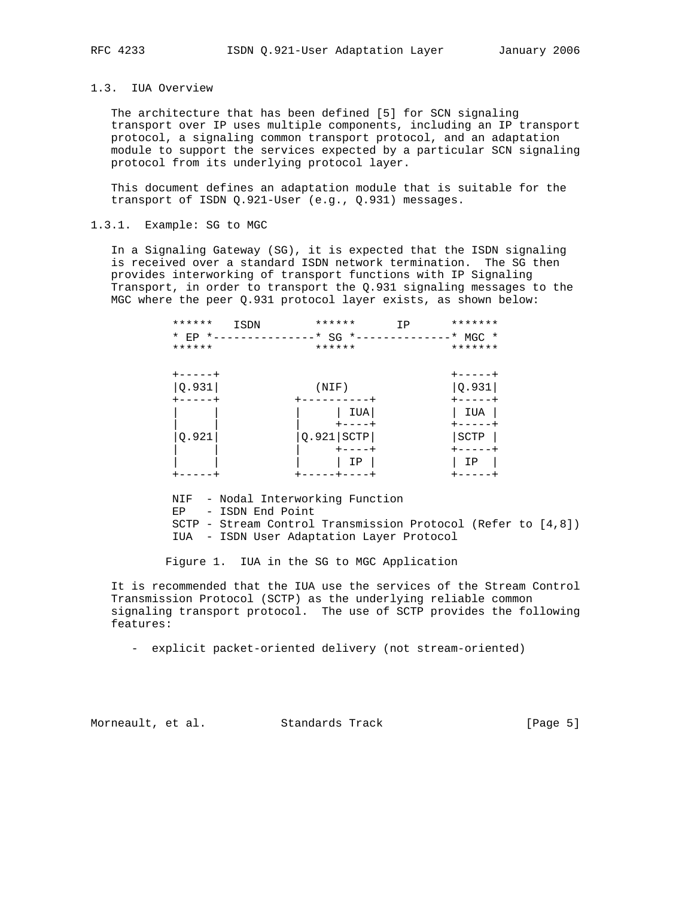### 1.3. IUA Overview

The architecture that has been defined [5] for SCN signaling transport over IP uses multiple components, including an IP transport protocol, a signaling common transport protocol, and an adaptation module to support the services expected by a particular SCN signaling protocol from its underlying protocol layer.

This document defines an adaptation module that is suitable for the transport of ISDN Q.921-User (e.g., Q.931) messages.

#### 1.3.1. Example: SG to MGC

In a Signaling Gateway (SG), it is expected that the ISDN signaling is received over a standard ISDN network termination. The SG then provides interworking of transport functions with IP Signaling Transport, in order to transport the Q.931 signaling messages to the MGC where the peer Q.931 protocol layer exists, as shown below:

```
        ******   ISDN        ******      IP      *******
        * EP *---------------* SG *--------------* MGC *
        ******               ******              *******

        +-----+                                  +-----+
        |Q.931|              (NIF)               |Q.931|
        +-----+            +----------+          +-----+
        |     |            |     | IUA|          | IUA |
        |     |            |     +----+          +-----+
        |Q.921|            |Q.921|SCTP|          |SCTP |
        |     |            |     +----+          +-----+
        |     |            |     | IP |          | IP  |
        +-----+            +-----+----+          +-----+

        NIF  - Nodal Interworking Function
        EP   - ISDN End Point
        SCTP - Stream Control Transmission Protocol (Refer to [4,8])
        IUA  - ISDN User Adaptation Layer Protocol
```

Figure 1. IUA in the SG to MGC Application

It is recommended that the IUA use the services of the Stream Control Transmission Protocol (SCTP) as the underlying reliable common signaling transport protocol. The use of SCTP provides the following features:

- explicit packet-oriented delivery (not stream-oriented)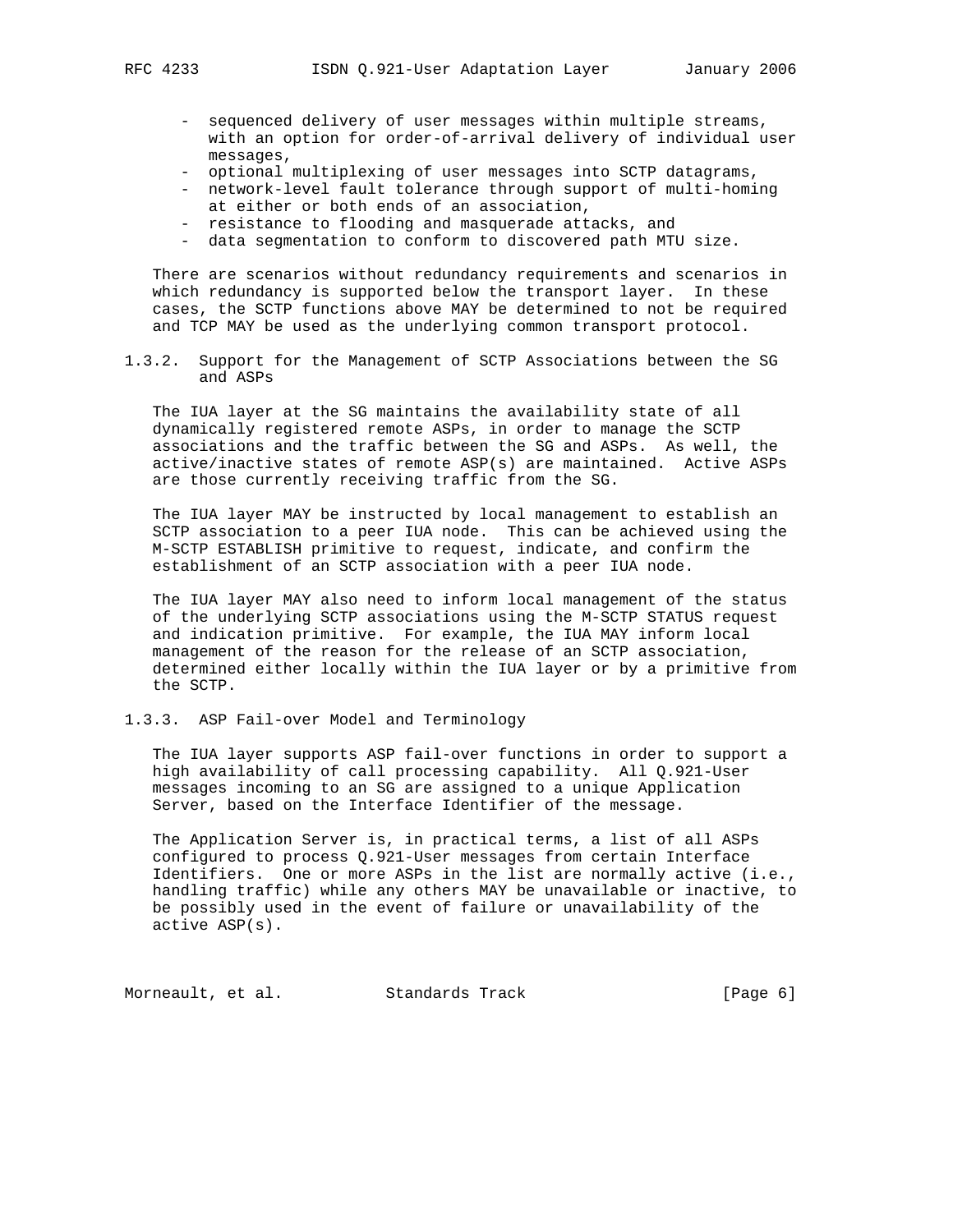- sequenced delivery of user messages within multiple streams, with an option for order-of-arrival delivery of individual user messages,
- optional multiplexing of user messages into SCTP datagrams,
- network-level fault tolerance through support of multi-homing at either or both ends of an association,
- resistance to flooding and masquerade attacks, and
- data segmentation to conform to discovered path MTU size.

There are scenarios without redundancy requirements and scenarios in which redundancy is supported below the transport layer. In these cases, the SCTP functions above MAY be determined to not be required and TCP MAY be used as the underlying common transport protocol.

### 1.3.2. Support for the Management of SCTP Associations between the SG and ASPs

The IUA layer at the SG maintains the availability state of all dynamically registered remote ASPs, in order to manage the SCTP associations and the traffic between the SG and ASPs. As well, the active/inactive states of remote ASP(s) are maintained. Active ASPs are those currently receiving traffic from the SG.

The IUA layer MAY be instructed by local management to establish an SCTP association to a peer IUA node. This can be achieved using the M-SCTP ESTABLISH primitive to request, indicate, and confirm the establishment of an SCTP association with a peer IUA node.

The IUA layer MAY also need to inform local management of the status of the underlying SCTP associations using the M-SCTP STATUS request and indication primitive. For example, the IUA MAY inform local management of the reason for the release of an SCTP association, determined either locally within the IUA layer or by a primitive from the SCTP.

### 1.3.3. ASP Fail-over Model and Terminology

The IUA layer supports ASP fail-over functions in order to support a high availability of call processing capability. All Q.921-User messages incoming to an SG are assigned to a unique Application Server, based on the Interface Identifier of the message.

The Application Server is, in practical terms, a list of all ASPs configured to process Q.921-User messages from certain Interface Identifiers. One or more ASPs in the list are normally active (i.e., handling traffic) while any others MAY be unavailable or inactive, to be possibly used in the event of failure or unavailability of the active ASP(s).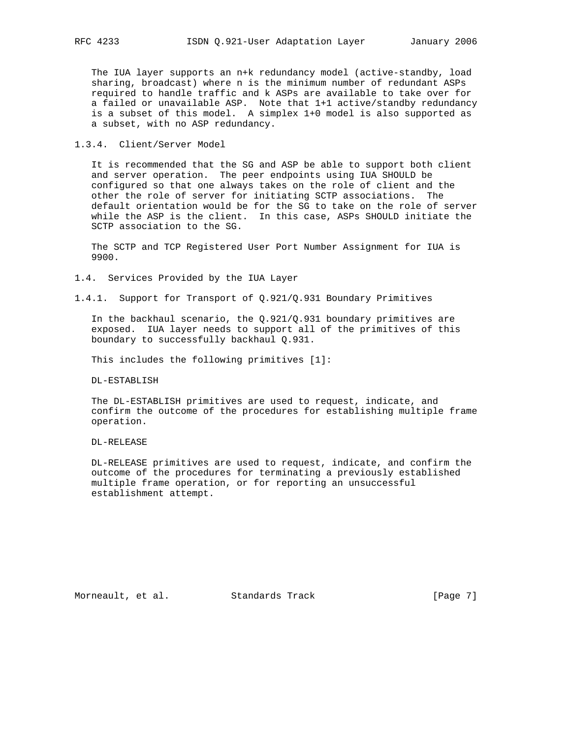The IUA layer supports an n+k redundancy model (active-standby, load sharing, broadcast) where n is the minimum number of redundant ASPs required to handle traffic and k ASPs are available to take over for a failed or unavailable ASP. Note that 1+1 active/standby redundancy is a subset of this model. A simplex 1+0 model is also supported as a subset, with no ASP redundancy.

### 1.3.4. Client/Server Model

It is recommended that the SG and ASP be able to support both client and server operation. The peer endpoints using IUA SHOULD be configured so that one always takes on the role of client and the other the role of server for initiating SCTP associations. The default orientation would be for the SG to take on the role of server while the ASP is the client. In this case, ASPs SHOULD initiate the SCTP association to the SG.

The SCTP and TCP Registered User Port Number Assignment for IUA is 9900.

## 1.4. Services Provided by the IUA Layer

### 1.4.1. Support for Transport of Q.921/Q.931 Boundary Primitives

In the backhaul scenario, the Q.921/Q.931 boundary primitives are exposed. IUA layer needs to support all of the primitives of this boundary to successfully backhaul Q.931.

This includes the following primitives [1]:

DL-ESTABLISH

The DL-ESTABLISH primitives are used to request, indicate, and confirm the outcome of the procedures for establishing multiple frame operation.

DL-RELEASE

DL-RELEASE primitives are used to request, indicate, and confirm the outcome of the procedures for terminating a previously established multiple frame operation, or for reporting an unsuccessful establishment attempt.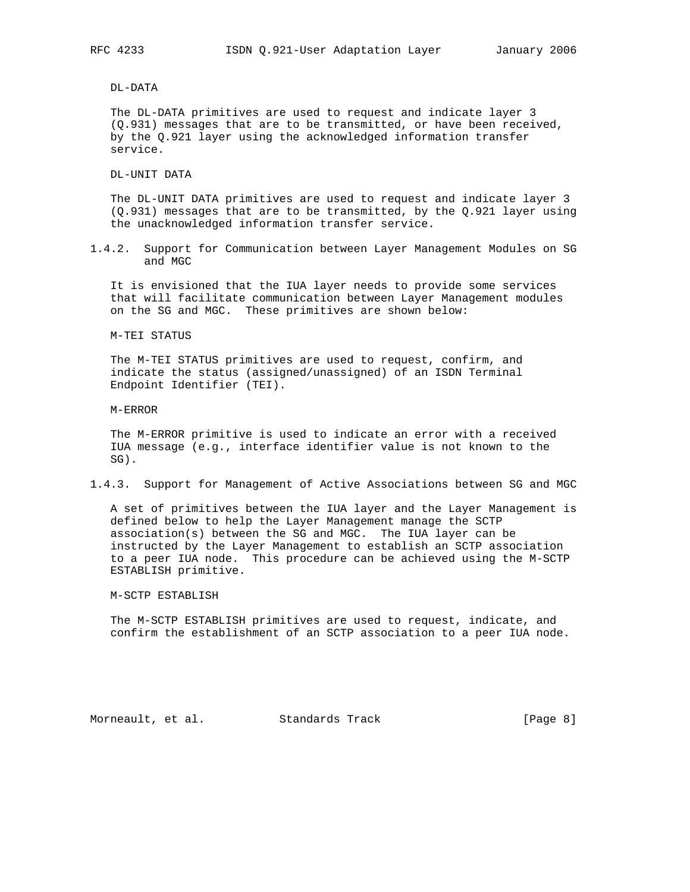DL-DATA

The DL-DATA primitives are used to request and indicate layer 3 (Q.931) messages that are to be transmitted, or have been received, by the Q.921 layer using the acknowledged information transfer service.

DL-UNIT DATA

The DL-UNIT DATA primitives are used to request and indicate layer 3 (Q.931) messages that are to be transmitted, by the Q.921 layer using the unacknowledged information transfer service.

### 1.4.2. Support for Communication between Layer Management Modules on SG and MGC

It is envisioned that the IUA layer needs to provide some services that will facilitate communication between Layer Management modules on the SG and MGC. These primitives are shown below:

M-TEI STATUS

The M-TEI STATUS primitives are used to request, confirm, and indicate the status (assigned/unassigned) of an ISDN Terminal Endpoint Identifier (TEI).

M-ERROR

The M-ERROR primitive is used to indicate an error with a received IUA message (e.g., interface identifier value is not known to the SG).

### 1.4.3. Support for Management of Active Associations between SG and MGC

A set of primitives between the IUA layer and the Layer Management is defined below to help the Layer Management manage the SCTP association(s) between the SG and MGC. The IUA layer can be instructed by the Layer Management to establish an SCTP association to a peer IUA node. This procedure can be achieved using the M-SCTP ESTABLISH primitive.

M-SCTP ESTABLISH

The M-SCTP ESTABLISH primitives are used to request, indicate, and confirm the establishment of an SCTP association to a peer IUA node.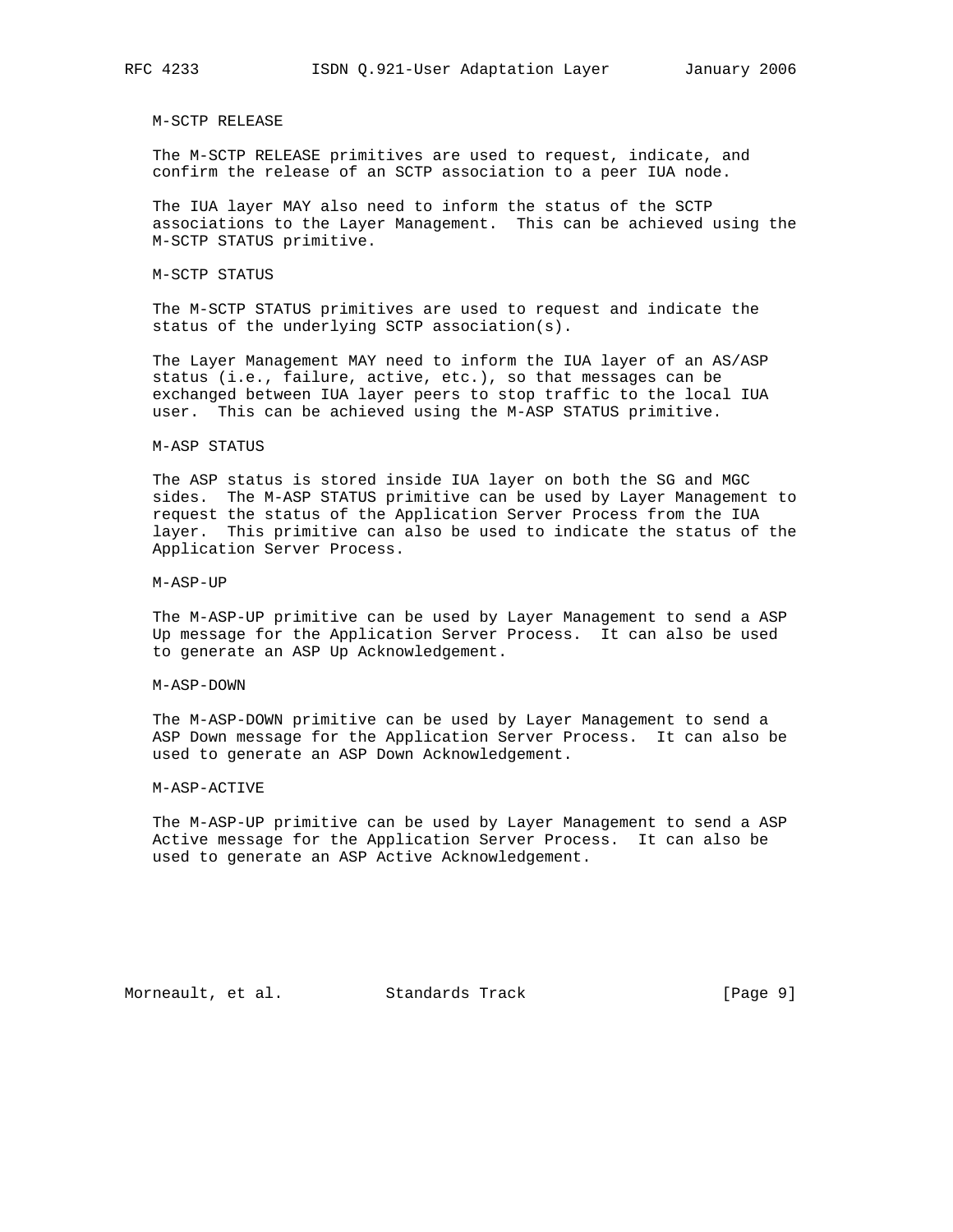M-SCTP RELEASE

The M-SCTP RELEASE primitives are used to request, indicate, and confirm the release of an SCTP association to a peer IUA node.

The IUA layer MAY also need to inform the status of the SCTP associations to the Layer Management. This can be achieved using the M-SCTP STATUS primitive.

M-SCTP STATUS

The M-SCTP STATUS primitives are used to request and indicate the status of the underlying SCTP association(s).

The Layer Management MAY need to inform the IUA layer of an AS/ASP status (i.e., failure, active, etc.), so that messages can be exchanged between IUA layer peers to stop traffic to the local IUA user. This can be achieved using the M-ASP STATUS primitive.

M-ASP STATUS

The ASP status is stored inside IUA layer on both the SG and MGC sides. The M-ASP STATUS primitive can be used by Layer Management to request the status of the Application Server Process from the IUA layer. This primitive can also be used to indicate the status of the Application Server Process.

M-ASP-UP

The M-ASP-UP primitive can be used by Layer Management to send a ASP Up message for the Application Server Process. It can also be used to generate an ASP Up Acknowledgement.

M-ASP-DOWN

The M-ASP-DOWN primitive can be used by Layer Management to send a ASP Down message for the Application Server Process. It can also be used to generate an ASP Down Acknowledgement.

M-ASP-ACTIVE

The M-ASP-UP primitive can be used by Layer Management to send a ASP Active message for the Application Server Process. It can also be used to generate an ASP Active Acknowledgement.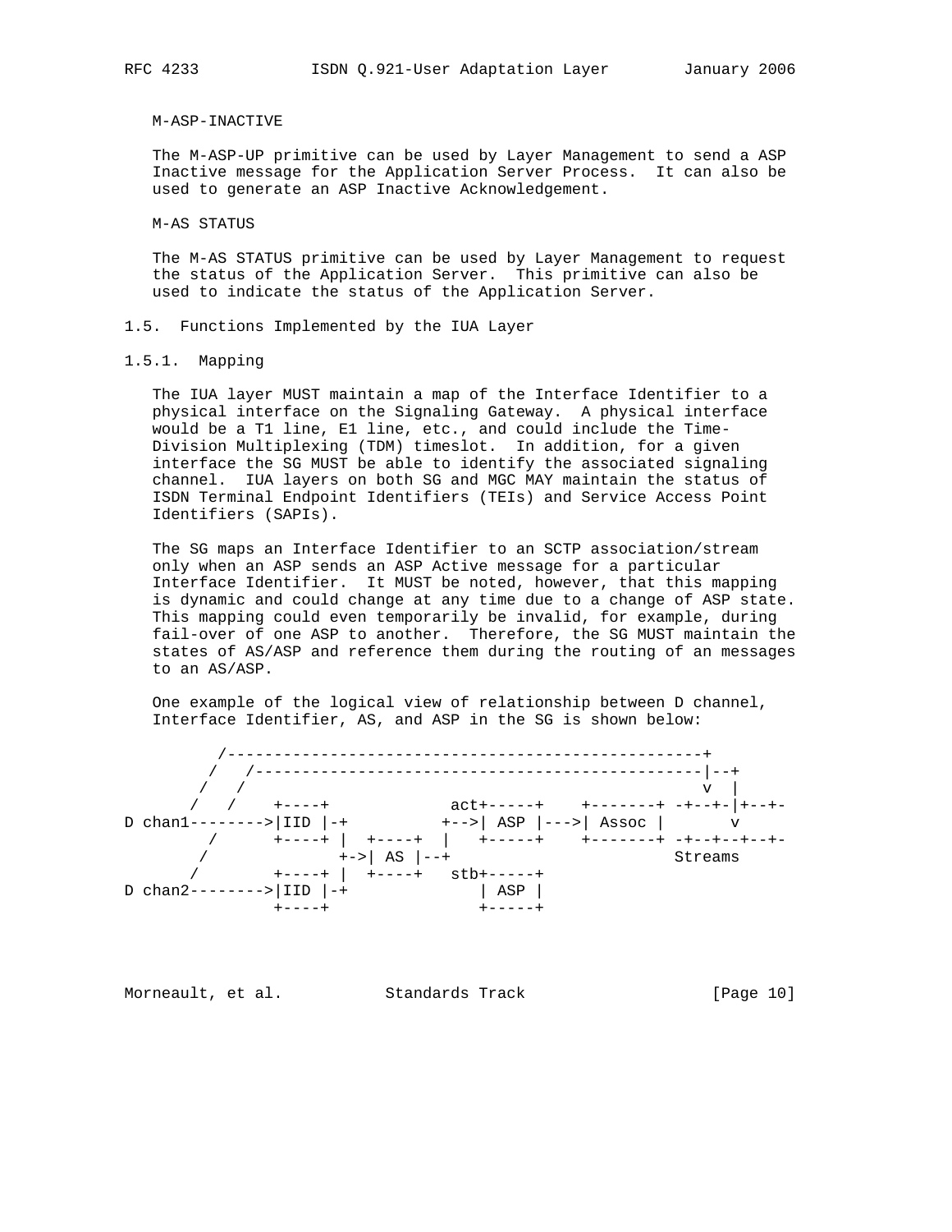M-ASP-INACTIVE

The M-ASP-UP primitive can be used by Layer Management to send a ASP Inactive message for the Application Server Process. It can also be used to generate an ASP Inactive Acknowledgement.

M-AS STATUS

The M-AS STATUS primitive can be used by Layer Management to request the status of the Application Server. This primitive can also be used to indicate the status of the Application Server.

## 1.5. Functions Implemented by the IUA Layer

### 1.5.1. Mapping

The IUA layer MUST maintain a map of the Interface Identifier to a physical interface on the Signaling Gateway. A physical interface would be a T1 line, E1 line, etc., and could include the Time-Division Multiplexing (TDM) timeslot. In addition, for a given interface the SG MUST be able to identify the associated signaling channel. IUA layers on both SG and MGC MAY maintain the status of ISDN Terminal Endpoint Identifiers (TEIs) and Service Access Point Identifiers (SAPIs).

The SG maps an Interface Identifier to an SCTP association/stream only when an ASP sends an ASP Active message for a particular Interface Identifier. It MUST be noted, however, that this mapping is dynamic and could change at any time due to a change of ASP state. This mapping could even temporarily be invalid, for example, during fail-over of one ASP to another. Therefore, the SG MUST maintain the states of AS/ASP and reference them during the routing of an messages to an AS/ASP.

One example of the logical view of relationship between D channel, Interface Identifier, AS, and ASP in the SG is shown below:

```
          /--------------------------------------------------+
         /   /------------------------------------------------|--+
        /   /                                                 v  |
       /   /    +----+             act+-----+    +-------+ -+--+-|+--+-
D chan1-------->|IID |-+          +-->| ASP |--->| Assoc |       v
         /      +----+ |  +----+  |   +-----+    +-------+ -+--+--+--+-
        /              +->| AS |--+                           Streams
       /        +----+ |  +----+   stb+-----+
D chan2-------->|IID |-+              | ASP |
                +----+                +-----+
```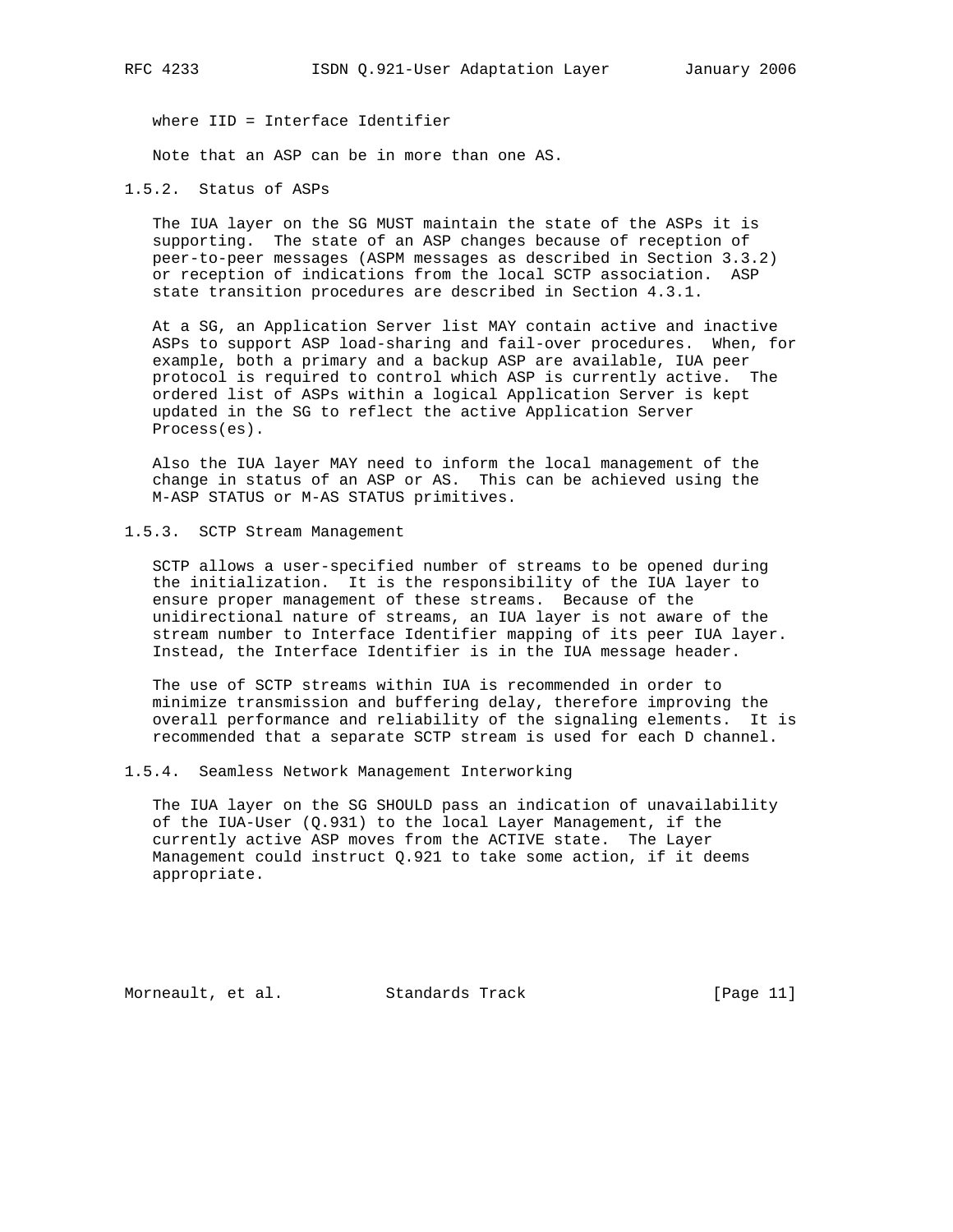where IID = Interface Identifier

Note that an ASP can be in more than one AS.

### 1.5.2. Status of ASPs

The IUA layer on the SG MUST maintain the state of the ASPs it is supporting. The state of an ASP changes because of reception of peer-to-peer messages (ASPM messages as described in Section 3.3.2) or reception of indications from the local SCTP association. ASP state transition procedures are described in Section 4.3.1.

At a SG, an Application Server list MAY contain active and inactive ASPs to support ASP load-sharing and fail-over procedures. When, for example, both a primary and a backup ASP are available, IUA peer protocol is required to control which ASP is currently active. The ordered list of ASPs within a logical Application Server is kept updated in the SG to reflect the active Application Server Process(es).

Also the IUA layer MAY need to inform the local management of the change in status of an ASP or AS. This can be achieved using the M-ASP STATUS or M-AS STATUS primitives.

### 1.5.3. SCTP Stream Management

SCTP allows a user-specified number of streams to be opened during the initialization. It is the responsibility of the IUA layer to ensure proper management of these streams. Because of the unidirectional nature of streams, an IUA layer is not aware of the stream number to Interface Identifier mapping of its peer IUA layer. Instead, the Interface Identifier is in the IUA message header.

The use of SCTP streams within IUA is recommended in order to minimize transmission and buffering delay, therefore improving the overall performance and reliability of the signaling elements. It is recommended that a separate SCTP stream is used for each D channel.

### 1.5.4. Seamless Network Management Interworking

The IUA layer on the SG SHOULD pass an indication of unavailability of the IUA-User (Q.931) to the local Layer Management, if the currently active ASP moves from the ACTIVE state. The Layer Management could instruct Q.921 to take some action, if it deems appropriate.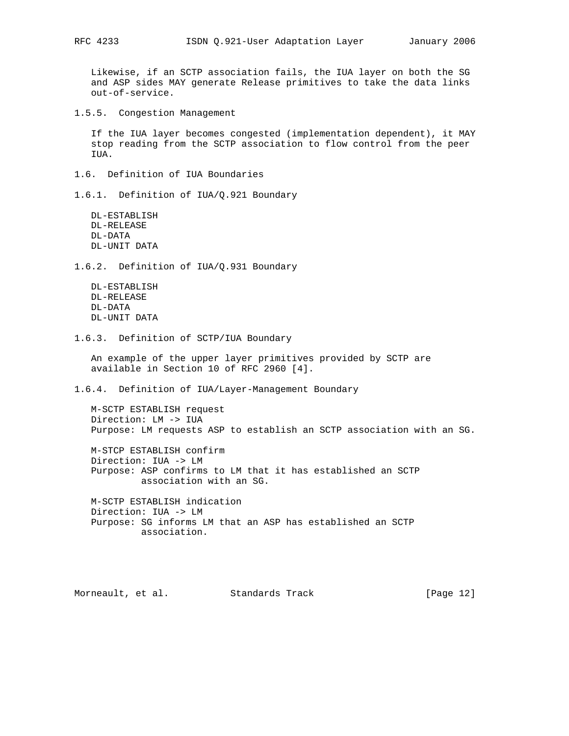Likewise, if an SCTP association fails, the IUA layer on both the SG and ASP sides MAY generate Release primitives to take the data links out-of-service.

#### 1.5.5. Congestion Management

If the IUA layer becomes congested (implementation dependent), it MAY stop reading from the SCTP association to flow control from the peer IUA.

### 1.6. Definition of IUA Boundaries

#### 1.6.1. Definition of IUA/Q.921 Boundary

DL-ESTABLISH
DL-RELEASE
DL-DATA
DL-UNIT DATA

#### 1.6.2. Definition of IUA/Q.931 Boundary

DL-ESTABLISH
DL-RELEASE
DL-DATA
DL-UNIT DATA

#### 1.6.3. Definition of SCTP/IUA Boundary

An example of the upper layer primitives provided by SCTP are available in Section 10 of RFC 2960 [4].

#### 1.6.4. Definition of IUA/Layer-Management Boundary

M-SCTP ESTABLISH request
Direction: LM -> IUA
Purpose: LM requests ASP to establish an SCTP association with an SG.

M-STCP ESTABLISH confirm
Direction: IUA -> LM
Purpose: ASP confirms to LM that it has established an SCTP association with an SG.

M-SCTP ESTABLISH indication
Direction: IUA -> LM
Purpose: SG informs LM that an ASP has established an SCTP association.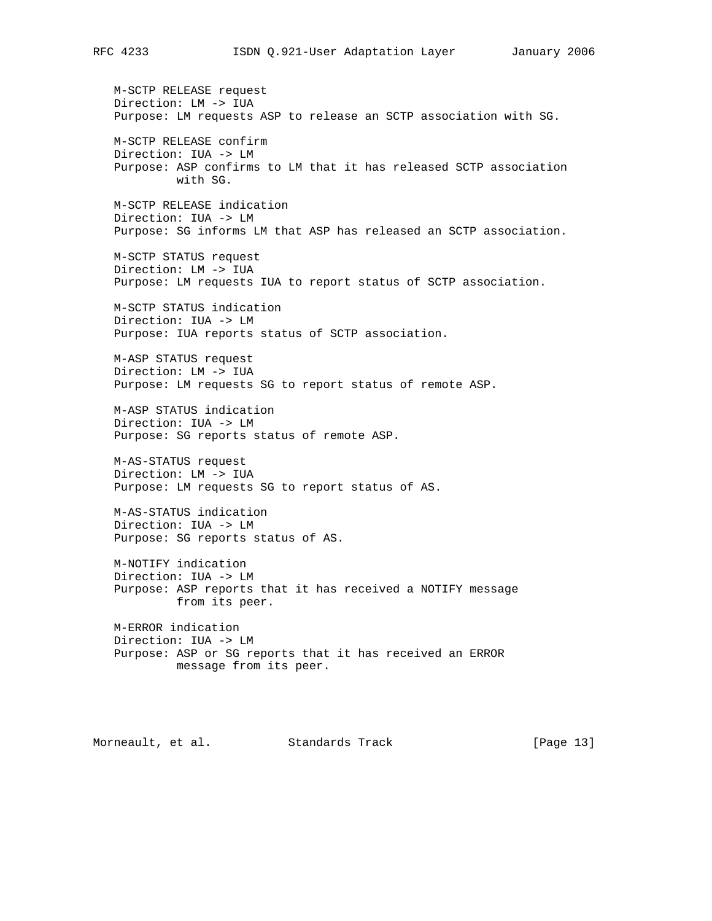M-SCTP RELEASE request
Direction: LM -> IUA
Purpose: LM requests ASP to release an SCTP association with SG.

M-SCTP RELEASE confirm
Direction: IUA -> LM
Purpose: ASP confirms to LM that it has released SCTP association with SG.

M-SCTP RELEASE indication
Direction: IUA -> LM
Purpose: SG informs LM that ASP has released an SCTP association.

M-SCTP STATUS request
Direction: LM -> IUA
Purpose: LM requests IUA to report status of SCTP association.

M-SCTP STATUS indication
Direction: IUA -> LM
Purpose: IUA reports status of SCTP association.

M-ASP STATUS request
Direction: LM -> IUA
Purpose: LM requests SG to report status of remote ASP.

M-ASP STATUS indication
Direction: IUA -> LM
Purpose: SG reports status of remote ASP.

M-AS-STATUS request
Direction: LM -> IUA
Purpose: LM requests SG to report status of AS.

M-AS-STATUS indication
Direction: IUA -> LM
Purpose: SG reports status of AS.

M-NOTIFY indication
Direction: IUA -> LM
Purpose: ASP reports that it has received a NOTIFY message from its peer.

M-ERROR indication
Direction: IUA -> LM
Purpose: ASP or SG reports that it has received an ERROR message from its peer.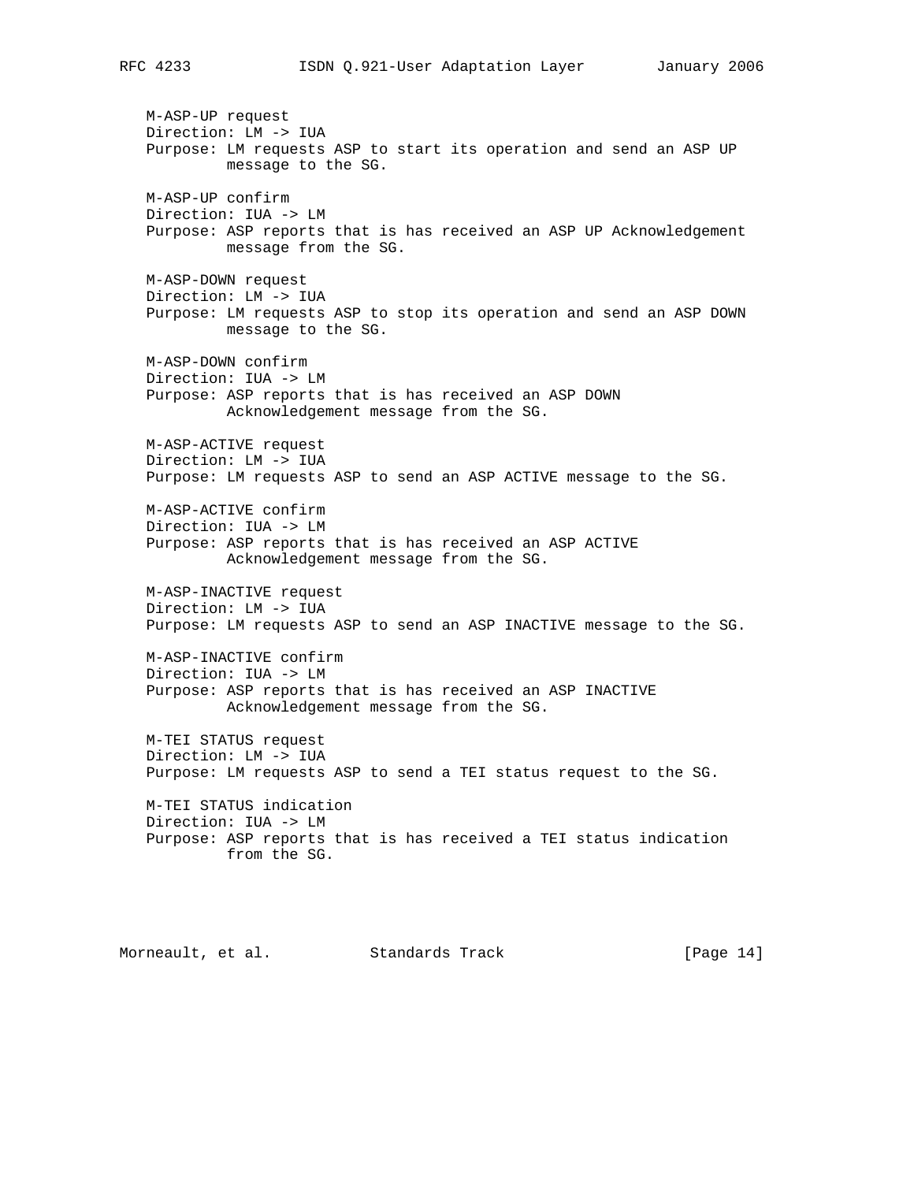M-ASP-UP request
Direction: LM -> IUA
Purpose: LM requests ASP to start its operation and send an ASP UP message to the SG.

M-ASP-UP confirm
Direction: IUA -> LM
Purpose: ASP reports that is has received an ASP UP Acknowledgement message from the SG.

M-ASP-DOWN request
Direction: LM -> IUA
Purpose: LM requests ASP to stop its operation and send an ASP DOWN message to the SG.

M-ASP-DOWN confirm
Direction: IUA -> LM
Purpose: ASP reports that is has received an ASP DOWN Acknowledgement message from the SG.

M-ASP-ACTIVE request
Direction: LM -> IUA
Purpose: LM requests ASP to send an ASP ACTIVE message to the SG.

M-ASP-ACTIVE confirm
Direction: IUA -> LM
Purpose: ASP reports that is has received an ASP ACTIVE Acknowledgement message from the SG.

M-ASP-INACTIVE request
Direction: LM -> IUA
Purpose: LM requests ASP to send an ASP INACTIVE message to the SG.

M-ASP-INACTIVE confirm
Direction: IUA -> LM
Purpose: ASP reports that is has received an ASP INACTIVE Acknowledgement message from the SG.

M-TEI STATUS request
Direction: LM -> IUA
Purpose: LM requests ASP to send a TEI status request to the SG.

M-TEI STATUS indication
Direction: IUA -> LM
Purpose: ASP reports that is has received a TEI status indication from the SG.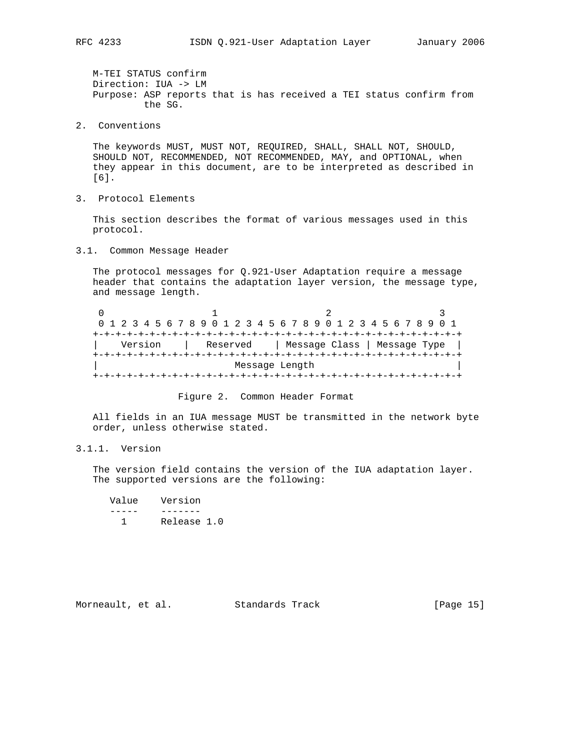M-TEI STATUS confirm
Direction: IUA -> LM
Purpose: ASP reports that is has received a TEI status confirm from the SG.

## 2. Conventions

The keywords MUST, MUST NOT, REQUIRED, SHALL, SHALL NOT, SHOULD, SHOULD NOT, RECOMMENDED, NOT RECOMMENDED, MAY, and OPTIONAL, when they appear in this document, are to be interpreted as described in [6].

## 3. Protocol Elements

This section describes the format of various messages used in this protocol.

### 3.1. Common Message Header

The protocol messages for Q.921-User Adaptation require a message header that contains the adaptation layer version, the message type, and message length.

```
 0                   1                   2                   3
 0 1 2 3 4 5 6 7 8 9 0 1 2 3 4 5 6 7 8 9 0 1 2 3 4 5 6 7 8 9 0 1
+-+-+-+-+-+-+-+-+-+-+-+-+-+-+-+-+-+-+-+-+-+-+-+-+-+-+-+-+-+-+-+-+
|    Version    |   Reserved    | Message Class | Message Type  |
+-+-+-+-+-+-+-+-+-+-+-+-+-+-+-+-+-+-+-+-+-+-+-+-+-+-+-+-+-+-+-+-+
|                        Message Length                         |
+-+-+-+-+-+-+-+-+-+-+-+-+-+-+-+-+-+-+-+-+-+-+-+-+-+-+-+-+-+-+-+-+
```

Figure 2. Common Header Format

All fields in an IUA message MUST be transmitted in the network byte order, unless otherwise stated.

#### 3.1.1. Version

The version field contains the version of the IUA adaptation layer. The supported versions are the following:

| Value | Version |
|---|---|
| 1 | Release 1.0 |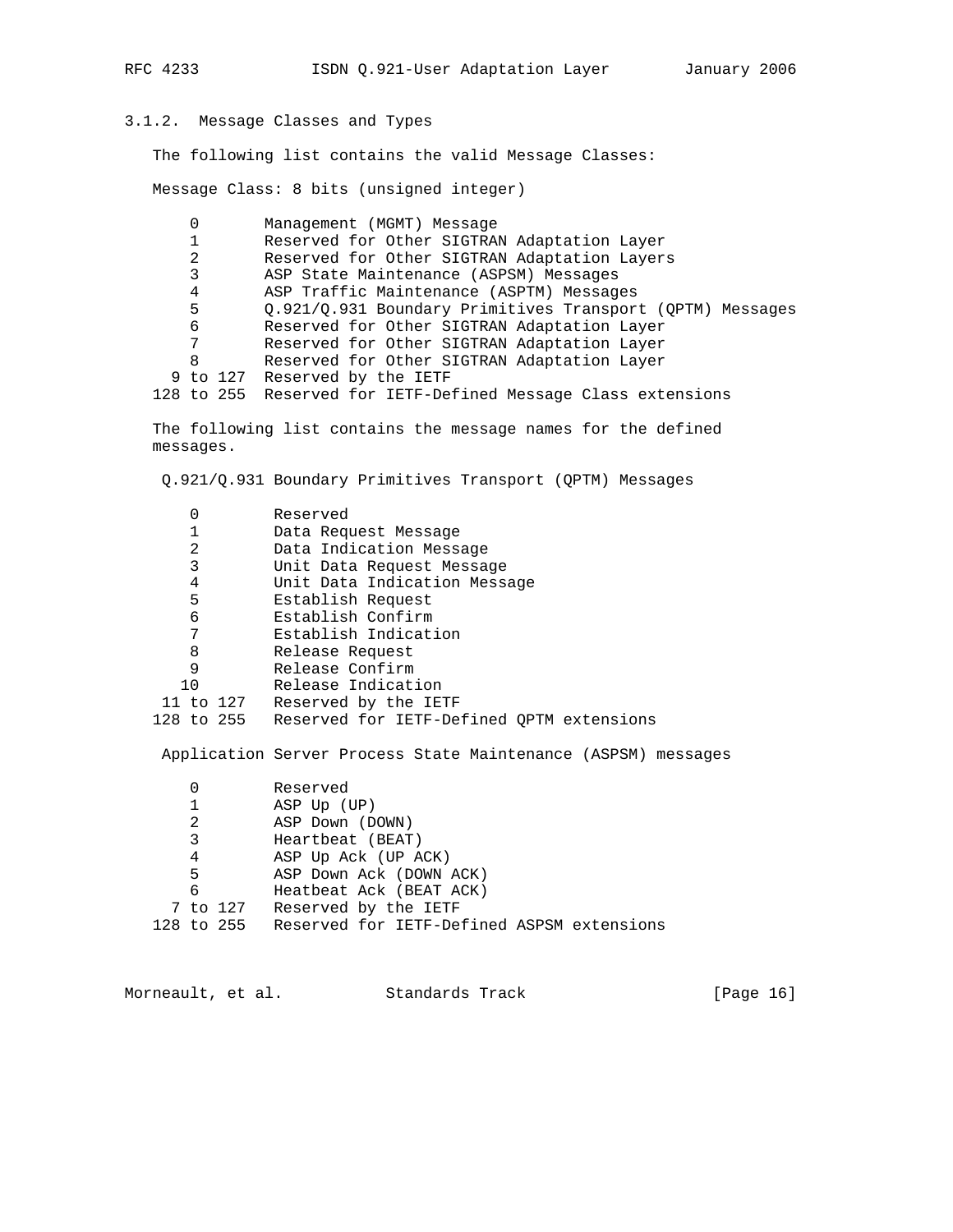### 3.1.2. Message Classes and Types

The following list contains the valid Message Classes:

Message Class: 8 bits (unsigned integer)

| | |
|---|---|
| 0 | Management (MGMT) Message |
| 1 | Reserved for Other SIGTRAN Adaptation Layer |
| 2 | Reserved for Other SIGTRAN Adaptation Layers |
| 3 | ASP State Maintenance (ASPSM) Messages |
| 4 | ASP Traffic Maintenance (ASPTM) Messages |
| 5 | Q.921/Q.931 Boundary Primitives Transport (QPTM) Messages |
| 6 | Reserved for Other SIGTRAN Adaptation Layer |
| 7 | Reserved for Other SIGTRAN Adaptation Layer |
| 8 | Reserved for Other SIGTRAN Adaptation Layer |
| 9 to 127 | Reserved by the IETF |
| 128 to 255 | Reserved for IETF-Defined Message Class extensions |

The following list contains the message names for the defined messages.

Q.921/Q.931 Boundary Primitives Transport (QPTM) Messages

| | |
|---|---|
| 0 | Reserved |
| 1 | Data Request Message |
| 2 | Data Indication Message |
| 3 | Unit Data Request Message |
| 4 | Unit Data Indication Message |
| 5 | Establish Request |
| 6 | Establish Confirm |
| 7 | Establish Indication |
| 8 | Release Request |
| 9 | Release Confirm |
| 10 | Release Indication |
| 11 to 127 | Reserved by the IETF |
| 128 to 255 | Reserved for IETF-Defined QPTM extensions |

Application Server Process State Maintenance (ASPSM) messages

| | |
|---|---|
| 0 | Reserved |
| 1 | ASP Up (UP) |
| 2 | ASP Down (DOWN) |
| 3 | Heartbeat (BEAT) |
| 4 | ASP Up Ack (UP ACK) |
| 5 | ASP Down Ack (DOWN ACK) |
| 6 | Heatbeat Ack (BEAT ACK) |
| 7 to 127 | Reserved by the IETF |
| 128 to 255 | Reserved for IETF-Defined ASPSM extensions |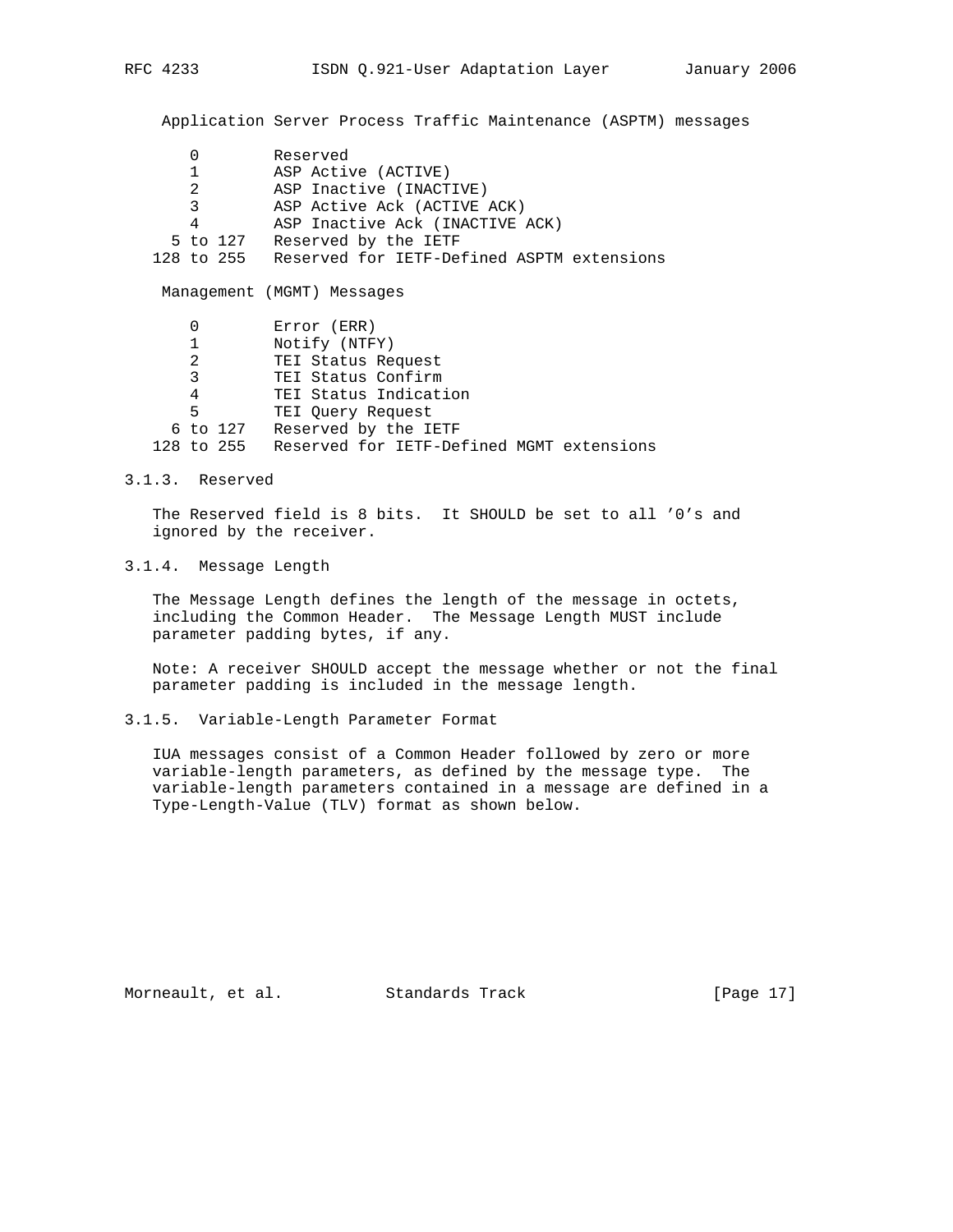Application Server Process Traffic Maintenance (ASPTM) messages

| Value | Message |
|---|---|
| 0 | Reserved |
| 1 | ASP Active (ACTIVE) |
| 2 | ASP Inactive (INACTIVE) |
| 3 | ASP Active Ack (ACTIVE ACK) |
| 4 | ASP Inactive Ack (INACTIVE ACK) |
| 5 to 127 | Reserved by the IETF |
| 128 to 255 | Reserved for IETF-Defined ASPTM extensions |

Management (MGMT) Messages

| Value | Message |
|---|---|
| 0 | Error (ERR) |
| 1 | Notify (NTFY) |
| 2 | TEI Status Request |
| 3 | TEI Status Confirm |
| 4 | TEI Status Indication |
| 5 | TEI Query Request |
| 6 to 127 | Reserved by the IETF |
| 128 to 255 | Reserved for IETF-Defined MGMT extensions |

### 3.1.3. Reserved

The Reserved field is 8 bits. It SHOULD be set to all '0's and ignored by the receiver.

### 3.1.4. Message Length

The Message Length defines the length of the message in octets, including the Common Header. The Message Length MUST include parameter padding bytes, if any.

Note: A receiver SHOULD accept the message whether or not the final parameter padding is included in the message length.

### 3.1.5. Variable-Length Parameter Format

IUA messages consist of a Common Header followed by zero or more variable-length parameters, as defined by the message type. The variable-length parameters contained in a message are defined in a Type-Length-Value (TLV) format as shown below.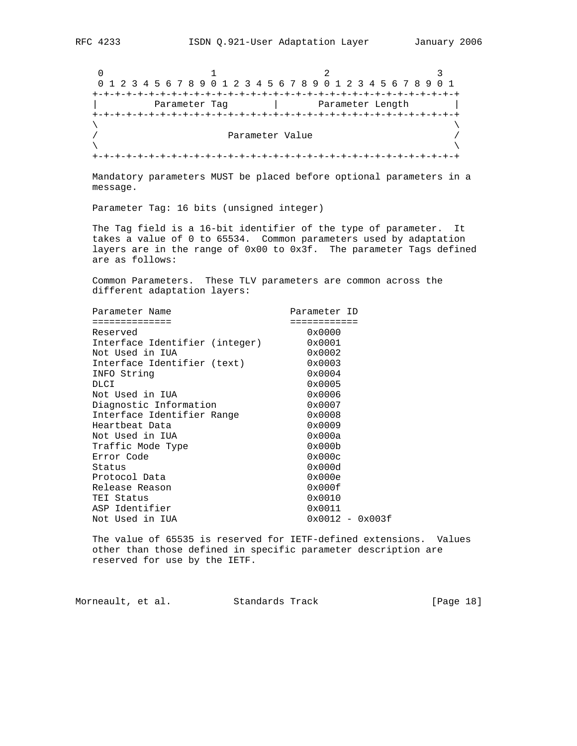```
 0                   1                   2                   3
 0 1 2 3 4 5 6 7 8 9 0 1 2 3 4 5 6 7 8 9 0 1 2 3 4 5 6 7 8 9 0 1
+-+-+-+-+-+-+-+-+-+-+-+-+-+-+-+-+-+-+-+-+-+-+-+-+-+-+-+-+-+-+-+-+
|          Parameter Tag        |       Parameter Length        |
+-+-+-+-+-+-+-+-+-+-+-+-+-+-+-+-+-+-+-+-+-+-+-+-+-+-+-+-+-+-+-+-+
\                                                               \
/                       Parameter Value                         /
\                                                               \
+-+-+-+-+-+-+-+-+-+-+-+-+-+-+-+-+-+-+-+-+-+-+-+-+-+-+-+-+-+-+-+-+
```

Mandatory parameters MUST be placed before optional parameters in a message.

Parameter Tag: 16 bits (unsigned integer)

The Tag field is a 16-bit identifier of the type of parameter. It takes a value of 0 to 65534. Common parameters used by adaptation layers are in the range of 0x00 to 0x3f. The parameter Tags defined are as follows:

Common Parameters. These TLV parameters are common across the different adaptation layers:

| Parameter Name | Parameter ID |
|---|---|
| Reserved | 0x0000 |
| Interface Identifier (integer) | 0x0001 |
| Not Used in IUA | 0x0002 |
| Interface Identifier (text) | 0x0003 |
| INFO String | 0x0004 |
| DLCI | 0x0005 |
| Not Used in IUA | 0x0006 |
| Diagnostic Information | 0x0007 |
| Interface Identifier Range | 0x0008 |
| Heartbeat Data | 0x0009 |
| Not Used in IUA | 0x000a |
| Traffic Mode Type | 0x000b |
| Error Code | 0x000c |
| Status | 0x000d |
| Protocol Data | 0x000e |
| Release Reason | 0x000f |
| TEI Status | 0x0010 |
| ASP Identifier | 0x0011 |
| Not Used in IUA | 0x0012 - 0x003f |

The value of 65535 is reserved for IETF-defined extensions. Values other than those defined in specific parameter description are reserved for use by the IETF.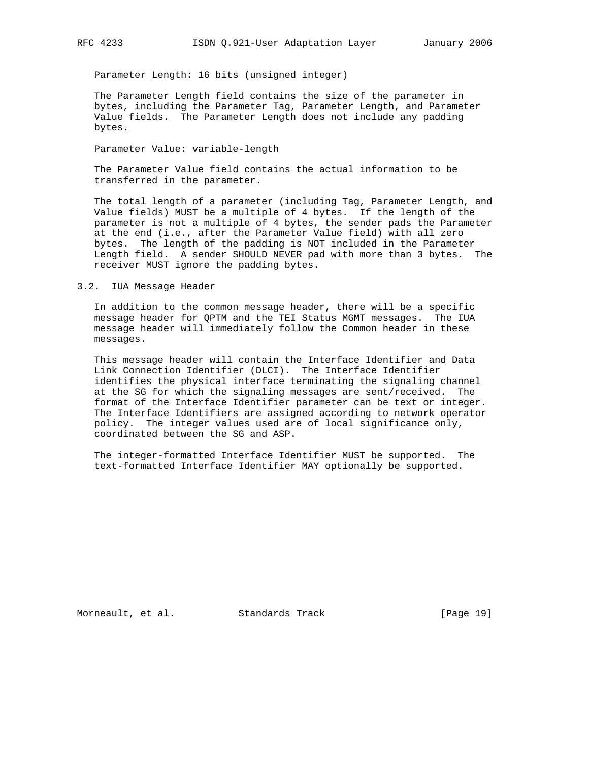Parameter Length: 16 bits (unsigned integer)

The Parameter Length field contains the size of the parameter in bytes, including the Parameter Tag, Parameter Length, and Parameter Value fields. The Parameter Length does not include any padding bytes.

Parameter Value: variable-length

The Parameter Value field contains the actual information to be transferred in the parameter.

The total length of a parameter (including Tag, Parameter Length, and Value fields) MUST be a multiple of 4 bytes. If the length of the parameter is not a multiple of 4 bytes, the sender pads the Parameter at the end (i.e., after the Parameter Value field) with all zero bytes. The length of the padding is NOT included in the Parameter Length field. A sender SHOULD NEVER pad with more than 3 bytes. The receiver MUST ignore the padding bytes.

## 3.2. IUA Message Header

In addition to the common message header, there will be a specific message header for QPTM and the TEI Status MGMT messages. The IUA message header will immediately follow the Common header in these messages.

This message header will contain the Interface Identifier and Data Link Connection Identifier (DLCI). The Interface Identifier identifies the physical interface terminating the signaling channel at the SG for which the signaling messages are sent/received. The format of the Interface Identifier parameter can be text or integer. The Interface Identifiers are assigned according to network operator policy. The integer values used are of local significance only, coordinated between the SG and ASP.

The integer-formatted Interface Identifier MUST be supported. The text-formatted Interface Identifier MAY optionally be supported.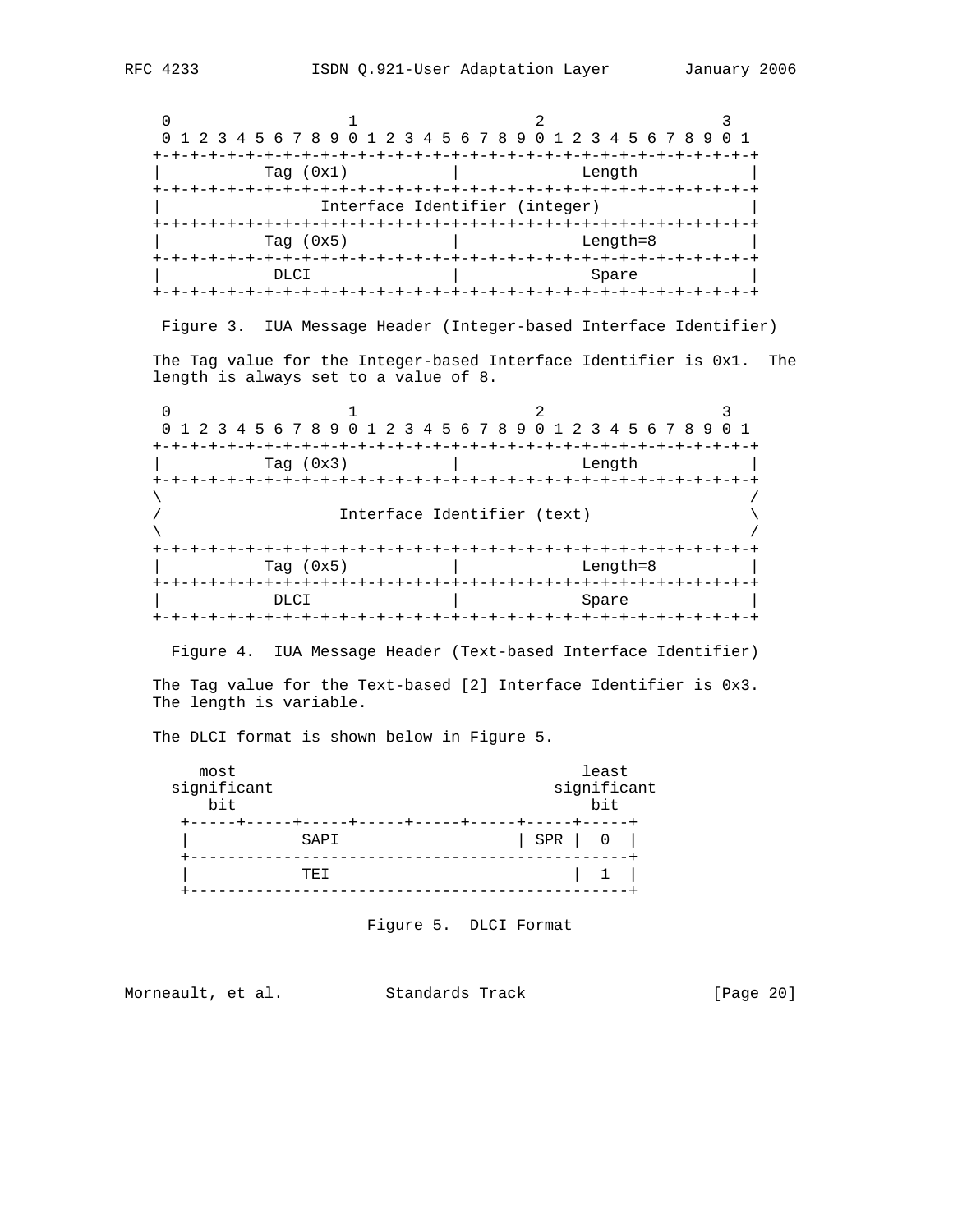```
     0                   1                   2                   3
     0 1 2 3 4 5 6 7 8 9 0 1 2 3 4 5 6 7 8 9 0 1 2 3 4 5 6 7 8 9 0 1
    +-+-+-+-+-+-+-+-+-+-+-+-+-+-+-+-+-+-+-+-+-+-+-+-+-+-+-+-+-+-+-+-+
    |          Tag (0x1)            |             Length            |
    +-+-+-+-+-+-+-+-+-+-+-+-+-+-+-+-+-+-+-+-+-+-+-+-+-+-+-+-+-+-+-+-+
    |                Interface Identifier (integer)                 |
    +-+-+-+-+-+-+-+-+-+-+-+-+-+-+-+-+-+-+-+-+-+-+-+-+-+-+-+-+-+-+-+-+
    |          Tag (0x5)            |             Length=8          |
    +-+-+-+-+-+-+-+-+-+-+-+-+-+-+-+-+-+-+-+-+-+-+-+-+-+-+-+-+-+-+-+-+
    |           DLCI                |              Spare            |
    +-+-+-+-+-+-+-+-+-+-+-+-+-+-+-+-+-+-+-+-+-+-+-+-+-+-+-+-+-+-+-+-+
```

Figure 3.  IUA Message Header (Integer-based Interface Identifier)

The Tag value for the Integer-based Interface Identifier is 0x1.  The length is always set to a value of 8.

```
     0                   1                   2                   3
     0 1 2 3 4 5 6 7 8 9 0 1 2 3 4 5 6 7 8 9 0 1 2 3 4 5 6 7 8 9 0 1
    +-+-+-+-+-+-+-+-+-+-+-+-+-+-+-+-+-+-+-+-+-+-+-+-+-+-+-+-+-+-+-+-+
    |          Tag (0x3)            |             Length            |
    +-+-+-+-+-+-+-+-+-+-+-+-+-+-+-+-+-+-+-+-+-+-+-+-+-+-+-+-+-+-+-+-+
    \                                                               /
    /                   Interface Identifier (text)                 \
    \                                                               /
    +-+-+-+-+-+-+-+-+-+-+-+-+-+-+-+-+-+-+-+-+-+-+-+-+-+-+-+-+-+-+-+-+
    |          Tag (0x5)            |             Length=8          |
    +-+-+-+-+-+-+-+-+-+-+-+-+-+-+-+-+-+-+-+-+-+-+-+-+-+-+-+-+-+-+-+-+
    |           DLCI                |             Spare             |
    +-+-+-+-+-+-+-+-+-+-+-+-+-+-+-+-+-+-+-+-+-+-+-+-+-+-+-+-+-+-+-+-+
```

Figure 4.  IUA Message Header (Text-based Interface Identifier)

The Tag value for the Text-based [2] Interface Identifier is 0x3. The length is variable.

The DLCI format is shown below in Figure 5.

```
        most                                     least
     significant                              significant
         bit                                      bit
      +-----+-----+-----+-----+-----+-----+-----+-----+
      |           SAPI                    | SPR |  0  |
      +-----------------------------------------------+
      |           TEI                           |  1  |
      +-----------------------------------------------+
```

Figure 5.  DLCI Format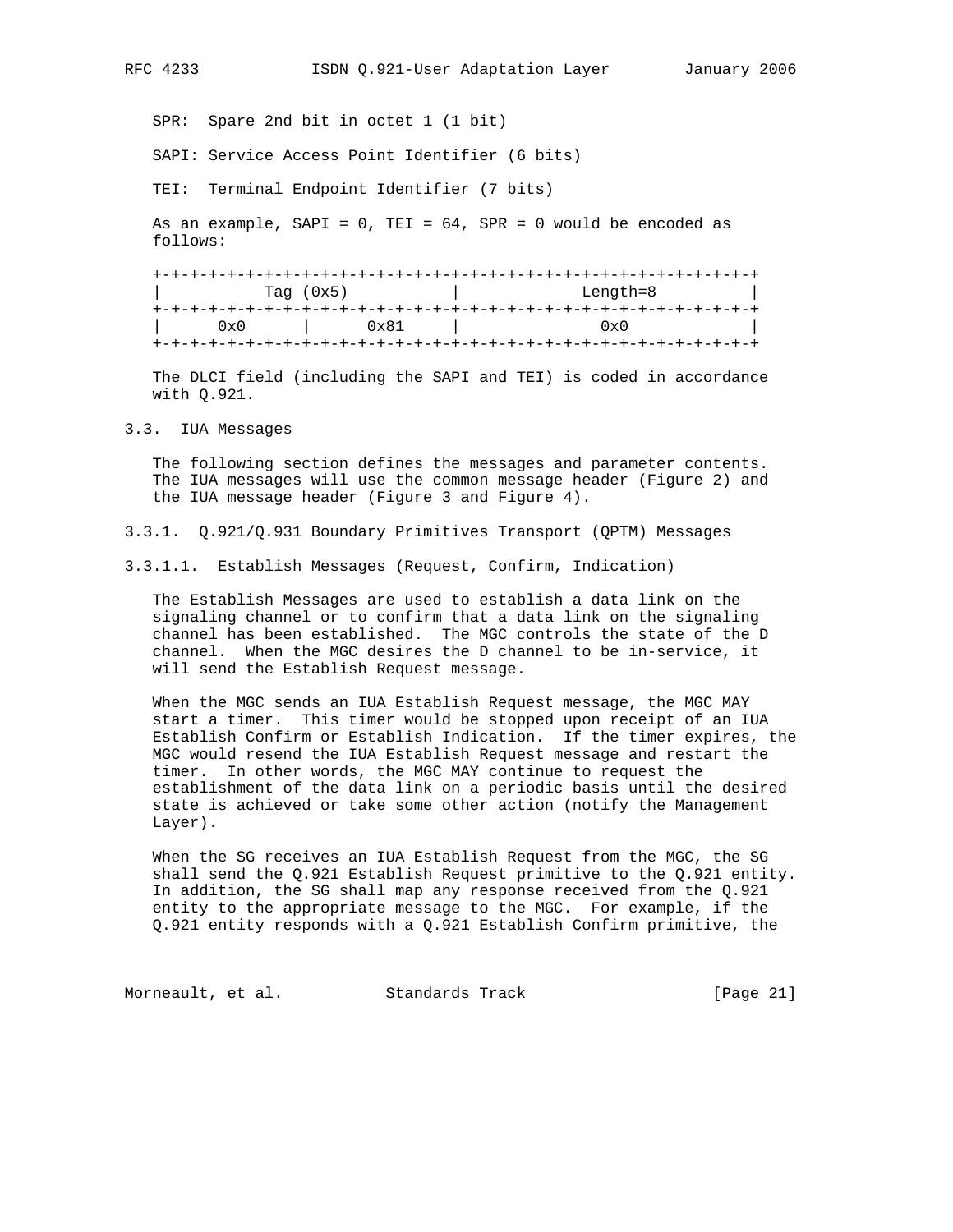SPR: Spare 2nd bit in octet 1 (1 bit)

SAPI: Service Access Point Identifier (6 bits)

TEI: Terminal Endpoint Identifier (7 bits)

As an example, SAPI = 0, TEI = 64, SPR = 0 would be encoded as follows:

```
+-+-+-+-+-+-+-+-+-+-+-+-+-+-+-+-+-+-+-+-+-+-+-+-+-+-+-+-+-+-+-+-+
|          Tag (0x5)            |             Length=8          |
+-+-+-+-+-+-+-+-+-+-+-+-+-+-+-+-+-+-+-+-+-+-+-+-+-+-+-+-+-+-+-+-+
|      0x0      |      0x81     |              0x0              |
+-+-+-+-+-+-+-+-+-+-+-+-+-+-+-+-+-+-+-+-+-+-+-+-+-+-+-+-+-+-+-+-+
```

The DLCI field (including the SAPI and TEI) is coded in accordance with Q.921.

### 3.3. IUA Messages

The following section defines the messages and parameter contents. The IUA messages will use the common message header (Figure 2) and the IUA message header (Figure 3 and Figure 4).

#### 3.3.1. Q.921/Q.931 Boundary Primitives Transport (QPTM) Messages

##### 3.3.1.1. Establish Messages (Request, Confirm, Indication)

The Establish Messages are used to establish a data link on the signaling channel or to confirm that a data link on the signaling channel has been established. The MGC controls the state of the D channel. When the MGC desires the D channel to be in-service, it will send the Establish Request message.

When the MGC sends an IUA Establish Request message, the MGC MAY start a timer. This timer would be stopped upon receipt of an IUA Establish Confirm or Establish Indication. If the timer expires, the MGC would resend the IUA Establish Request message and restart the timer. In other words, the MGC MAY continue to request the establishment of the data link on a periodic basis until the desired state is achieved or take some other action (notify the Management Layer).

When the SG receives an IUA Establish Request from the MGC, the SG shall send the Q.921 Establish Request primitive to the Q.921 entity. In addition, the SG shall map any response received from the Q.921 entity to the appropriate message to the MGC. For example, if the Q.921 entity responds with a Q.921 Establish Confirm primitive, the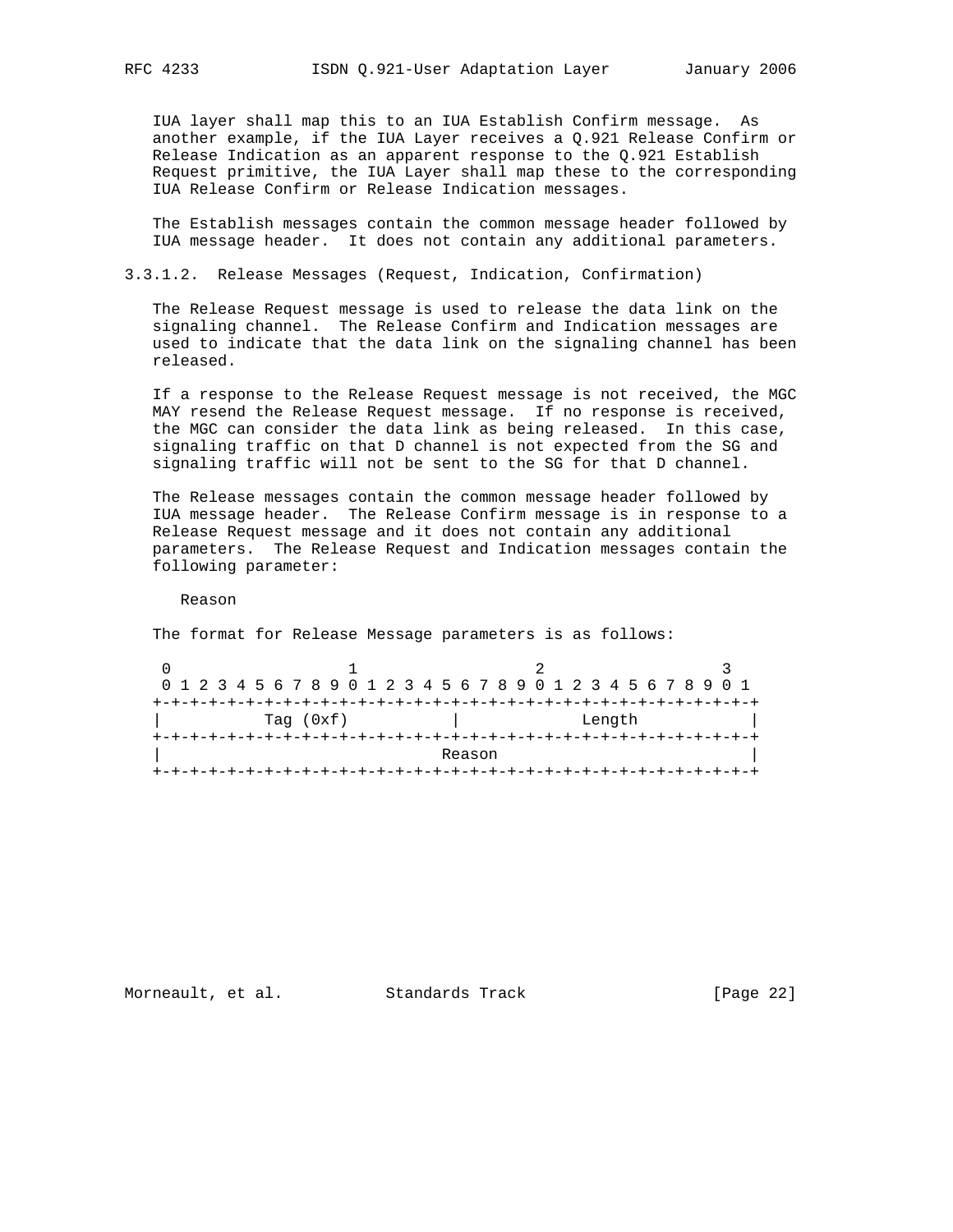IUA layer shall map this to an IUA Establish Confirm message. As another example, if the IUA Layer receives a Q.921 Release Confirm or Release Indication as an apparent response to the Q.921 Establish Request primitive, the IUA Layer shall map these to the corresponding IUA Release Confirm or Release Indication messages.

The Establish messages contain the common message header followed by IUA message header. It does not contain any additional parameters.

#### 3.3.1.2. Release Messages (Request, Indication, Confirmation)

The Release Request message is used to release the data link on the signaling channel. The Release Confirm and Indication messages are used to indicate that the data link on the signaling channel has been released.

If a response to the Release Request message is not received, the MGC MAY resend the Release Request message. If no response is received, the MGC can consider the data link as being released. In this case, signaling traffic on that D channel is not expected from the SG and signaling traffic will not be sent to the SG for that D channel.

The Release messages contain the common message header followed by IUA message header. The Release Confirm message is in response to a Release Request message and it does not contain any additional parameters. The Release Request and Indication messages contain the following parameter:

Reason

The format for Release Message parameters is as follows:

```
 0                   1                   2                   3
 0 1 2 3 4 5 6 7 8 9 0 1 2 3 4 5 6 7 8 9 0 1 2 3 4 5 6 7 8 9 0 1
+-+-+-+-+-+-+-+-+-+-+-+-+-+-+-+-+-+-+-+-+-+-+-+-+-+-+-+-+-+-+-+-+
|           Tag (0xf)           |             Length            |
+-+-+-+-+-+-+-+-+-+-+-+-+-+-+-+-+-+-+-+-+-+-+-+-+-+-+-+-+-+-+-+-+
|                             Reason                            |
+-+-+-+-+-+-+-+-+-+-+-+-+-+-+-+-+-+-+-+-+-+-+-+-+-+-+-+-+-+-+-+-+
```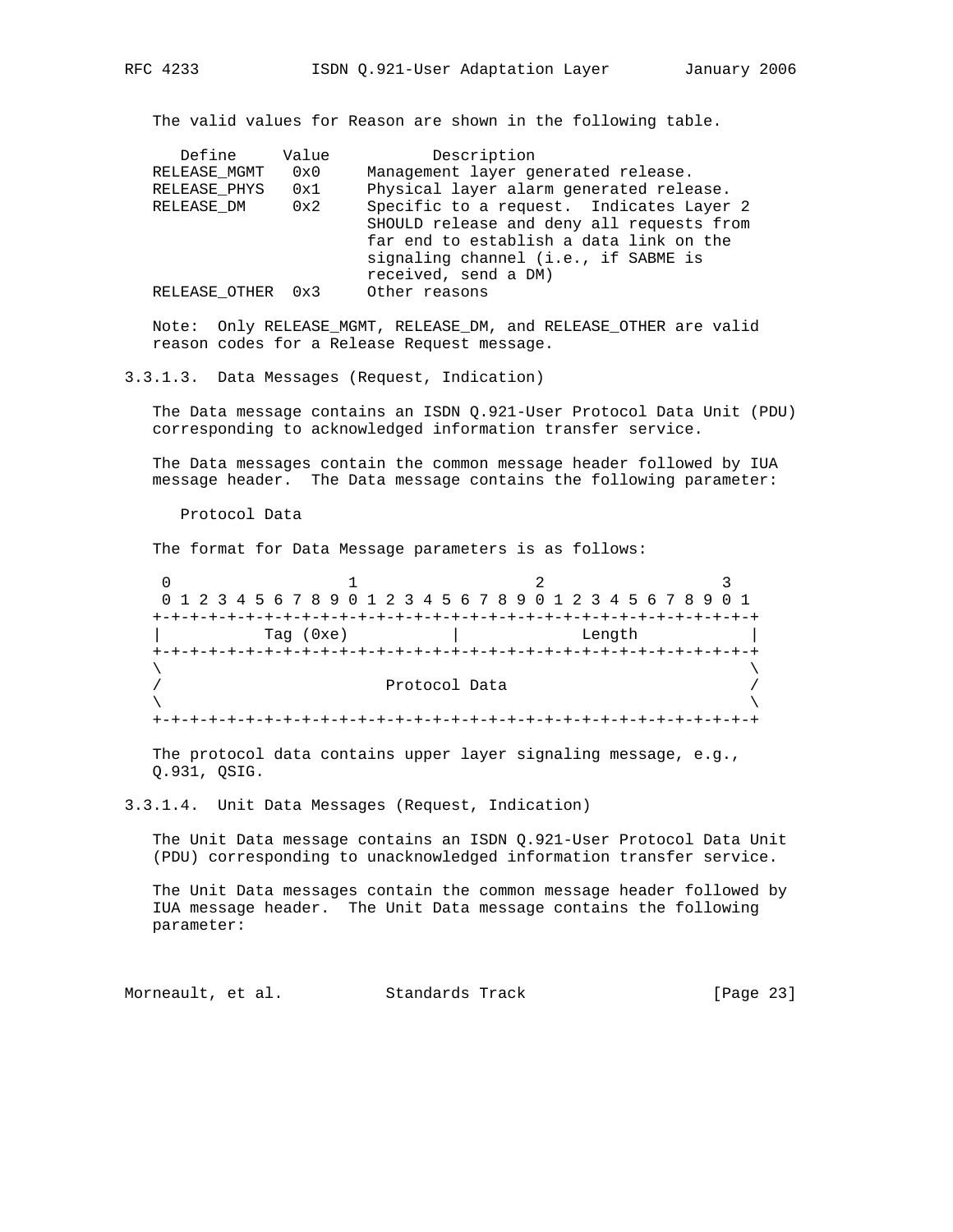The valid values for Reason are shown in the following table.

| Define | Value | Description |
|---|---|---|
| RELEASE_MGMT | 0x0 | Management layer generated release. |
| RELEASE_PHYS | 0x1 | Physical layer alarm generated release. |
| RELEASE_DM | 0x2 | Specific to a request. Indicates Layer 2 SHOULD release and deny all requests from far end to establish a data link on the signaling channel (i.e., if SABME is received, send a DM) |
| RELEASE_OTHER | 0x3 | Other reasons |

Note: Only RELEASE_MGMT, RELEASE_DM, and RELEASE_OTHER are valid reason codes for a Release Request message.

### 3.3.1.3. Data Messages (Request, Indication)

The Data message contains an ISDN Q.921-User Protocol Data Unit (PDU) corresponding to acknowledged information transfer service.

The Data messages contain the common message header followed by IUA message header. The Data message contains the following parameter:

Protocol Data

The format for Data Message parameters is as follows:

```
 0                   1                   2                   3
 0 1 2 3 4 5 6 7 8 9 0 1 2 3 4 5 6 7 8 9 0 1 2 3 4 5 6 7 8 9 0 1
+-+-+-+-+-+-+-+-+-+-+-+-+-+-+-+-+-+-+-+-+-+-+-+-+-+-+-+-+-+-+-+-+
|          Tag (0xe)            |             Length            |
+-+-+-+-+-+-+-+-+-+-+-+-+-+-+-+-+-+-+-+-+-+-+-+-+-+-+-+-+-+-+-+-+
\                                                               \
/                         Protocol Data                         /
\                                                               \
+-+-+-+-+-+-+-+-+-+-+-+-+-+-+-+-+-+-+-+-+-+-+-+-+-+-+-+-+-+-+-+-+
```

The protocol data contains upper layer signaling message, e.g., Q.931, QSIG.

### 3.3.1.4. Unit Data Messages (Request, Indication)

The Unit Data message contains an ISDN Q.921-User Protocol Data Unit (PDU) corresponding to unacknowledged information transfer service.

The Unit Data messages contain the common message header followed by IUA message header. The Unit Data message contains the following parameter: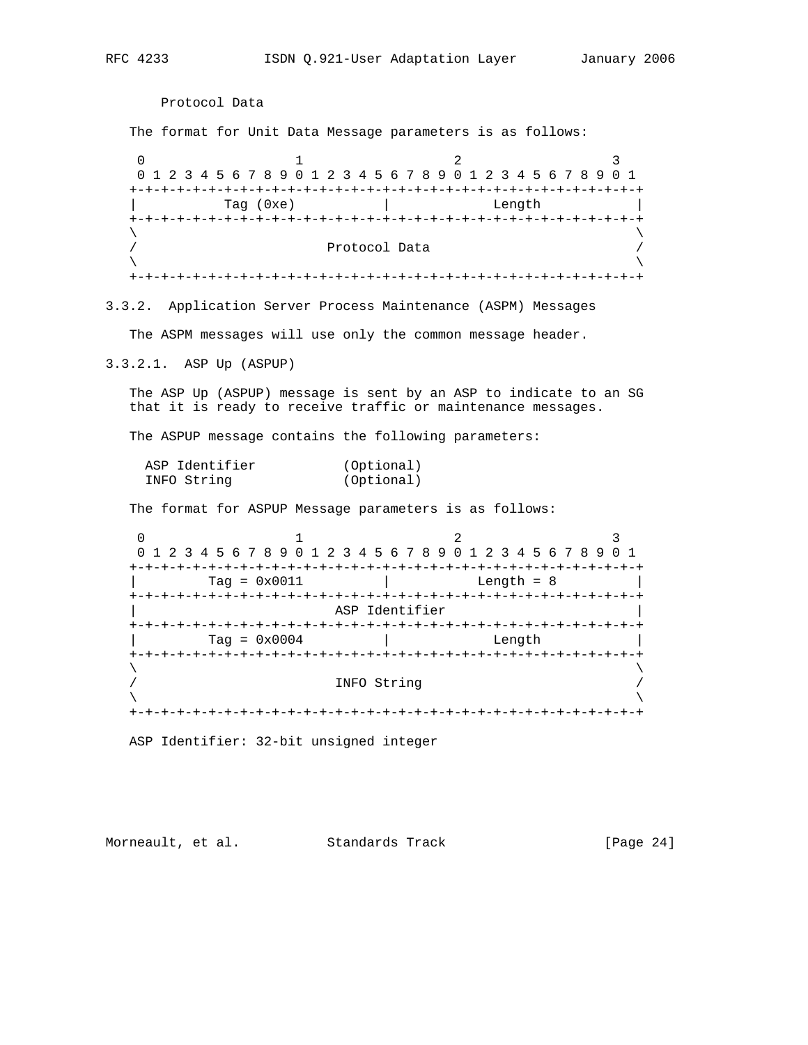Protocol Data

The format for Unit Data Message parameters is as follows:

```
 0                   1                   2                   3
 0 1 2 3 4 5 6 7 8 9 0 1 2 3 4 5 6 7 8 9 0 1 2 3 4 5 6 7 8 9 0 1
+-+-+-+-+-+-+-+-+-+-+-+-+-+-+-+-+-+-+-+-+-+-+-+-+-+-+-+-+-+-+-+-+
|          Tag (0xe)            |             Length            |
+-+-+-+-+-+-+-+-+-+-+-+-+-+-+-+-+-+-+-+-+-+-+-+-+-+-+-+-+-+-+-+-+
\                                                               \
/                         Protocol Data                         /
\                                                               \
+-+-+-+-+-+-+-+-+-+-+-+-+-+-+-+-+-+-+-+-+-+-+-+-+-+-+-+-+-+-+-+-+
```

### 3.3.2. Application Server Process Maintenance (ASPM) Messages

The ASPM messages will use only the common message header.

#### 3.3.2.1. ASP Up (ASPUP)

The ASP Up (ASPUP) message is sent by an ASP to indicate to an SG that it is ready to receive traffic or maintenance messages.

The ASPUP message contains the following parameters:

```
ASP Identifier           (Optional)
INFO String              (Optional)
```

The format for ASPUP Message parameters is as follows:

```
 0                   1                   2                   3
 0 1 2 3 4 5 6 7 8 9 0 1 2 3 4 5 6 7 8 9 0 1 2 3 4 5 6 7 8 9 0 1
+-+-+-+-+-+-+-+-+-+-+-+-+-+-+-+-+-+-+-+-+-+-+-+-+-+-+-+-+-+-+-+-+
|        Tag = 0x0011           |           Length = 8          |
+-+-+-+-+-+-+-+-+-+-+-+-+-+-+-+-+-+-+-+-+-+-+-+-+-+-+-+-+-+-+-+-+
|                         ASP Identifier                        |
+-+-+-+-+-+-+-+-+-+-+-+-+-+-+-+-+-+-+-+-+-+-+-+-+-+-+-+-+-+-+-+-+
|        Tag = 0x0004           |             Length            |
+-+-+-+-+-+-+-+-+-+-+-+-+-+-+-+-+-+-+-+-+-+-+-+-+-+-+-+-+-+-+-+-+
\                                                               \
/                          INFO String                          /
\                                                               \
+-+-+-+-+-+-+-+-+-+-+-+-+-+-+-+-+-+-+-+-+-+-+-+-+-+-+-+-+-+-+-+-+
```

ASP Identifier: 32-bit unsigned integer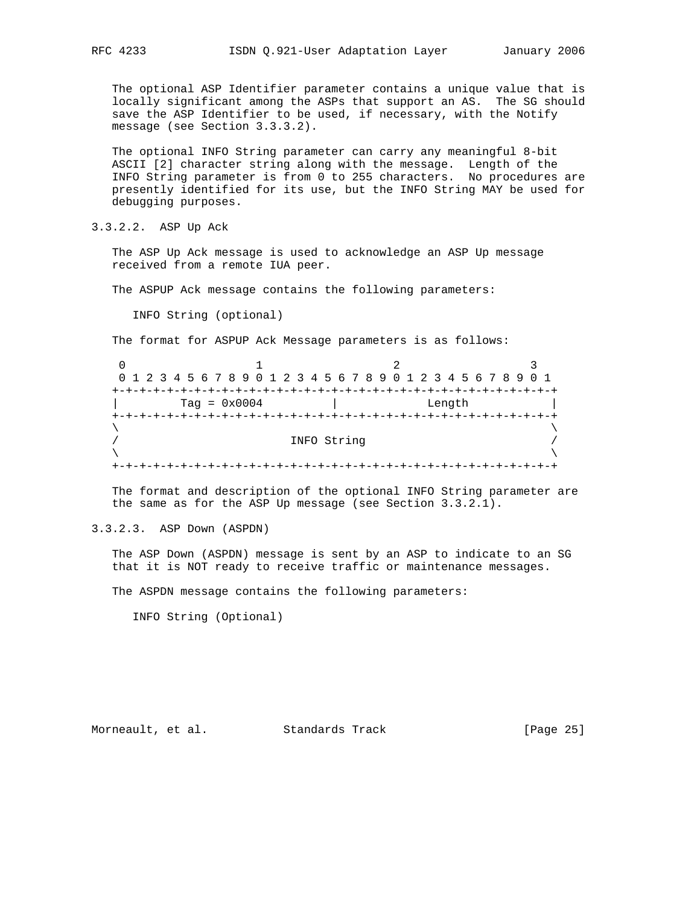The optional ASP Identifier parameter contains a unique value that is locally significant among the ASPs that support an AS. The SG should save the ASP Identifier to be used, if necessary, with the Notify message (see Section 3.3.3.2).

The optional INFO String parameter can carry any meaningful 8-bit ASCII [2] character string along with the message. Length of the INFO String parameter is from 0 to 255 characters. No procedures are presently identified for its use, but the INFO String MAY be used for debugging purposes.

#### 3.3.2.2. ASP Up Ack

The ASP Up Ack message is used to acknowledge an ASP Up message received from a remote IUA peer.

The ASPUP Ack message contains the following parameters:

INFO String (optional)

The format for ASPUP Ack Message parameters is as follows:

```
 0                   1                   2                   3
 0 1 2 3 4 5 6 7 8 9 0 1 2 3 4 5 6 7 8 9 0 1 2 3 4 5 6 7 8 9 0 1
+-+-+-+-+-+-+-+-+-+-+-+-+-+-+-+-+-+-+-+-+-+-+-+-+-+-+-+-+-+-+-+-+
|         Tag = 0x0004          |            Length             |
+-+-+-+-+-+-+-+-+-+-+-+-+-+-+-+-+-+-+-+-+-+-+-+-+-+-+-+-+-+-+-+-+
\                                                               \
/                          INFO String                          /
\                                                               \
+-+-+-+-+-+-+-+-+-+-+-+-+-+-+-+-+-+-+-+-+-+-+-+-+-+-+-+-+-+-+-+-+
```

The format and description of the optional INFO String parameter are the same as for the ASP Up message (see Section 3.3.2.1).

#### 3.3.2.3. ASP Down (ASPDN)

The ASP Down (ASPDN) message is sent by an ASP to indicate to an SG that it is NOT ready to receive traffic or maintenance messages.

The ASPDN message contains the following parameters:

INFO String (Optional)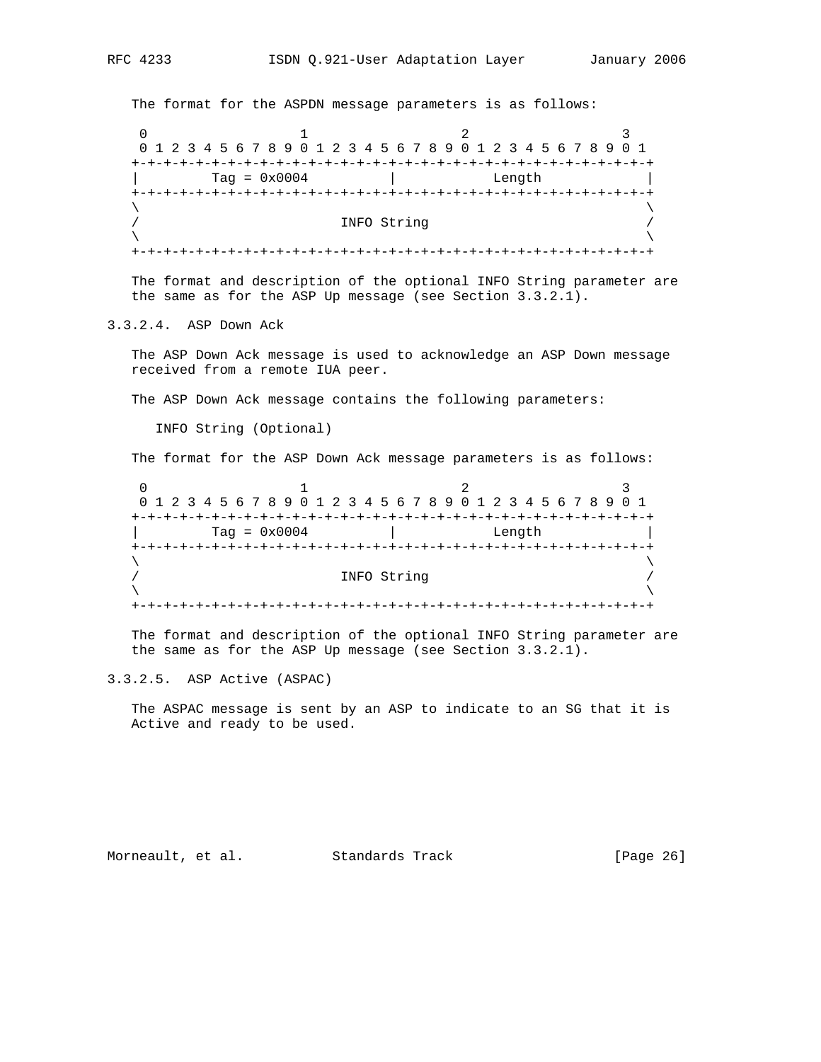The format for the ASPDN message parameters is as follows:

```
 0                   1                   2                   3
 0 1 2 3 4 5 6 7 8 9 0 1 2 3 4 5 6 7 8 9 0 1 2 3 4 5 6 7 8 9 0 1
+-+-+-+-+-+-+-+-+-+-+-+-+-+-+-+-+-+-+-+-+-+-+-+-+-+-+-+-+-+-+-+-+
|         Tag = 0x0004          |             Length            |
+-+-+-+-+-+-+-+-+-+-+-+-+-+-+-+-+-+-+-+-+-+-+-+-+-+-+-+-+-+-+-+-+
\                                                               \
/                          INFO String                          /
\                                                               \
+-+-+-+-+-+-+-+-+-+-+-+-+-+-+-+-+-+-+-+-+-+-+-+-+-+-+-+-+-+-+-+-+
```

The format and description of the optional INFO String parameter are the same as for the ASP Up message (see Section 3.3.2.1).

#### 3.3.2.4. ASP Down Ack

The ASP Down Ack message is used to acknowledge an ASP Down message received from a remote IUA peer.

The ASP Down Ack message contains the following parameters:

INFO String (Optional)

The format for the ASP Down Ack message parameters is as follows:

```
 0                   1                   2                   3
 0 1 2 3 4 5 6 7 8 9 0 1 2 3 4 5 6 7 8 9 0 1 2 3 4 5 6 7 8 9 0 1
+-+-+-+-+-+-+-+-+-+-+-+-+-+-+-+-+-+-+-+-+-+-+-+-+-+-+-+-+-+-+-+-+
|         Tag = 0x0004          |             Length            |
+-+-+-+-+-+-+-+-+-+-+-+-+-+-+-+-+-+-+-+-+-+-+-+-+-+-+-+-+-+-+-+-+
\                                                               \
/                          INFO String                          /
\                                                               \
+-+-+-+-+-+-+-+-+-+-+-+-+-+-+-+-+-+-+-+-+-+-+-+-+-+-+-+-+-+-+-+-+
```

The format and description of the optional INFO String parameter are the same as for the ASP Up message (see Section 3.3.2.1).

#### 3.3.2.5. ASP Active (ASPAC)

The ASPAC message is sent by an ASP to indicate to an SG that it is Active and ready to be used.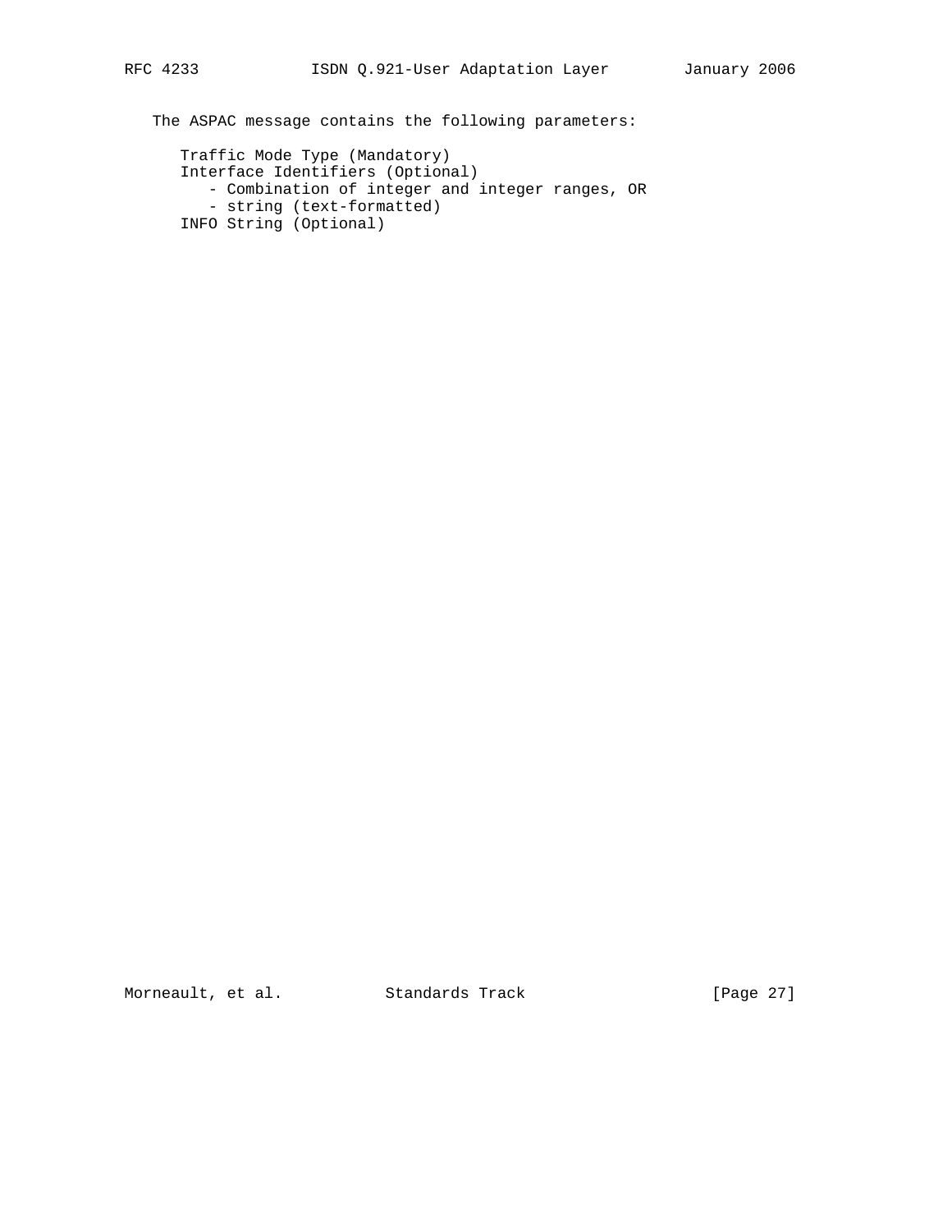The ASPAC message contains the following parameters:

Traffic Mode Type (Mandatory)
Interface Identifiers (Optional)
- Combination of integer and integer ranges, OR
- string (text-formatted)

INFO String (Optional)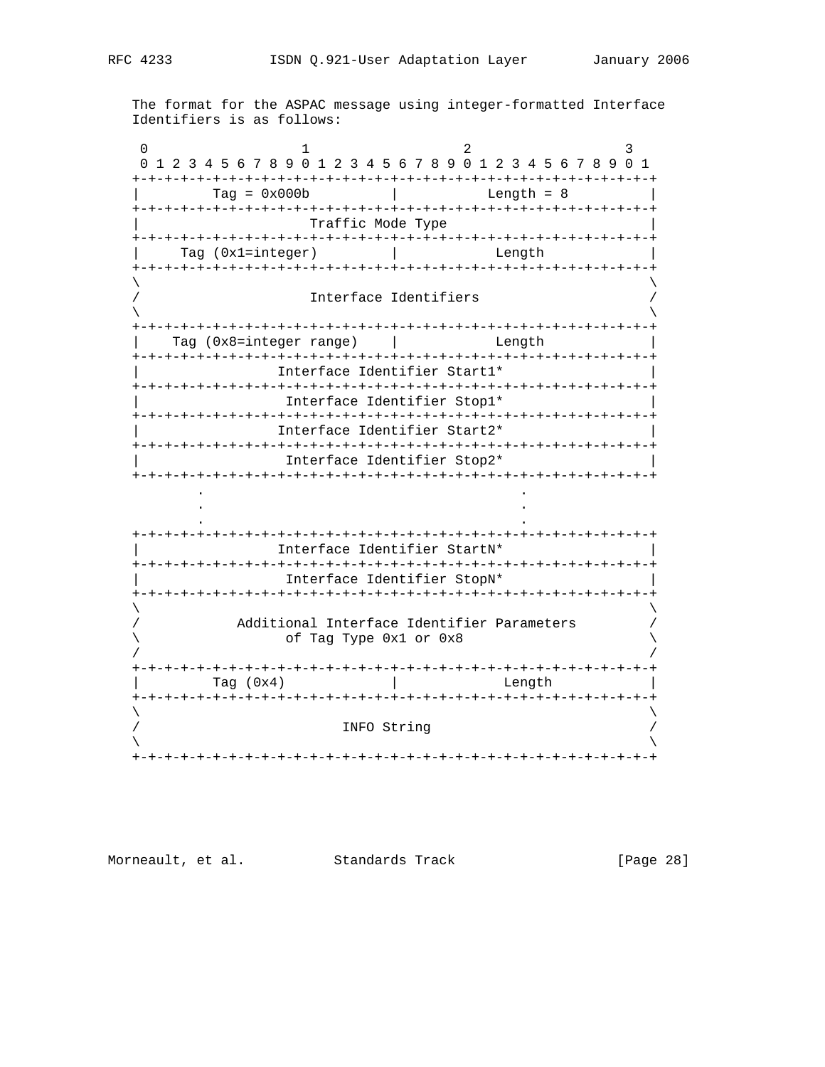The format for the ASPAC message using integer-formatted Interface Identifiers is as follows:

```
 0                   1                   2                   3
 0 1 2 3 4 5 6 7 8 9 0 1 2 3 4 5 6 7 8 9 0 1 2 3 4 5 6 7 8 9 0 1
+-+-+-+-+-+-+-+-+-+-+-+-+-+-+-+-+-+-+-+-+-+-+-+-+-+-+-+-+-+-+-+-+
|         Tag = 0x000b          |           Length = 8          |
+-+-+-+-+-+-+-+-+-+-+-+-+-+-+-+-+-+-+-+-+-+-+-+-+-+-+-+-+-+-+-+-+
|                      Traffic Mode Type                        |
+-+-+-+-+-+-+-+-+-+-+-+-+-+-+-+-+-+-+-+-+-+-+-+-+-+-+-+-+-+-+-+-+
|     Tag (0x1=integer)         |            Length             |
+-+-+-+-+-+-+-+-+-+-+-+-+-+-+-+-+-+-+-+-+-+-+-+-+-+-+-+-+-+-+-+-+
\                                                               \
/                      Interface Identifiers                    /
\                                                               \
+-+-+-+-+-+-+-+-+-+-+-+-+-+-+-+-+-+-+-+-+-+-+-+-+-+-+-+-+-+-+-+-+
|    Tag (0x8=integer range)    |            Length             |
+-+-+-+-+-+-+-+-+-+-+-+-+-+-+-+-+-+-+-+-+-+-+-+-+-+-+-+-+-+-+-+-+
|                  Interface Identifier Start1*                 |
+-+-+-+-+-+-+-+-+-+-+-+-+-+-+-+-+-+-+-+-+-+-+-+-+-+-+-+-+-+-+-+-+
|                   Interface Identifier Stop1*                 |
+-+-+-+-+-+-+-+-+-+-+-+-+-+-+-+-+-+-+-+-+-+-+-+-+-+-+-+-+-+-+-+-+
|                  Interface Identifier Start2*                 |
+-+-+-+-+-+-+-+-+-+-+-+-+-+-+-+-+-+-+-+-+-+-+-+-+-+-+-+-+-+-+-+-+
|                   Interface Identifier Stop2*                 |
+-+-+-+-+-+-+-+-+-+-+-+-+-+-+-+-+-+-+-+-+-+-+-+-+-+-+-+-+-+-+-+-+
        .                                       .
        .                                       .
        .                                       .
+-+-+-+-+-+-+-+-+-+-+-+-+-+-+-+-+-+-+-+-+-+-+-+-+-+-+-+-+-+-+-+-+
|                  Interface Identifier StartN*                 |
+-+-+-+-+-+-+-+-+-+-+-+-+-+-+-+-+-+-+-+-+-+-+-+-+-+-+-+-+-+-+-+-+
|                   Interface Identifier StopN*                 |
+-+-+-+-+-+-+-+-+-+-+-+-+-+-+-+-+-+-+-+-+-+-+-+-+-+-+-+-+-+-+-+-+
\                                                               \
/           Additional Interface Identifier Parameters          /
\                 of Tag Type 0x1 or 0x8                        \
/                                                               /
+-+-+-+-+-+-+-+-+-+-+-+-+-+-+-+-+-+-+-+-+-+-+-+-+-+-+-+-+-+-+-+-+
|         Tag (0x4)             |             Length            |
+-+-+-+-+-+-+-+-+-+-+-+-+-+-+-+-+-+-+-+-+-+-+-+-+-+-+-+-+-+-+-+-+
\                                                               \
/                          INFO String                          /
\                                                               \
+-+-+-+-+-+-+-+-+-+-+-+-+-+-+-+-+-+-+-+-+-+-+-+-+-+-+-+-+-+-+-+-+
```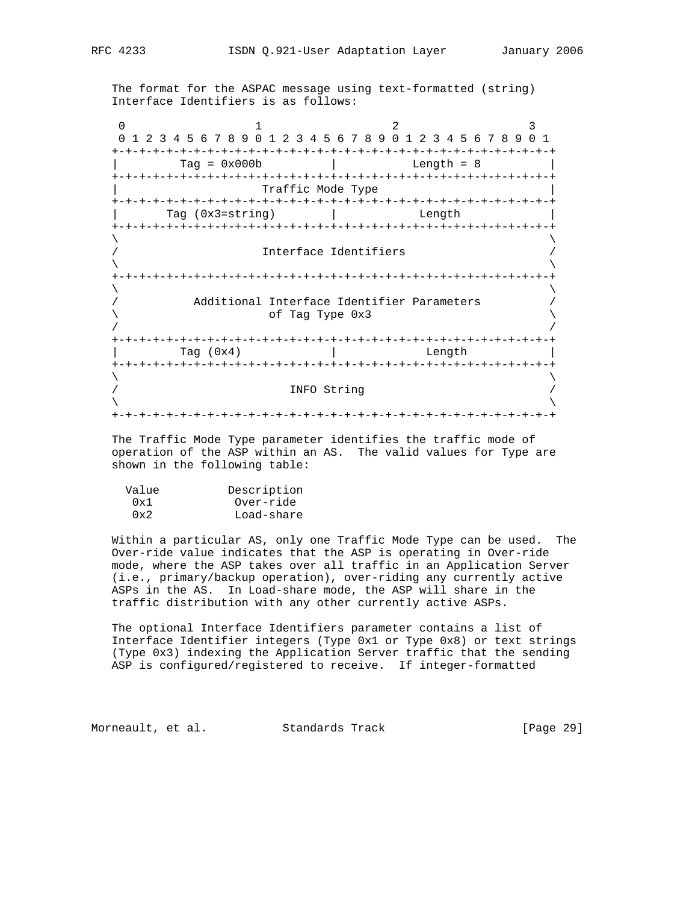The format for the ASPAC message using text-formatted (string) Interface Identifiers is as follows:

```
 0                   1                   2                   3
 0 1 2 3 4 5 6 7 8 9 0 1 2 3 4 5 6 7 8 9 0 1 2 3 4 5 6 7 8 9 0 1
+-+-+-+-+-+-+-+-+-+-+-+-+-+-+-+-+-+-+-+-+-+-+-+-+-+-+-+-+-+-+-+-+
|         Tag = 0x000b          |           Length = 8          |
+-+-+-+-+-+-+-+-+-+-+-+-+-+-+-+-+-+-+-+-+-+-+-+-+-+-+-+-+-+-+-+-+
|                      Traffic Mode Type                        |
+-+-+-+-+-+-+-+-+-+-+-+-+-+-+-+-+-+-+-+-+-+-+-+-+-+-+-+-+-+-+-+-+
|       Tag (0x3=string)        |            Length             |
+-+-+-+-+-+-+-+-+-+-+-+-+-+-+-+-+-+-+-+-+-+-+-+-+-+-+-+-+-+-+-+-+
\                                                               \
/                      Interface Identifiers                    /
\                                                               \
+-+-+-+-+-+-+-+-+-+-+-+-+-+-+-+-+-+-+-+-+-+-+-+-+-+-+-+-+-+-+-+-+
\                                                               \
/           Additional Interface Identifier Parameters          /
\                      of Tag Type 0x3                          \
/                                                               /
+-+-+-+-+-+-+-+-+-+-+-+-+-+-+-+-+-+-+-+-+-+-+-+-+-+-+-+-+-+-+-+-+
|         Tag (0x4)             |             Length            |
+-+-+-+-+-+-+-+-+-+-+-+-+-+-+-+-+-+-+-+-+-+-+-+-+-+-+-+-+-+-+-+-+
\                                                               \
/                          INFO String                          /
\                                                               \
+-+-+-+-+-+-+-+-+-+-+-+-+-+-+-+-+-+-+-+-+-+-+-+-+-+-+-+-+-+-+-+-+
```

The Traffic Mode Type parameter identifies the traffic mode of operation of the ASP within an AS. The valid values for Type are shown in the following table:

| Value | Description |
|---|---|
| 0x1 | Over-ride |
| 0x2 | Load-share |

Within a particular AS, only one Traffic Mode Type can be used. The Over-ride value indicates that the ASP is operating in Over-ride mode, where the ASP takes over all traffic in an Application Server (i.e., primary/backup operation), over-riding any currently active ASPs in the AS. In Load-share mode, the ASP will share in the traffic distribution with any other currently active ASPs.

The optional Interface Identifiers parameter contains a list of Interface Identifier integers (Type 0x1 or Type 0x8) or text strings (Type 0x3) indexing the Application Server traffic that the sending ASP is configured/registered to receive. If integer-formatted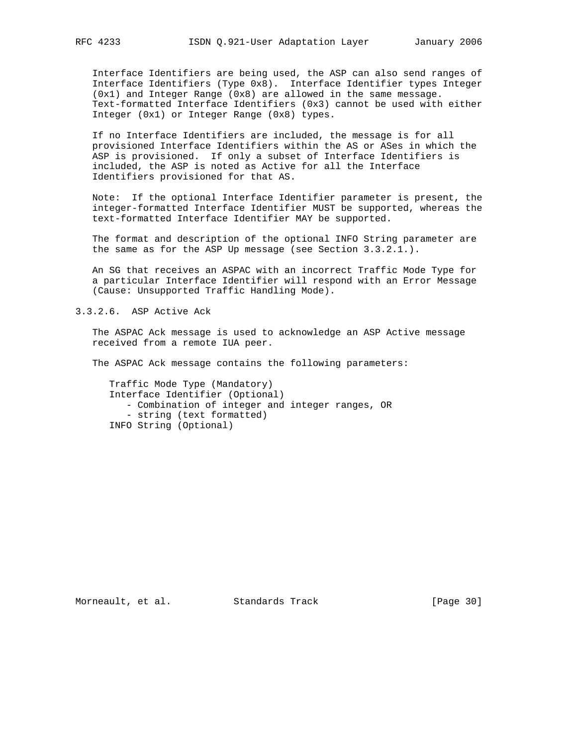Interface Identifiers are being used, the ASP can also send ranges of Interface Identifiers (Type 0x8). Interface Identifier types Integer (0x1) and Integer Range (0x8) are allowed in the same message. Text-formatted Interface Identifiers (0x3) cannot be used with either Integer (0x1) or Integer Range (0x8) types.

If no Interface Identifiers are included, the message is for all provisioned Interface Identifiers within the AS or ASes in which the ASP is provisioned. If only a subset of Interface Identifiers is included, the ASP is noted as Active for all the Interface Identifiers provisioned for that AS.

Note: If the optional Interface Identifier parameter is present, the integer-formatted Interface Identifier MUST be supported, whereas the text-formatted Interface Identifier MAY be supported.

The format and description of the optional INFO String parameter are the same as for the ASP Up message (see Section 3.3.2.1.).

An SG that receives an ASPAC with an incorrect Traffic Mode Type for a particular Interface Identifier will respond with an Error Message (Cause: Unsupported Traffic Handling Mode).

### 3.3.2.6. ASP Active Ack

The ASPAC Ack message is used to acknowledge an ASP Active message received from a remote IUA peer.

The ASPAC Ack message contains the following parameters:

```
Traffic Mode Type (Mandatory)
Interface Identifier (Optional)
   - Combination of integer and integer ranges, OR
   - string (text formatted)
INFO String (Optional)
```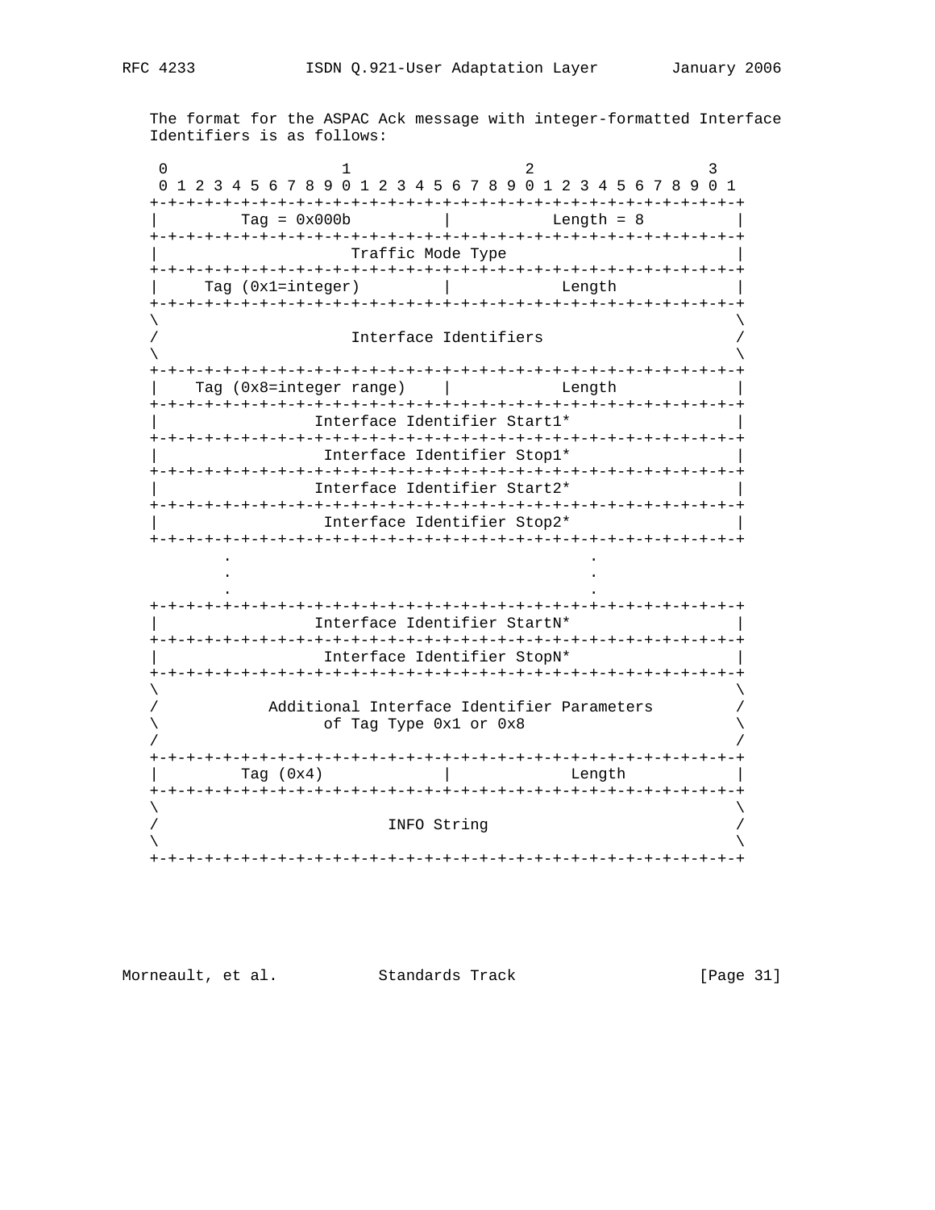The format for the ASPAC Ack message with integer-formatted Interface Identifiers is as follows:

```
 0                   1                   2                   3
 0 1 2 3 4 5 6 7 8 9 0 1 2 3 4 5 6 7 8 9 0 1 2 3 4 5 6 7 8 9 0 1
+-+-+-+-+-+-+-+-+-+-+-+-+-+-+-+-+-+-+-+-+-+-+-+-+-+-+-+-+-+-+-+-+
|         Tag = 0x000b          |           Length = 8          |
+-+-+-+-+-+-+-+-+-+-+-+-+-+-+-+-+-+-+-+-+-+-+-+-+-+-+-+-+-+-+-+-+
|                       Traffic Mode Type                       |
+-+-+-+-+-+-+-+-+-+-+-+-+-+-+-+-+-+-+-+-+-+-+-+-+-+-+-+-+-+-+-+-+
|     Tag (0x1=integer)         |            Length             |
+-+-+-+-+-+-+-+-+-+-+-+-+-+-+-+-+-+-+-+-+-+-+-+-+-+-+-+-+-+-+-+-+
\                                                               \
/                       Interface Identifiers                   /
\                                                               \
+-+-+-+-+-+-+-+-+-+-+-+-+-+-+-+-+-+-+-+-+-+-+-+-+-+-+-+-+-+-+-+-+
|    Tag (0x8=integer range)    |            Length             |
+-+-+-+-+-+-+-+-+-+-+-+-+-+-+-+-+-+-+-+-+-+-+-+-+-+-+-+-+-+-+-+-+
|                 Interface Identifier Start1*                  |
+-+-+-+-+-+-+-+-+-+-+-+-+-+-+-+-+-+-+-+-+-+-+-+-+-+-+-+-+-+-+-+-+
|                  Interface Identifier Stop1*                  |
+-+-+-+-+-+-+-+-+-+-+-+-+-+-+-+-+-+-+-+-+-+-+-+-+-+-+-+-+-+-+-+-+
|                 Interface Identifier Start2*                  |
+-+-+-+-+-+-+-+-+-+-+-+-+-+-+-+-+-+-+-+-+-+-+-+-+-+-+-+-+-+-+-+-+
|                  Interface Identifier Stop2*                  |
+-+-+-+-+-+-+-+-+-+-+-+-+-+-+-+-+-+-+-+-+-+-+-+-+-+-+-+-+-+-+-+-+
        .                                       .
        .                                       .
        .                                       .
+-+-+-+-+-+-+-+-+-+-+-+-+-+-+-+-+-+-+-+-+-+-+-+-+-+-+-+-+-+-+-+-+
|                 Interface Identifier StartN*                  |
+-+-+-+-+-+-+-+-+-+-+-+-+-+-+-+-+-+-+-+-+-+-+-+-+-+-+-+-+-+-+-+-+
|                  Interface Identifier StopN*                  |
+-+-+-+-+-+-+-+-+-+-+-+-+-+-+-+-+-+-+-+-+-+-+-+-+-+-+-+-+-+-+-+-+
\                                                               \
/            Additional Interface Identifier Parameters         /
\                  of Tag Type 0x1 or 0x8                       \
/                                                               /
+-+-+-+-+-+-+-+-+-+-+-+-+-+-+-+-+-+-+-+-+-+-+-+-+-+-+-+-+-+-+-+-+
|         Tag (0x4)             |             Length            |
+-+-+-+-+-+-+-+-+-+-+-+-+-+-+-+-+-+-+-+-+-+-+-+-+-+-+-+-+-+-+-+-+
\                                                               \
/                         INFO String                           /
\                                                               \
+-+-+-+-+-+-+-+-+-+-+-+-+-+-+-+-+-+-+-+-+-+-+-+-+-+-+-+-+-+-+-+-+
```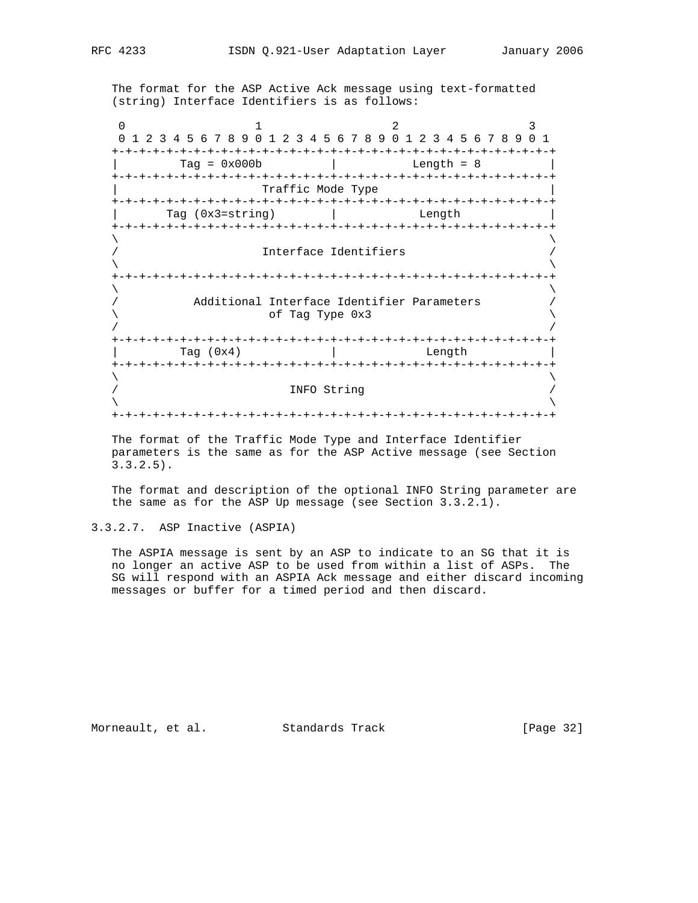The format for the ASP Active Ack message using text-formatted (string) Interface Identifiers is as follows:

```
    0                   1                   2                   3
    0 1 2 3 4 5 6 7 8 9 0 1 2 3 4 5 6 7 8 9 0 1 2 3 4 5 6 7 8 9 0 1
   +-+-+-+-+-+-+-+-+-+-+-+-+-+-+-+-+-+-+-+-+-+-+-+-+-+-+-+-+-+-+-+-+
   |         Tag = 0x000b          |           Length = 8          |
   +-+-+-+-+-+-+-+-+-+-+-+-+-+-+-+-+-+-+-+-+-+-+-+-+-+-+-+-+-+-+-+-+
   |                      Traffic Mode Type                        |
   +-+-+-+-+-+-+-+-+-+-+-+-+-+-+-+-+-+-+-+-+-+-+-+-+-+-+-+-+-+-+-+-+
   |       Tag (0x3=string)        |            Length             |
   +-+-+-+-+-+-+-+-+-+-+-+-+-+-+-+-+-+-+-+-+-+-+-+-+-+-+-+-+-+-+-+-+
   \                                                               \
   /                      Interface Identifiers                    /
   \                                                               \
   +-+-+-+-+-+-+-+-+-+-+-+-+-+-+-+-+-+-+-+-+-+-+-+-+-+-+-+-+-+-+-+-+
   \                                                               \
   /           Additional Interface Identifier Parameters          /
   \                       of Tag Type 0x3                         \
   /                                                               /
   +-+-+-+-+-+-+-+-+-+-+-+-+-+-+-+-+-+-+-+-+-+-+-+-+-+-+-+-+-+-+-+-+
   |         Tag (0x4)             |             Length            |
   +-+-+-+-+-+-+-+-+-+-+-+-+-+-+-+-+-+-+-+-+-+-+-+-+-+-+-+-+-+-+-+-+
   \                                                               \
   /                          INFO String                          /
   \                                                               \
   +-+-+-+-+-+-+-+-+-+-+-+-+-+-+-+-+-+-+-+-+-+-+-+-+-+-+-+-+-+-+-+-+
```

The format of the Traffic Mode Type and Interface Identifier parameters is the same as for the ASP Active message (see Section 3.3.2.5).

The format and description of the optional INFO String parameter are the same as for the ASP Up message (see Section 3.3.2.1).

#### 3.3.2.7. ASP Inactive (ASPIA)

The ASPIA message is sent by an ASP to indicate to an SG that it is no longer an active ASP to be used from within a list of ASPs. The SG will respond with an ASPIA Ack message and either discard incoming messages or buffer for a timed period and then discard.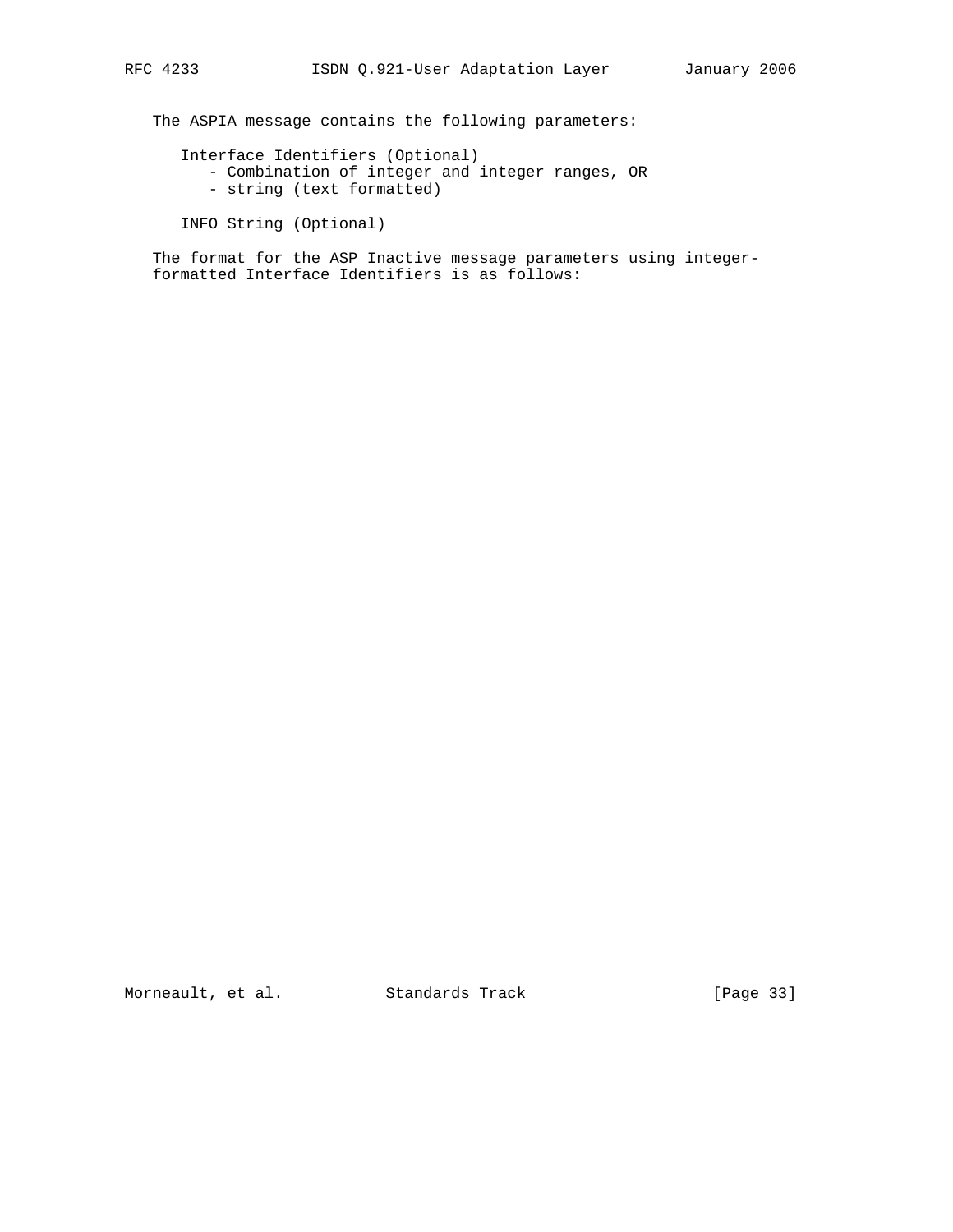The ASPIA message contains the following parameters:

Interface Identifiers (Optional)
- Combination of integer and integer ranges, OR
- string (text formatted)

INFO String (Optional)

The format for the ASP Inactive message parameters using integer-formatted Interface Identifiers is as follows: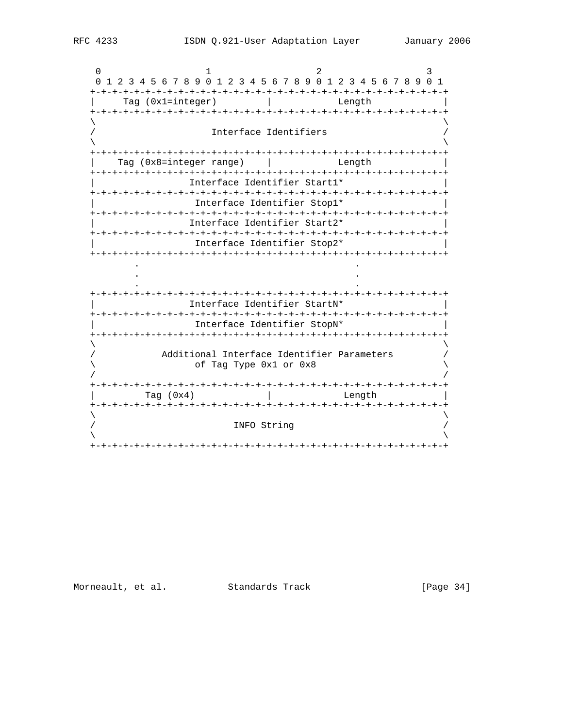```
    0                   1                   2                   3
    0 1 2 3 4 5 6 7 8 9 0 1 2 3 4 5 6 7 8 9 0 1 2 3 4 5 6 7 8 9 0 1
   +-+-+-+-+-+-+-+-+-+-+-+-+-+-+-+-+-+-+-+-+-+-+-+-+-+-+-+-+-+-+-+-+
   |     Tag (0x1=integer)         |            Length             |
   +-+-+-+-+-+-+-+-+-+-+-+-+-+-+-+-+-+-+-+-+-+-+-+-+-+-+-+-+-+-+-+-+
   \                                                               \
   /                     Interface Identifiers                     /
   \                                                               \
   +-+-+-+-+-+-+-+-+-+-+-+-+-+-+-+-+-+-+-+-+-+-+-+-+-+-+-+-+-+-+-+-+
   |    Tag (0x8=integer range)    |            Length             |
   +-+-+-+-+-+-+-+-+-+-+-+-+-+-+-+-+-+-+-+-+-+-+-+-+-+-+-+-+-+-+-+-+
   |                 Interface Identifier Start1*                  |
   +-+-+-+-+-+-+-+-+-+-+-+-+-+-+-+-+-+-+-+-+-+-+-+-+-+-+-+-+-+-+-+-+
   |                  Interface Identifier Stop1*                  |
   +-+-+-+-+-+-+-+-+-+-+-+-+-+-+-+-+-+-+-+-+-+-+-+-+-+-+-+-+-+-+-+-+
   |                 Interface Identifier Start2*                  |
   +-+-+-+-+-+-+-+-+-+-+-+-+-+-+-+-+-+-+-+-+-+-+-+-+-+-+-+-+-+-+-+-+
   |                  Interface Identifier Stop2*                  |
   +-+-+-+-+-+-+-+-+-+-+-+-+-+-+-+-+-+-+-+-+-+-+-+-+-+-+-+-+-+-+-+-+
           .                                       .
           .                                       .
           .                                       .
   +-+-+-+-+-+-+-+-+-+-+-+-+-+-+-+-+-+-+-+-+-+-+-+-+-+-+-+-+-+-+-+-+
   |                 Interface Identifier StartN*                  |
   +-+-+-+-+-+-+-+-+-+-+-+-+-+-+-+-+-+-+-+-+-+-+-+-+-+-+-+-+-+-+-+-+
   |                  Interface Identifier StopN*                  |
   +-+-+-+-+-+-+-+-+-+-+-+-+-+-+-+-+-+-+-+-+-+-+-+-+-+-+-+-+-+-+-+-+
   \                                                               \
   /            Additional Interface Identifier Parameters         /
   \                  of Tag Type 0x1 or 0x8                       \
   /                                                               /
   +-+-+-+-+-+-+-+-+-+-+-+-+-+-+-+-+-+-+-+-+-+-+-+-+-+-+-+-+-+-+-+-+
   |         Tag (0x4)             |             Length            |
   +-+-+-+-+-+-+-+-+-+-+-+-+-+-+-+-+-+-+-+-+-+-+-+-+-+-+-+-+-+-+-+-+
   \                                                               \
   /                         INFO String                           /
   \                                                               \
   +-+-+-+-+-+-+-+-+-+-+-+-+-+-+-+-+-+-+-+-+-+-+-+-+-+-+-+-+-+-+-+-+
```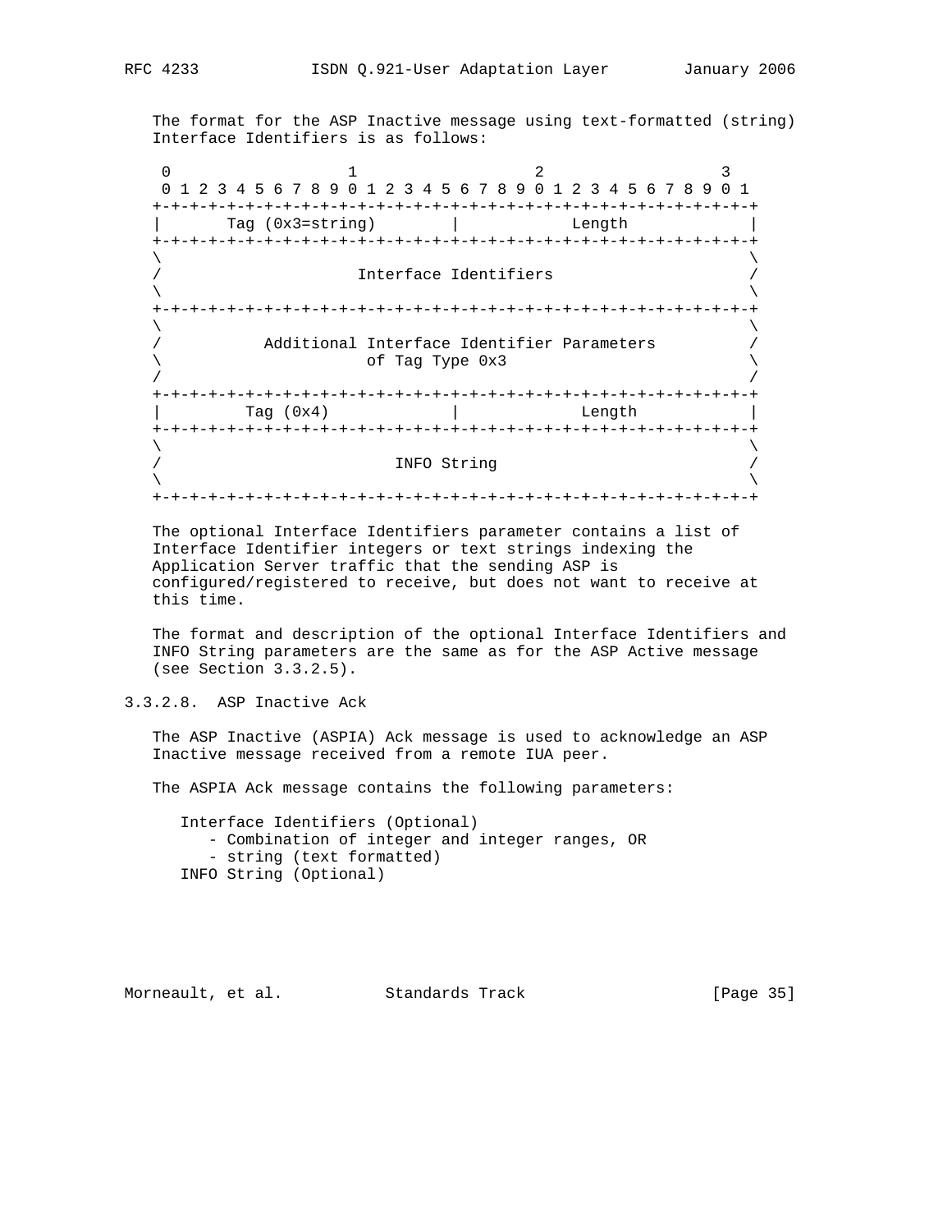The format for the ASP Inactive message using text-formatted (string) Interface Identifiers is as follows:

```
 0                   1                   2                   3
 0 1 2 3 4 5 6 7 8 9 0 1 2 3 4 5 6 7 8 9 0 1 2 3 4 5 6 7 8 9 0 1
+-+-+-+-+-+-+-+-+-+-+-+-+-+-+-+-+-+-+-+-+-+-+-+-+-+-+-+-+-+-+-+-+
|       Tag (0x3=string)        |            Length             |
+-+-+-+-+-+-+-+-+-+-+-+-+-+-+-+-+-+-+-+-+-+-+-+-+-+-+-+-+-+-+-+-+
\                                                               \
/                     Interface Identifiers                     /
\                                                               \
+-+-+-+-+-+-+-+-+-+-+-+-+-+-+-+-+-+-+-+-+-+-+-+-+-+-+-+-+-+-+-+-+
\                                                               \
/           Additional Interface Identifier Parameters          /
\                       of Tag Type 0x3                         \
/                                                               /
+-+-+-+-+-+-+-+-+-+-+-+-+-+-+-+-+-+-+-+-+-+-+-+-+-+-+-+-+-+-+-+-+
|         Tag (0x4)             |             Length            |
+-+-+-+-+-+-+-+-+-+-+-+-+-+-+-+-+-+-+-+-+-+-+-+-+-+-+-+-+-+-+-+-+
\                                                               \
/                         INFO String                           /
\                                                               \
+-+-+-+-+-+-+-+-+-+-+-+-+-+-+-+-+-+-+-+-+-+-+-+-+-+-+-+-+-+-+-+-+
```

The optional Interface Identifiers parameter contains a list of Interface Identifier integers or text strings indexing the Application Server traffic that the sending ASP is configured/registered to receive, but does not want to receive at this time.

The format and description of the optional Interface Identifiers and INFO String parameters are the same as for the ASP Active message (see Section 3.3.2.5).

#### 3.3.2.8. ASP Inactive Ack

The ASP Inactive (ASPIA) Ack message is used to acknowledge an ASP Inactive message received from a remote IUA peer.

The ASPIA Ack message contains the following parameters:

- Interface Identifiers (Optional)
  - Combination of integer and integer ranges, OR
  - string (text formatted)
- INFO String (Optional)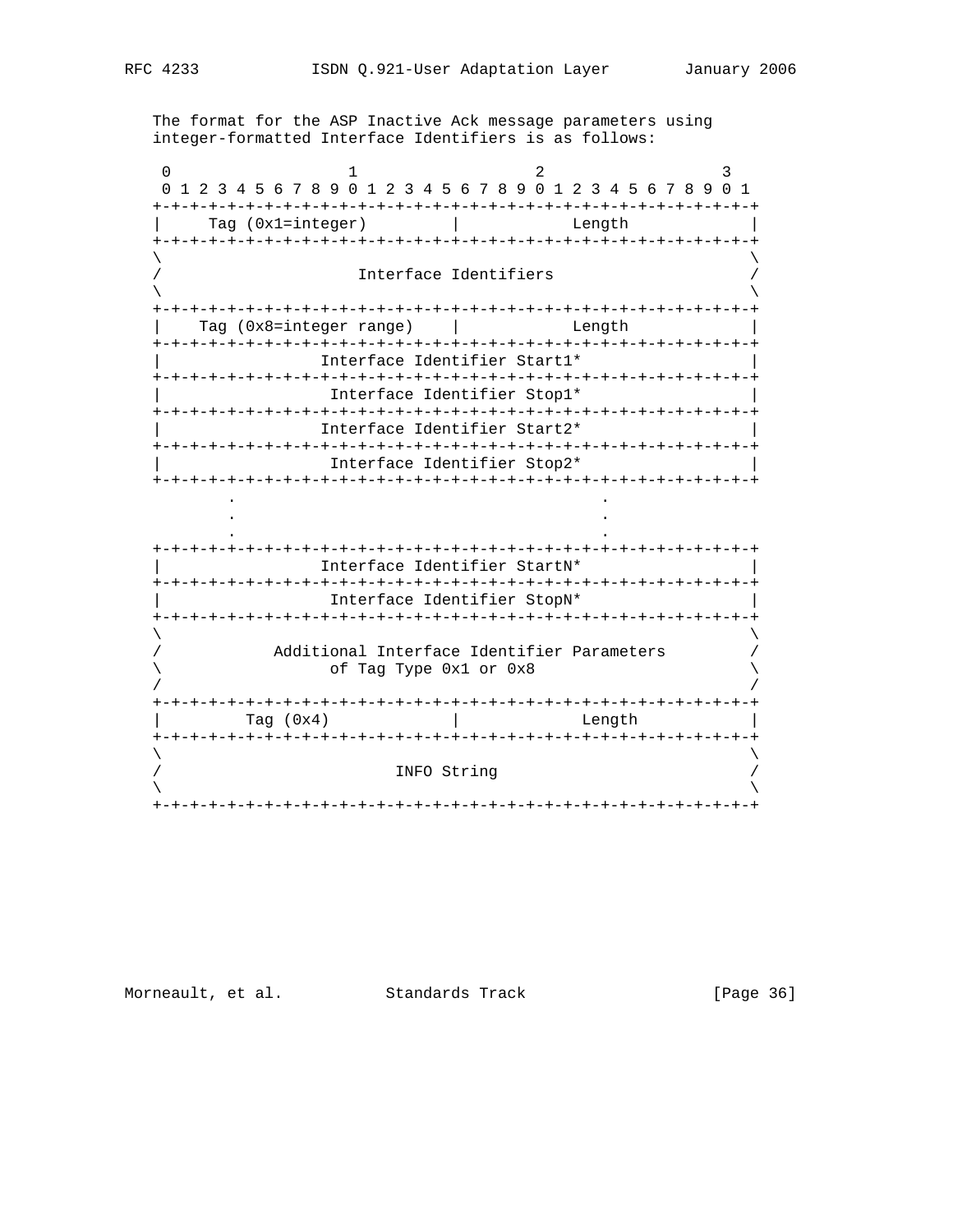The format for the ASP Inactive Ack message parameters using integer-formatted Interface Identifiers is as follows:

```
 0                   1                   2                   3
 0 1 2 3 4 5 6 7 8 9 0 1 2 3 4 5 6 7 8 9 0 1 2 3 4 5 6 7 8 9 0 1
+-+-+-+-+-+-+-+-+-+-+-+-+-+-+-+-+-+-+-+-+-+-+-+-+-+-+-+-+-+-+-+-+
|     Tag (0x1=integer)         |            Length             |
+-+-+-+-+-+-+-+-+-+-+-+-+-+-+-+-+-+-+-+-+-+-+-+-+-+-+-+-+-+-+-+-+
\                                                               \
/                     Interface Identifiers                     /
\                                                               \
+-+-+-+-+-+-+-+-+-+-+-+-+-+-+-+-+-+-+-+-+-+-+-+-+-+-+-+-+-+-+-+-+
|    Tag (0x8=integer range)    |            Length             |
+-+-+-+-+-+-+-+-+-+-+-+-+-+-+-+-+-+-+-+-+-+-+-+-+-+-+-+-+-+-+-+-+
|                 Interface Identifier Start1*                  |
+-+-+-+-+-+-+-+-+-+-+-+-+-+-+-+-+-+-+-+-+-+-+-+-+-+-+-+-+-+-+-+-+
|                  Interface Identifier Stop1*                  |
+-+-+-+-+-+-+-+-+-+-+-+-+-+-+-+-+-+-+-+-+-+-+-+-+-+-+-+-+-+-+-+-+
|                 Interface Identifier Start2*                  |
+-+-+-+-+-+-+-+-+-+-+-+-+-+-+-+-+-+-+-+-+-+-+-+-+-+-+-+-+-+-+-+-+
|                  Interface Identifier Stop2*                  |
+-+-+-+-+-+-+-+-+-+-+-+-+-+-+-+-+-+-+-+-+-+-+-+-+-+-+-+-+-+-+-+-+
        .                                       .
        .                                       .
        .                                       .
+-+-+-+-+-+-+-+-+-+-+-+-+-+-+-+-+-+-+-+-+-+-+-+-+-+-+-+-+-+-+-+-+
|                 Interface Identifier StartN*                  |
+-+-+-+-+-+-+-+-+-+-+-+-+-+-+-+-+-+-+-+-+-+-+-+-+-+-+-+-+-+-+-+-+
|                  Interface Identifier StopN*                  |
+-+-+-+-+-+-+-+-+-+-+-+-+-+-+-+-+-+-+-+-+-+-+-+-+-+-+-+-+-+-+-+-+
\                                                               \
/          Additional Interface Identifier Parameters           /
\                 of Tag Type 0x1 or 0x8                        \
/                                                               /
+-+-+-+-+-+-+-+-+-+-+-+-+-+-+-+-+-+-+-+-+-+-+-+-+-+-+-+-+-+-+-+-+
|         Tag (0x4)             |             Length            |
+-+-+-+-+-+-+-+-+-+-+-+-+-+-+-+-+-+-+-+-+-+-+-+-+-+-+-+-+-+-+-+-+
\                                                               \
/                         INFO String                           /
\                                                               \
+-+-+-+-+-+-+-+-+-+-+-+-+-+-+-+-+-+-+-+-+-+-+-+-+-+-+-+-+-+-+-+-+
```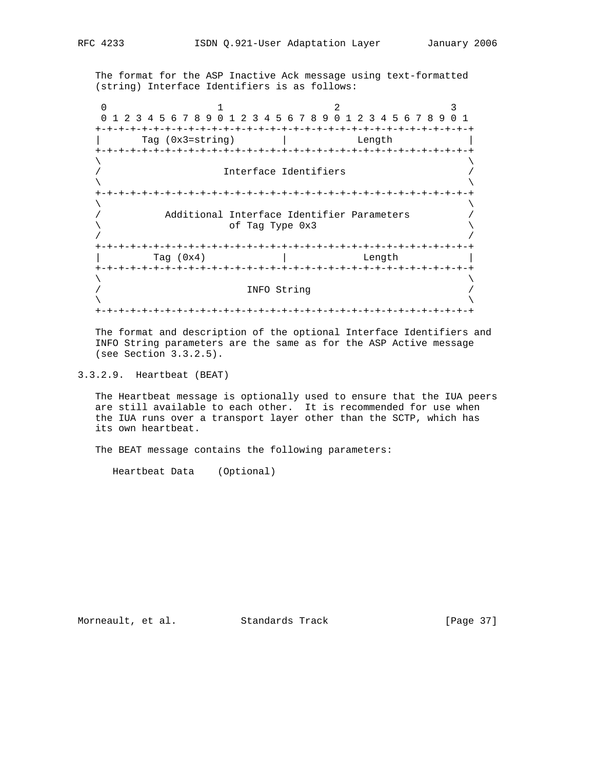The format for the ASP Inactive Ack message using text-formatted (string) Interface Identifiers is as follows:

```
 0                   1                   2                   3
 0 1 2 3 4 5 6 7 8 9 0 1 2 3 4 5 6 7 8 9 0 1 2 3 4 5 6 7 8 9 0 1
+-+-+-+-+-+-+-+-+-+-+-+-+-+-+-+-+-+-+-+-+-+-+-+-+-+-+-+-+-+-+-+-+
|       Tag (0x3=string)        |            Length             |
+-+-+-+-+-+-+-+-+-+-+-+-+-+-+-+-+-+-+-+-+-+-+-+-+-+-+-+-+-+-+-+-+
\                                                               \
/                     Interface Identifiers                     /
\                                                               \
+-+-+-+-+-+-+-+-+-+-+-+-+-+-+-+-+-+-+-+-+-+-+-+-+-+-+-+-+-+-+-+-+
\                                                               \
/           Additional Interface Identifier Parameters          /
\                     of Tag Type 0x3                           \
/                                                               /
+-+-+-+-+-+-+-+-+-+-+-+-+-+-+-+-+-+-+-+-+-+-+-+-+-+-+-+-+-+-+-+-+
|         Tag (0x4)             |             Length            |
+-+-+-+-+-+-+-+-+-+-+-+-+-+-+-+-+-+-+-+-+-+-+-+-+-+-+-+-+-+-+-+-+
\                                                               \
/                         INFO String                           /
\                                                               \
+-+-+-+-+-+-+-+-+-+-+-+-+-+-+-+-+-+-+-+-+-+-+-+-+-+-+-+-+-+-+-+-+
```

The format and description of the optional Interface Identifiers and INFO String parameters are the same as for the ASP Active message (see Section 3.3.2.5).

#### 3.3.2.9. Heartbeat (BEAT)

The Heartbeat message is optionally used to ensure that the IUA peers are still available to each other. It is recommended for use when the IUA runs over a transport layer other than the SCTP, which has its own heartbeat.

The BEAT message contains the following parameters:

    Heartbeat Data    (Optional)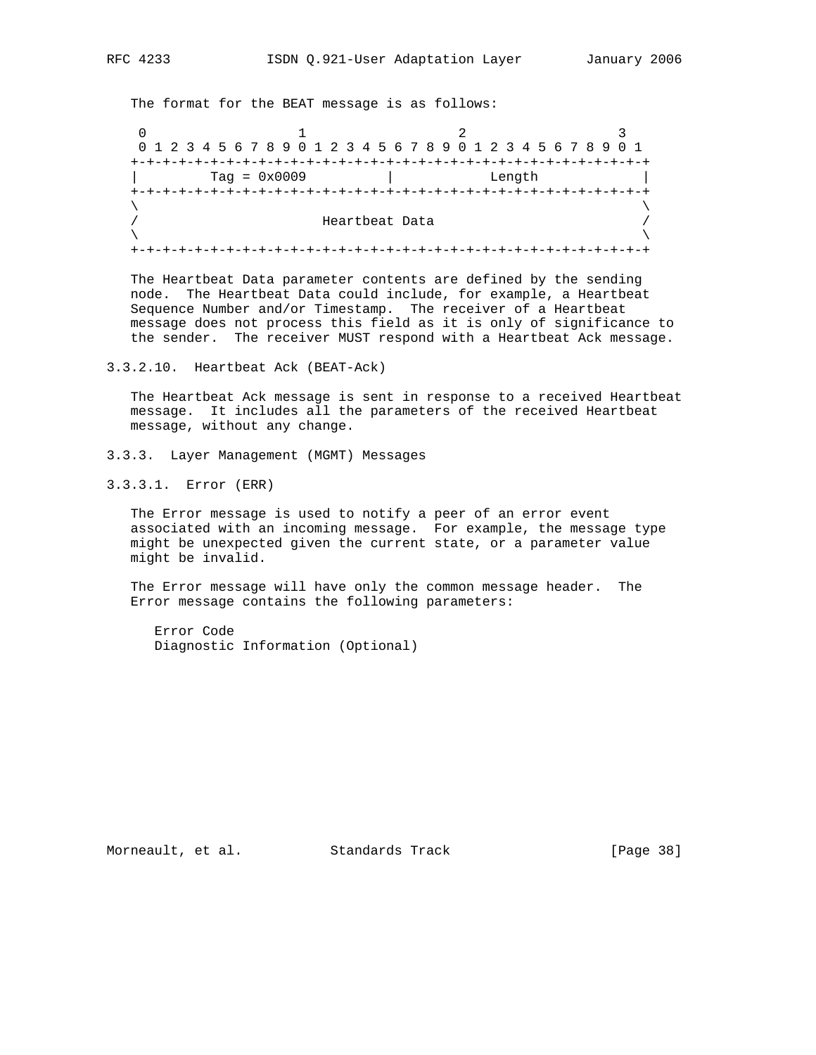The format for the BEAT message is as follows:

```
 0                   1                   2                   3
 0 1 2 3 4 5 6 7 8 9 0 1 2 3 4 5 6 7 8 9 0 1 2 3 4 5 6 7 8 9 0 1
+-+-+-+-+-+-+-+-+-+-+-+-+-+-+-+-+-+-+-+-+-+-+-+-+-+-+-+-+-+-+-+-+
|        Tag = 0x0009           |            Length             |
+-+-+-+-+-+-+-+-+-+-+-+-+-+-+-+-+-+-+-+-+-+-+-+-+-+-+-+-+-+-+-+-+
\                                                               \
/                       Heartbeat Data                          /
\                                                               \
+-+-+-+-+-+-+-+-+-+-+-+-+-+-+-+-+-+-+-+-+-+-+-+-+-+-+-+-+-+-+-+-+
```

The Heartbeat Data parameter contents are defined by the sending node. The Heartbeat Data could include, for example, a Heartbeat Sequence Number and/or Timestamp. The receiver of a Heartbeat message does not process this field as it is only of significance to the sender. The receiver MUST respond with a Heartbeat Ack message.

#### 3.3.2.10. Heartbeat Ack (BEAT-Ack)

The Heartbeat Ack message is sent in response to a received Heartbeat message. It includes all the parameters of the received Heartbeat message, without any change.

### 3.3.3. Layer Management (MGMT) Messages

#### 3.3.3.1. Error (ERR)

The Error message is used to notify a peer of an error event associated with an incoming message. For example, the message type might be unexpected given the current state, or a parameter value might be invalid.

The Error message will have only the common message header. The Error message contains the following parameters:

Error Code
Diagnostic Information (Optional)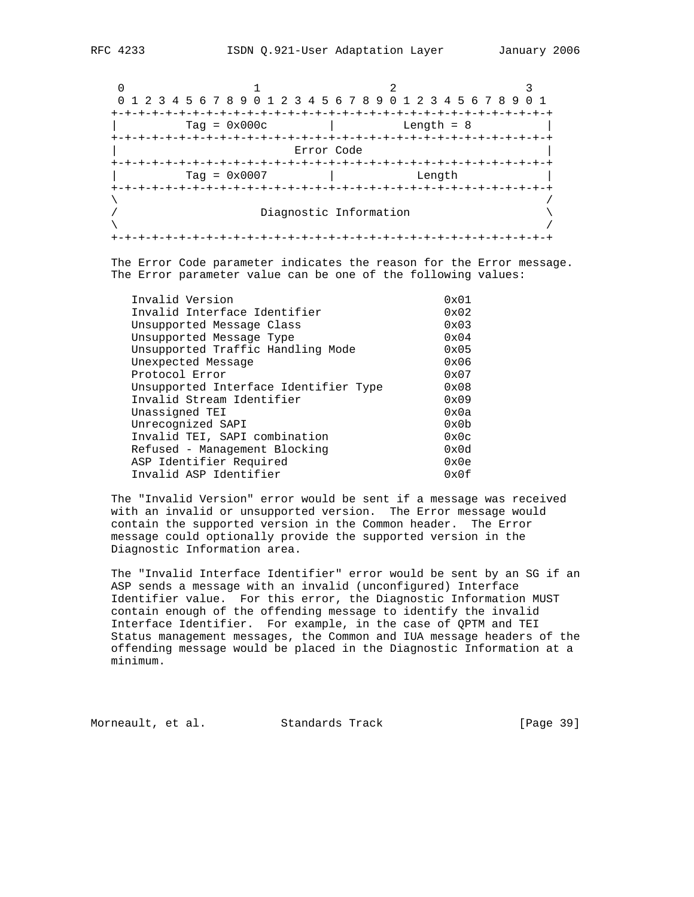```
     0                   1                   2                   3
     0 1 2 3 4 5 6 7 8 9 0 1 2 3 4 5 6 7 8 9 0 1 2 3 4 5 6 7 8 9 0 1
    +-+-+-+-+-+-+-+-+-+-+-+-+-+-+-+-+-+-+-+-+-+-+-+-+-+-+-+-+-+-+-+-+
    |         Tag = 0x000c          |          Length = 8           |
    +-+-+-+-+-+-+-+-+-+-+-+-+-+-+-+-+-+-+-+-+-+-+-+-+-+-+-+-+-+-+-+-+
    |                          Error Code                           |
    +-+-+-+-+-+-+-+-+-+-+-+-+-+-+-+-+-+-+-+-+-+-+-+-+-+-+-+-+-+-+-+-+
    |         Tag = 0x0007          |             Length            |
    +-+-+-+-+-+-+-+-+-+-+-+-+-+-+-+-+-+-+-+-+-+-+-+-+-+-+-+-+-+-+-+-+
    \                                                               /
    /                     Diagnostic Information                    \
    \                                                               /
    +-+-+-+-+-+-+-+-+-+-+-+-+-+-+-+-+-+-+-+-+-+-+-+-+-+-+-+-+-+-+-+-+
```

The Error Code parameter indicates the reason for the Error message. The Error parameter value can be one of the following values:

```
      Invalid Version                                 0x01
      Invalid Interface Identifier                    0x02
      Unsupported Message Class                       0x03
      Unsupported Message Type                        0x04
      Unsupported Traffic Handling Mode               0x05
      Unexpected Message                              0x06
      Protocol Error                                  0x07
      Unsupported Interface Identifier Type           0x08
      Invalid Stream Identifier                       0x09
      Unassigned TEI                                  0x0a
      Unrecognized SAPI                               0x0b
      Invalid TEI, SAPI combination                   0x0c
      Refused - Management Blocking                   0x0d
      ASP Identifier Required                         0x0e
      Invalid ASP Identifier                          0x0f
```

The "Invalid Version" error would be sent if a message was received with an invalid or unsupported version. The Error message would contain the supported version in the Common header. The Error message could optionally provide the supported version in the Diagnostic Information area.

The "Invalid Interface Identifier" error would be sent by an SG if an ASP sends a message with an invalid (unconfigured) Interface Identifier value. For this error, the Diagnostic Information MUST contain enough of the offending message to identify the invalid Interface Identifier. For example, in the case of QPTM and TEI Status management messages, the Common and IUA message headers of the offending message would be placed in the Diagnostic Information at a minimum.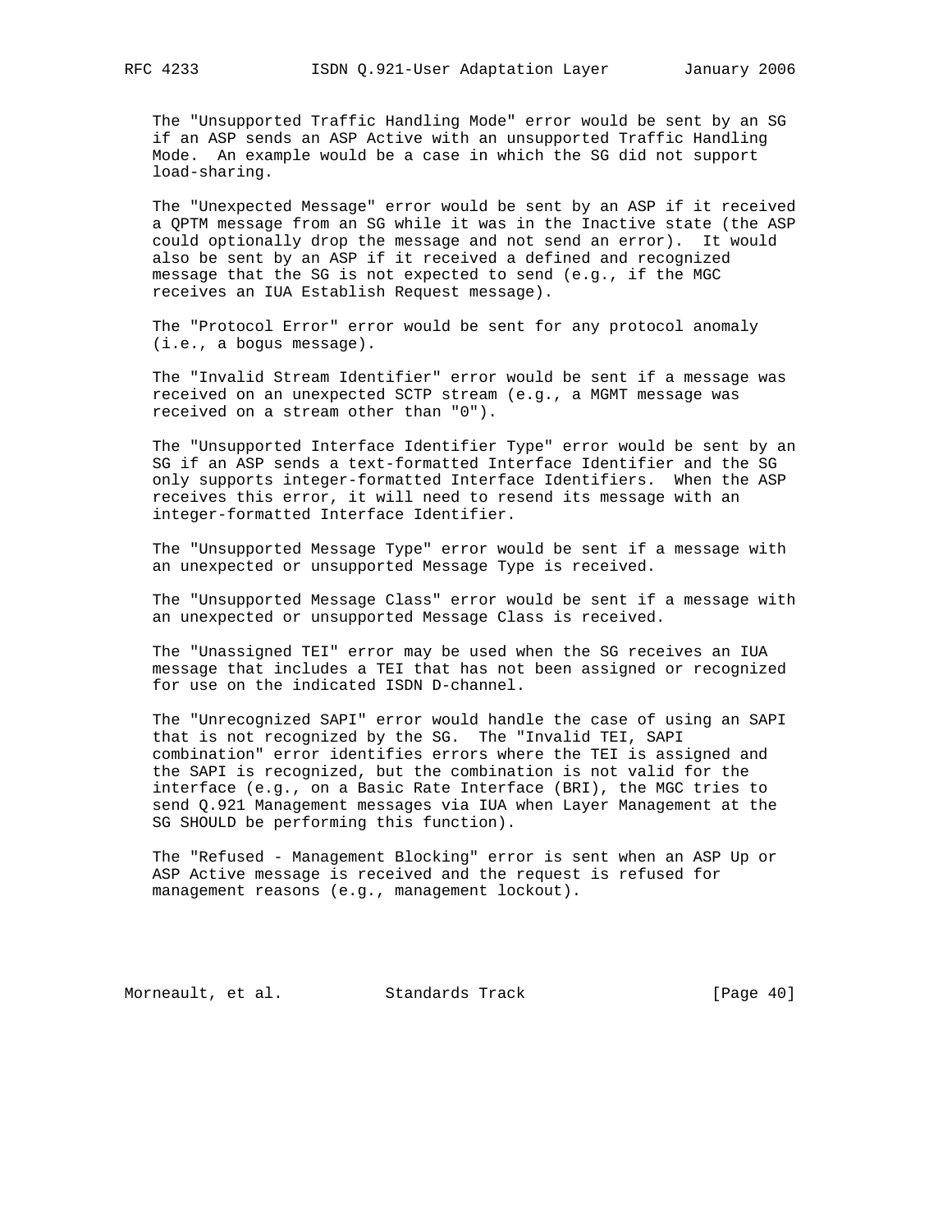The "Unsupported Traffic Handling Mode" error would be sent by an SG if an ASP sends an ASP Active with an unsupported Traffic Handling Mode. An example would be a case in which the SG did not support load-sharing.

The "Unexpected Message" error would be sent by an ASP if it received a QPTM message from an SG while it was in the Inactive state (the ASP could optionally drop the message and not send an error). It would also be sent by an ASP if it received a defined and recognized message that the SG is not expected to send (e.g., if the MGC receives an IUA Establish Request message).

The "Protocol Error" error would be sent for any protocol anomaly (i.e., a bogus message).

The "Invalid Stream Identifier" error would be sent if a message was received on an unexpected SCTP stream (e.g., a MGMT message was received on a stream other than "0").

The "Unsupported Interface Identifier Type" error would be sent by an SG if an ASP sends a text-formatted Interface Identifier and the SG only supports integer-formatted Interface Identifiers. When the ASP receives this error, it will need to resend its message with an integer-formatted Interface Identifier.

The "Unsupported Message Type" error would be sent if a message with an unexpected or unsupported Message Type is received.

The "Unsupported Message Class" error would be sent if a message with an unexpected or unsupported Message Class is received.

The "Unassigned TEI" error may be used when the SG receives an IUA message that includes a TEI that has not been assigned or recognized for use on the indicated ISDN D-channel.

The "Unrecognized SAPI" error would handle the case of using an SAPI that is not recognized by the SG. The "Invalid TEI, SAPI combination" error identifies errors where the TEI is assigned and the SAPI is recognized, but the combination is not valid for the interface (e.g., on a Basic Rate Interface (BRI), the MGC tries to send Q.921 Management messages via IUA when Layer Management at the SG SHOULD be performing this function).

The "Refused - Management Blocking" error is sent when an ASP Up or ASP Active message is received and the request is refused for management reasons (e.g., management lockout).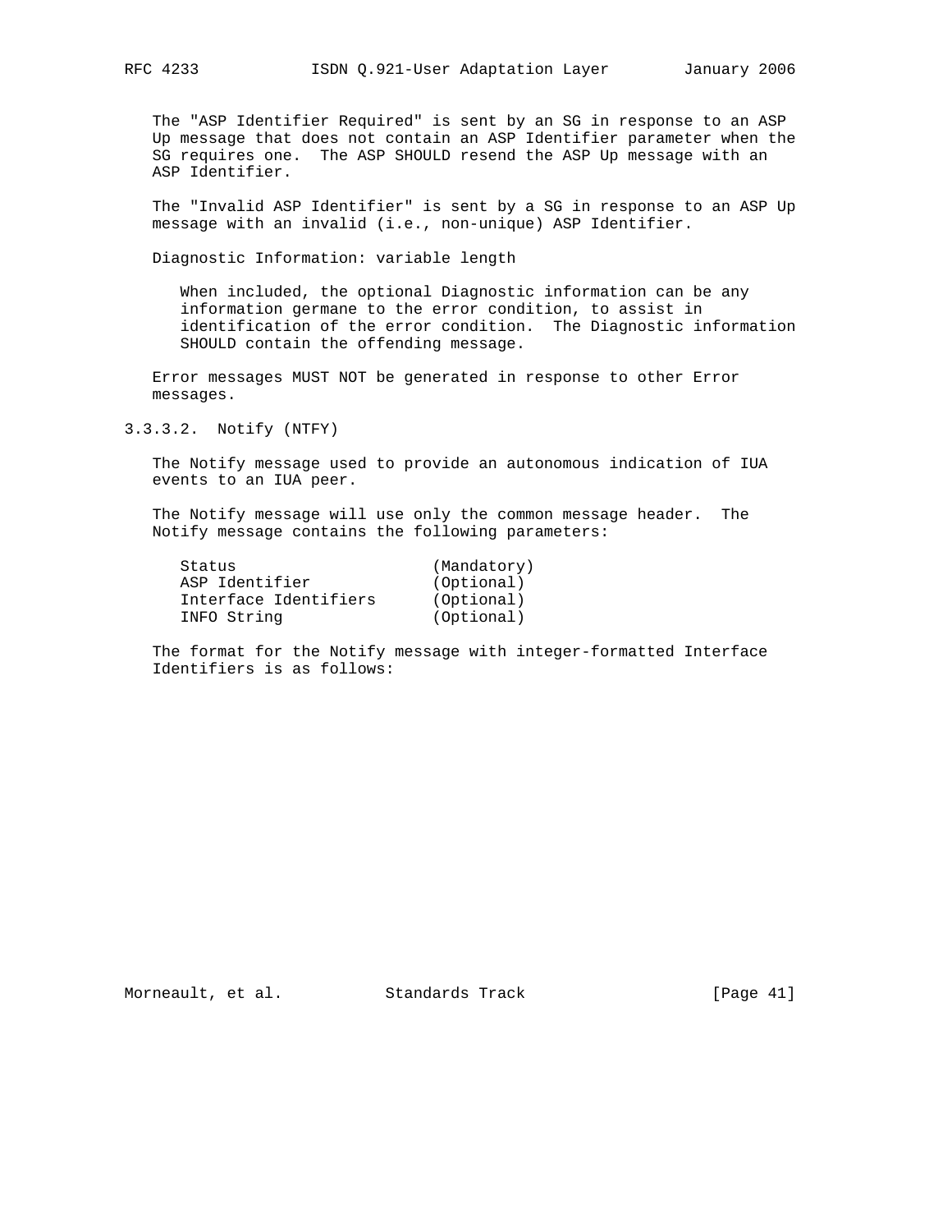The "ASP Identifier Required" is sent by an SG in response to an ASP Up message that does not contain an ASP Identifier parameter when the SG requires one. The ASP SHOULD resend the ASP Up message with an ASP Identifier.

The "Invalid ASP Identifier" is sent by a SG in response to an ASP Up message with an invalid (i.e., non-unique) ASP Identifier.

Diagnostic Information: variable length

When included, the optional Diagnostic information can be any information germane to the error condition, to assist in identification of the error condition. The Diagnostic information SHOULD contain the offending message.

Error messages MUST NOT be generated in response to other Error messages.

#### 3.3.3.2. Notify (NTFY)

The Notify message used to provide an autonomous indication of IUA events to an IUA peer.

The Notify message will use only the common message header. The Notify message contains the following parameters:

```
Status                    (Mandatory)
ASP Identifier            (Optional)
Interface Identifiers     (Optional)
INFO String               (Optional)
```

The format for the Notify message with integer-formatted Interface Identifiers is as follows: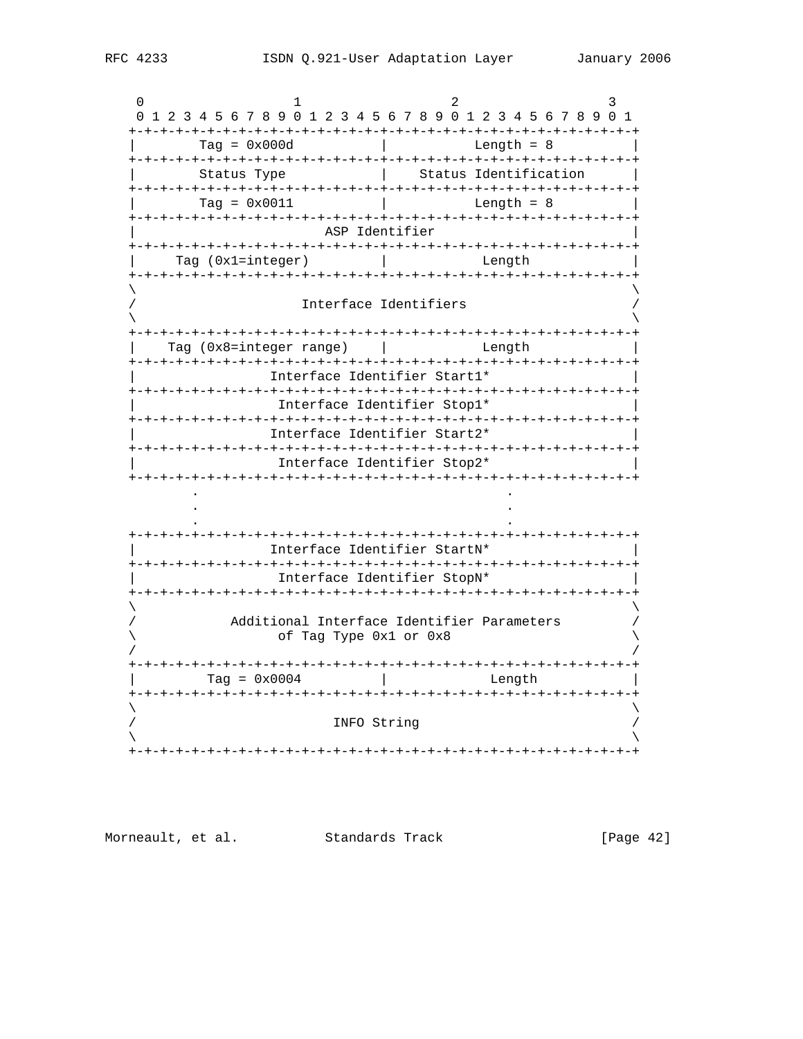```
    0                   1                   2                   3
    0 1 2 3 4 5 6 7 8 9 0 1 2 3 4 5 6 7 8 9 0 1 2 3 4 5 6 7 8 9 0 1
   +-+-+-+-+-+-+-+-+-+-+-+-+-+-+-+-+-+-+-+-+-+-+-+-+-+-+-+-+-+-+-+-+
   |        Tag = 0x000d           |          Length = 8           |
   +-+-+-+-+-+-+-+-+-+-+-+-+-+-+-+-+-+-+-+-+-+-+-+-+-+-+-+-+-+-+-+-+
   |        Status Type            |    Status Identification      |
   +-+-+-+-+-+-+-+-+-+-+-+-+-+-+-+-+-+-+-+-+-+-+-+-+-+-+-+-+-+-+-+-+
   |        Tag = 0x0011           |          Length = 8           |
   +-+-+-+-+-+-+-+-+-+-+-+-+-+-+-+-+-+-+-+-+-+-+-+-+-+-+-+-+-+-+-+-+
   |                         ASP Identifier                        |
   +-+-+-+-+-+-+-+-+-+-+-+-+-+-+-+-+-+-+-+-+-+-+-+-+-+-+-+-+-+-+-+-+
   |     Tag (0x1=integer)         |           Length              |
   +-+-+-+-+-+-+-+-+-+-+-+-+-+-+-+-+-+-+-+-+-+-+-+-+-+-+-+-+-+-+-+-+
   \                                                               \
   /                      Interface Identifiers                    /
   \                                                               \
   +-+-+-+-+-+-+-+-+-+-+-+-+-+-+-+-+-+-+-+-+-+-+-+-+-+-+-+-+-+-+-+-+
   |    Tag (0x8=integer range)    |           Length              |
   +-+-+-+-+-+-+-+-+-+-+-+-+-+-+-+-+-+-+-+-+-+-+-+-+-+-+-+-+-+-+-+-+
   |                 Interface Identifier Start1*                  |
   +-+-+-+-+-+-+-+-+-+-+-+-+-+-+-+-+-+-+-+-+-+-+-+-+-+-+-+-+-+-+-+-+
   |                  Interface Identifier Stop1*                  |
   +-+-+-+-+-+-+-+-+-+-+-+-+-+-+-+-+-+-+-+-+-+-+-+-+-+-+-+-+-+-+-+-+
   |                 Interface Identifier Start2*                  |
   +-+-+-+-+-+-+-+-+-+-+-+-+-+-+-+-+-+-+-+-+-+-+-+-+-+-+-+-+-+-+-+-+
   |                  Interface Identifier Stop2*                  |
   +-+-+-+-+-+-+-+-+-+-+-+-+-+-+-+-+-+-+-+-+-+-+-+-+-+-+-+-+-+-+-+-+
           .                                       .
           .                                       .
           .                                       .
   +-+-+-+-+-+-+-+-+-+-+-+-+-+-+-+-+-+-+-+-+-+-+-+-+-+-+-+-+-+-+-+-+
   |                 Interface Identifier StartN*                  |
   +-+-+-+-+-+-+-+-+-+-+-+-+-+-+-+-+-+-+-+-+-+-+-+-+-+-+-+-+-+-+-+-+
   |                  Interface Identifier StopN*                  |
   +-+-+-+-+-+-+-+-+-+-+-+-+-+-+-+-+-+-+-+-+-+-+-+-+-+-+-+-+-+-+-+-+
   \                                                               \
   /            Additional Interface Identifier Parameters         /
   \                  of Tag Type 0x1 or 0x8                       \
   /                                                               /
   +-+-+-+-+-+-+-+-+-+-+-+-+-+-+-+-+-+-+-+-+-+-+-+-+-+-+-+-+-+-+-+-+
   |         Tag = 0x0004          |             Length            |
   +-+-+-+-+-+-+-+-+-+-+-+-+-+-+-+-+-+-+-+-+-+-+-+-+-+-+-+-+-+-+-+-+
   \                                                               \
   /                          INFO String                          /
   \                                                               \
   +-+-+-+-+-+-+-+-+-+-+-+-+-+-+-+-+-+-+-+-+-+-+-+-+-+-+-+-+-+-+-+-+
```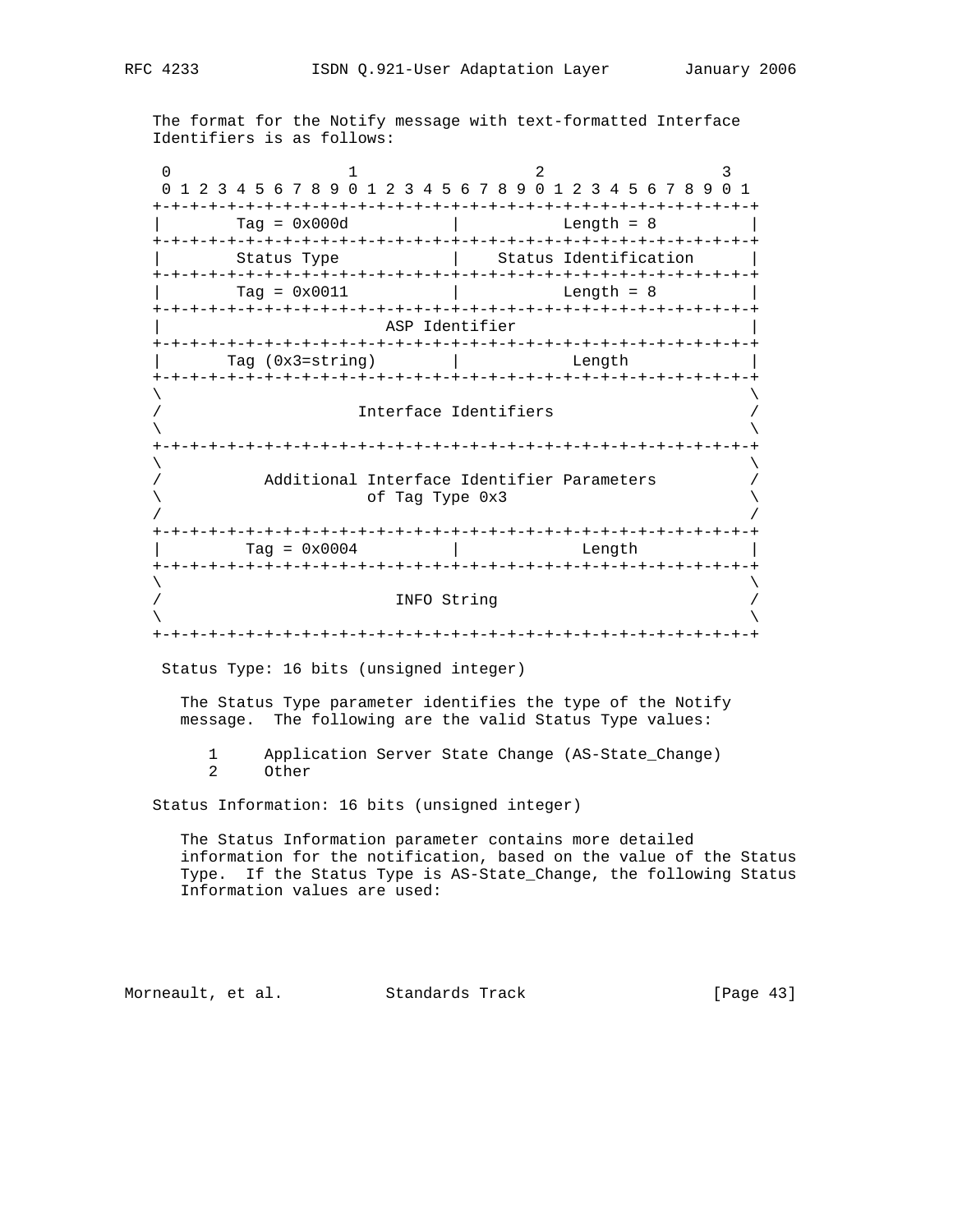The format for the Notify message with text-formatted Interface Identifiers is as follows:

```
 0                   1                   2                   3
 0 1 2 3 4 5 6 7 8 9 0 1 2 3 4 5 6 7 8 9 0 1 2 3 4 5 6 7 8 9 0 1
+-+-+-+-+-+-+-+-+-+-+-+-+-+-+-+-+-+-+-+-+-+-+-+-+-+-+-+-+-+-+-+-+
|        Tag = 0x000d           |           Length = 8          |
+-+-+-+-+-+-+-+-+-+-+-+-+-+-+-+-+-+-+-+-+-+-+-+-+-+-+-+-+-+-+-+-+
|        Status Type            |    Status Identification      |
+-+-+-+-+-+-+-+-+-+-+-+-+-+-+-+-+-+-+-+-+-+-+-+-+-+-+-+-+-+-+-+-+
|        Tag = 0x0011           |           Length = 8          |
+-+-+-+-+-+-+-+-+-+-+-+-+-+-+-+-+-+-+-+-+-+-+-+-+-+-+-+-+-+-+-+-+
|                        ASP Identifier                         |
+-+-+-+-+-+-+-+-+-+-+-+-+-+-+-+-+-+-+-+-+-+-+-+-+-+-+-+-+-+-+-+-+
|       Tag (0x3=string)        |            Length             |
+-+-+-+-+-+-+-+-+-+-+-+-+-+-+-+-+-+-+-+-+-+-+-+-+-+-+-+-+-+-+-+-+
\                                                               \
/                     Interface Identifiers                     /
\                                                               \
+-+-+-+-+-+-+-+-+-+-+-+-+-+-+-+-+-+-+-+-+-+-+-+-+-+-+-+-+-+-+-+-+
\                                                               \
/           Additional Interface Identifier Parameters          /
\                     of Tag Type 0x3                           \
/                                                               /
+-+-+-+-+-+-+-+-+-+-+-+-+-+-+-+-+-+-+-+-+-+-+-+-+-+-+-+-+-+-+-+-+
|         Tag = 0x0004          |             Length            |
+-+-+-+-+-+-+-+-+-+-+-+-+-+-+-+-+-+-+-+-+-+-+-+-+-+-+-+-+-+-+-+-+
\                                                               \
/                         INFO String                           /
\                                                               \
+-+-+-+-+-+-+-+-+-+-+-+-+-+-+-+-+-+-+-+-+-+-+-+-+-+-+-+-+-+-+-+-+
```

Status Type: 16 bits (unsigned integer)

The Status Type parameter identifies the type of the Notify message. The following are the valid Status Type values:

```
1     Application Server State Change (AS-State_Change)
2     Other
```

Status Information: 16 bits (unsigned integer)

The Status Information parameter contains more detailed information for the notification, based on the value of the Status Type. If the Status Type is AS-State_Change, the following Status Information values are used: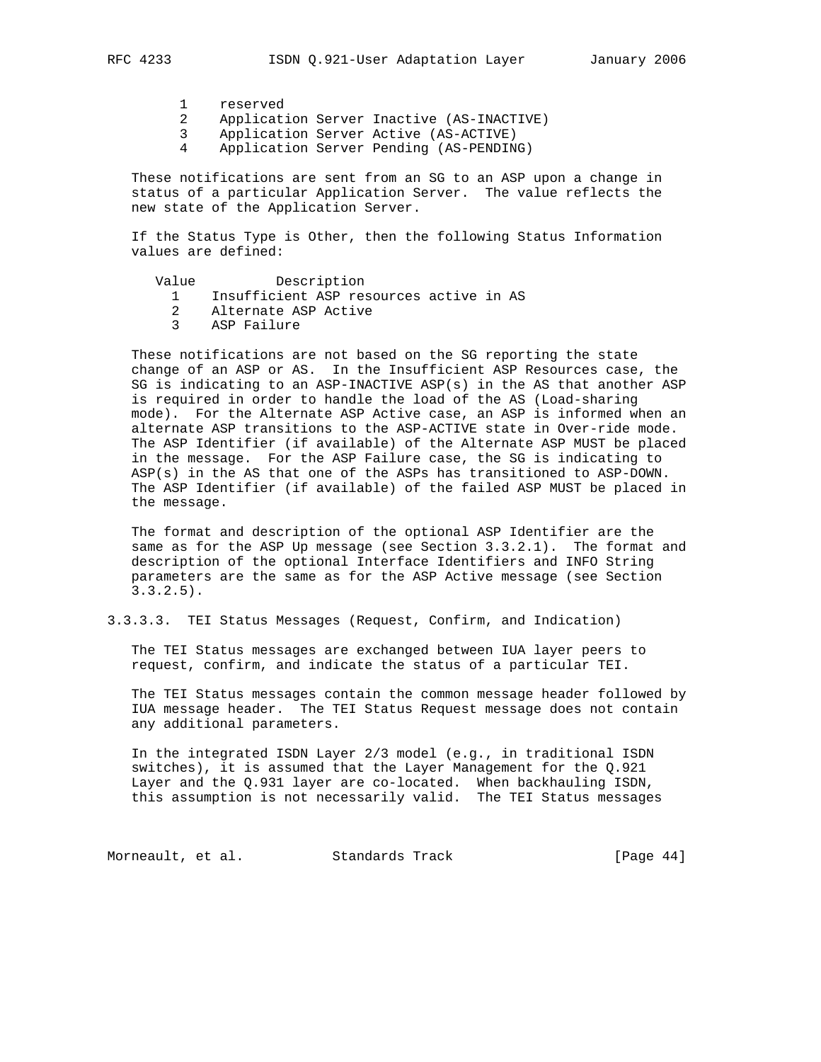| Value | Description |
|---|---|
| 1 | reserved |
| 2 | Application Server Inactive (AS-INACTIVE) |
| 3 | Application Server Active (AS-ACTIVE) |
| 4 | Application Server Pending (AS-PENDING) |

These notifications are sent from an SG to an ASP upon a change in status of a particular Application Server. The value reflects the new state of the Application Server.

If the Status Type is Other, then the following Status Information values are defined:

| Value | Description |
|---|---|
| 1 | Insufficient ASP resources active in AS |
| 2 | Alternate ASP Active |
| 3 | ASP Failure |

These notifications are not based on the SG reporting the state change of an ASP or AS. In the Insufficient ASP Resources case, the SG is indicating to an ASP-INACTIVE ASP(s) in the AS that another ASP is required in order to handle the load of the AS (Load-sharing mode). For the Alternate ASP Active case, an ASP is informed when an alternate ASP transitions to the ASP-ACTIVE state in Over-ride mode. The ASP Identifier (if available) of the Alternate ASP MUST be placed in the message. For the ASP Failure case, the SG is indicating to ASP(s) in the AS that one of the ASPs has transitioned to ASP-DOWN. The ASP Identifier (if available) of the failed ASP MUST be placed in the message.

The format and description of the optional ASP Identifier are the same as for the ASP Up message (see Section 3.3.2.1). The format and description of the optional Interface Identifiers and INFO String parameters are the same as for the ASP Active message (see Section 3.3.2.5).

#### 3.3.3.3. TEI Status Messages (Request, Confirm, and Indication)

The TEI Status messages are exchanged between IUA layer peers to request, confirm, and indicate the status of a particular TEI.

The TEI Status messages contain the common message header followed by IUA message header. The TEI Status Request message does not contain any additional parameters.

In the integrated ISDN Layer 2/3 model (e.g., in traditional ISDN switches), it is assumed that the Layer Management for the Q.921 Layer and the Q.931 layer are co-located. When backhauling ISDN, this assumption is not necessarily valid. The TEI Status messages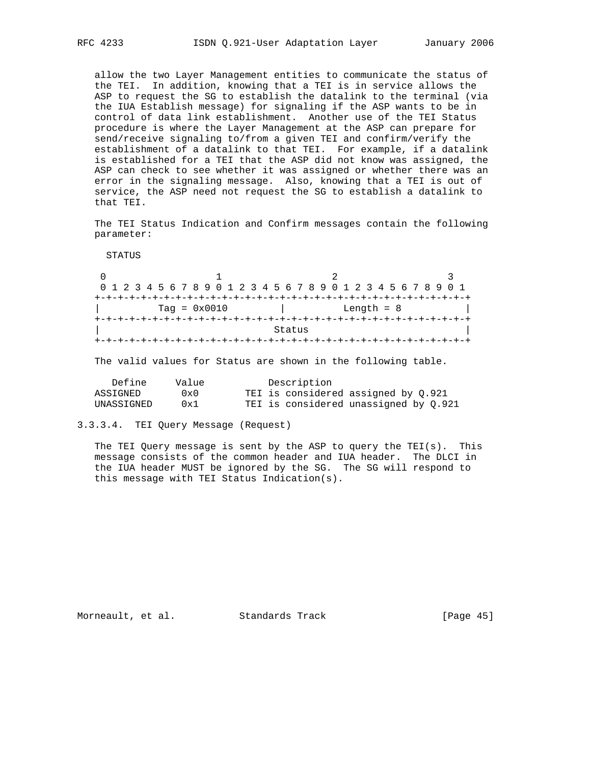allow the two Layer Management entities to communicate the status of the TEI. In addition, knowing that a TEI is in service allows the ASP to request the SG to establish the datalink to the terminal (via the IUA Establish message) for signaling if the ASP wants to be in control of data link establishment. Another use of the TEI Status procedure is where the Layer Management at the ASP can prepare for send/receive signaling to/from a given TEI and confirm/verify the establishment of a datalink to that TEI. For example, if a datalink is established for a TEI that the ASP did not know was assigned, the ASP can check to see whether it was assigned or whether there was an error in the signaling message. Also, knowing that a TEI is out of service, the ASP need not request the SG to establish a datalink to that TEI.

The TEI Status Indication and Confirm messages contain the following parameter:

STATUS

```
 0                   1                   2                   3
 0 1 2 3 4 5 6 7 8 9 0 1 2 3 4 5 6 7 8 9 0 1 2 3 4 5 6 7 8 9 0 1
+-+-+-+-+-+-+-+-+-+-+-+-+-+-+-+-+-+-+-+-+-+-+-+-+-+-+-+-+-+-+-+-+
|         Tag = 0x0010          |          Length = 8           |
+-+-+-+-+-+-+-+-+-+-+-+-+-+-+-+-+-+-+-+-+-+-+-+-+-+-+-+-+-+-+-+-+
|                             Status                            |
+-+-+-+-+-+-+-+-+-+-+-+-+-+-+-+-+-+-+-+-+-+-+-+-+-+-+-+-+-+-+-+-+
```

The valid values for Status are shown in the following table.

| Define | Value | Description |
|---|---|---|
| ASSIGNED | 0x0 | TEI is considered assigned by Q.921 |
| UNASSIGNED | 0x1 | TEI is considered unassigned by Q.921 |

#### 3.3.3.4. TEI Query Message (Request)

The TEI Query message is sent by the ASP to query the TEI(s). This message consists of the common header and IUA header. The DLCI in the IUA header MUST be ignored by the SG. The SG will respond to this message with TEI Status Indication(s).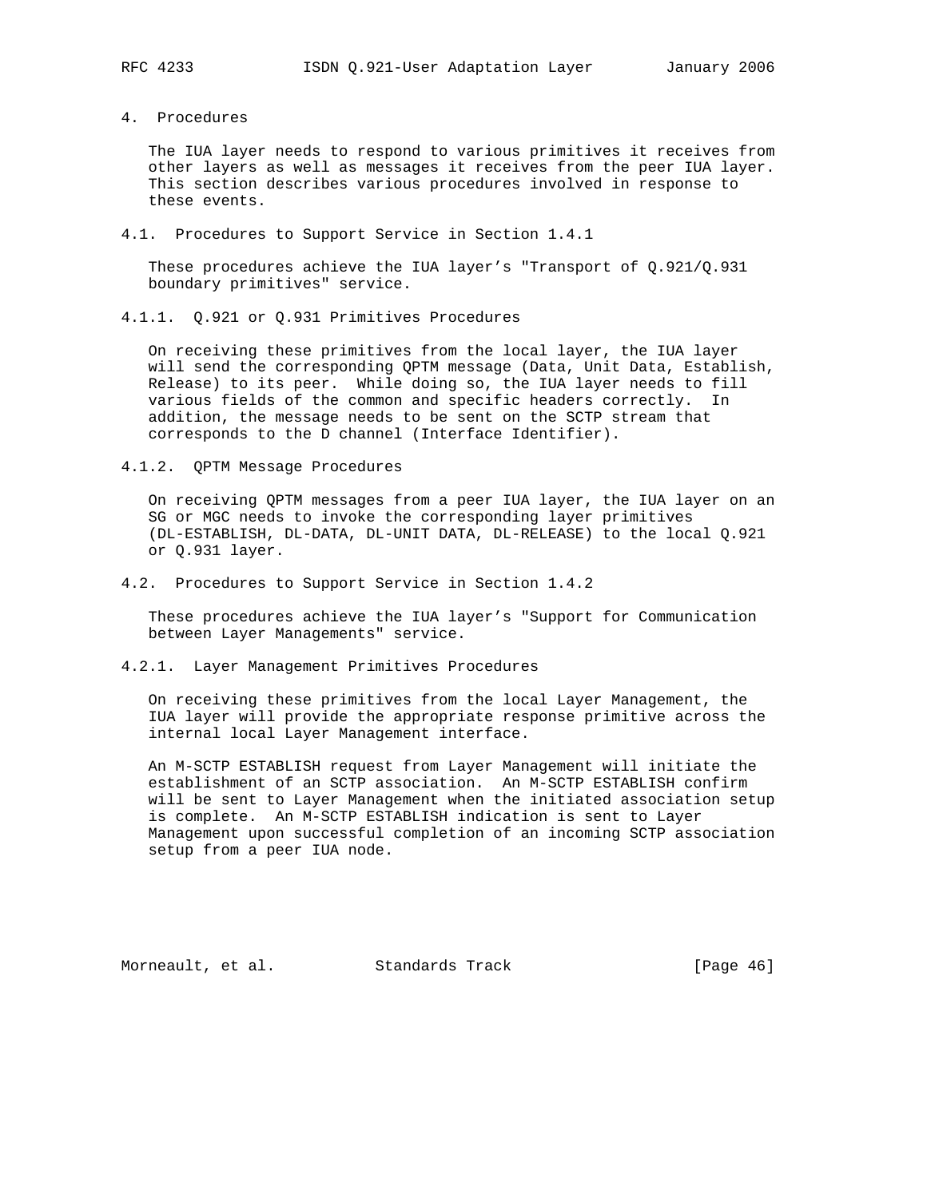## 4. Procedures

The IUA layer needs to respond to various primitives it receives from other layers as well as messages it receives from the peer IUA layer. This section describes various procedures involved in response to these events.

### 4.1. Procedures to Support Service in Section 1.4.1

These procedures achieve the IUA layer's "Transport of Q.921/Q.931 boundary primitives" service.

#### 4.1.1. Q.921 or Q.931 Primitives Procedures

On receiving these primitives from the local layer, the IUA layer will send the corresponding QPTM message (Data, Unit Data, Establish, Release) to its peer. While doing so, the IUA layer needs to fill various fields of the common and specific headers correctly. In addition, the message needs to be sent on the SCTP stream that corresponds to the D channel (Interface Identifier).

#### 4.1.2. QPTM Message Procedures

On receiving QPTM messages from a peer IUA layer, the IUA layer on an SG or MGC needs to invoke the corresponding layer primitives (DL-ESTABLISH, DL-DATA, DL-UNIT DATA, DL-RELEASE) to the local Q.921 or Q.931 layer.

### 4.2. Procedures to Support Service in Section 1.4.2

These procedures achieve the IUA layer's "Support for Communication between Layer Managements" service.

#### 4.2.1. Layer Management Primitives Procedures

On receiving these primitives from the local Layer Management, the IUA layer will provide the appropriate response primitive across the internal local Layer Management interface.

An M-SCTP ESTABLISH request from Layer Management will initiate the establishment of an SCTP association. An M-SCTP ESTABLISH confirm will be sent to Layer Management when the initiated association setup is complete. An M-SCTP ESTABLISH indication is sent to Layer Management upon successful completion of an incoming SCTP association setup from a peer IUA node.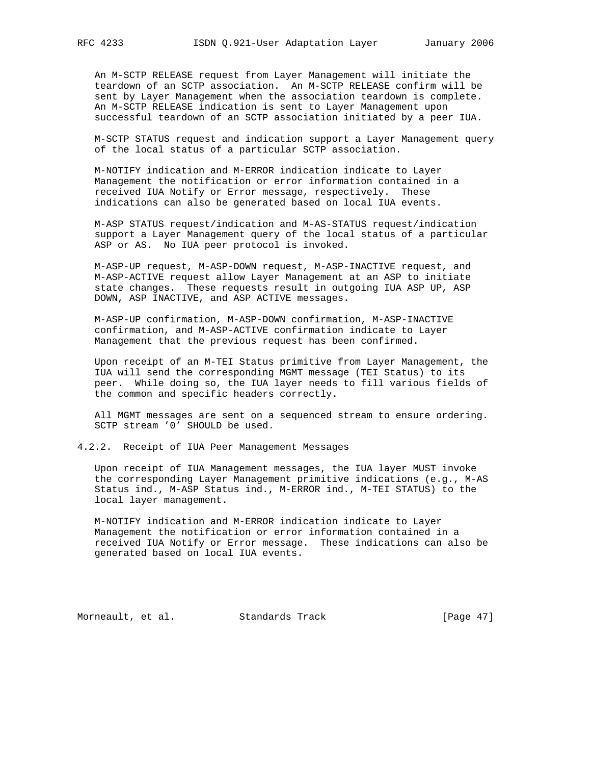An M-SCTP RELEASE request from Layer Management will initiate the teardown of an SCTP association. An M-SCTP RELEASE confirm will be sent by Layer Management when the association teardown is complete. An M-SCTP RELEASE indication is sent to Layer Management upon successful teardown of an SCTP association initiated by a peer IUA.

M-SCTP STATUS request and indication support a Layer Management query of the local status of a particular SCTP association.

M-NOTIFY indication and M-ERROR indication indicate to Layer Management the notification or error information contained in a received IUA Notify or Error message, respectively. These indications can also be generated based on local IUA events.

M-ASP STATUS request/indication and M-AS-STATUS request/indication support a Layer Management query of the local status of a particular ASP or AS. No IUA peer protocol is invoked.

M-ASP-UP request, M-ASP-DOWN request, M-ASP-INACTIVE request, and M-ASP-ACTIVE request allow Layer Management at an ASP to initiate state changes. These requests result in outgoing IUA ASP UP, ASP DOWN, ASP INACTIVE, and ASP ACTIVE messages.

M-ASP-UP confirmation, M-ASP-DOWN confirmation, M-ASP-INACTIVE confirmation, and M-ASP-ACTIVE confirmation indicate to Layer Management that the previous request has been confirmed.

Upon receipt of an M-TEI Status primitive from Layer Management, the IUA will send the corresponding MGMT message (TEI Status) to its peer. While doing so, the IUA layer needs to fill various fields of the common and specific headers correctly.

All MGMT messages are sent on a sequenced stream to ensure ordering. SCTP stream '0' SHOULD be used.

### 4.2.2. Receipt of IUA Peer Management Messages

Upon receipt of IUA Management messages, the IUA layer MUST invoke the corresponding Layer Management primitive indications (e.g., M-AS Status ind., M-ASP Status ind., M-ERROR ind., M-TEI STATUS) to the local layer management.

M-NOTIFY indication and M-ERROR indication indicate to Layer Management the notification or error information contained in a received IUA Notify or Error message. These indications can also be generated based on local IUA events.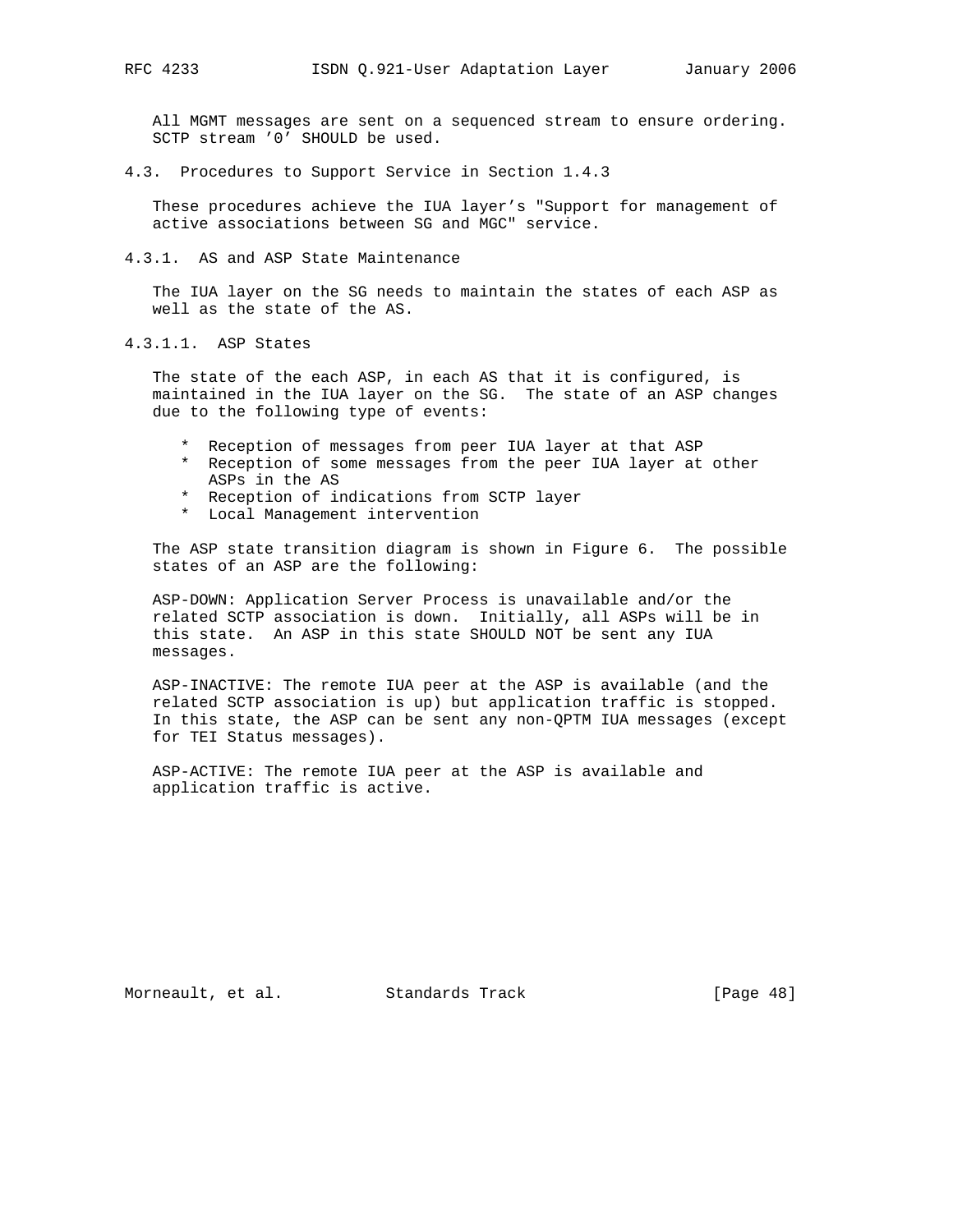All MGMT messages are sent on a sequenced stream to ensure ordering. SCTP stream '0' SHOULD be used.

### 4.3. Procedures to Support Service in Section 1.4.3

These procedures achieve the IUA layer's "Support for management of active associations between SG and MGC" service.

#### 4.3.1. AS and ASP State Maintenance

The IUA layer on the SG needs to maintain the states of each ASP as well as the state of the AS.

##### 4.3.1.1. ASP States

The state of the each ASP, in each AS that it is configured, is maintained in the IUA layer on the SG. The state of an ASP changes due to the following type of events:

* Reception of messages from peer IUA layer at that ASP
* Reception of some messages from the peer IUA layer at other ASPs in the AS
* Reception of indications from SCTP layer
* Local Management intervention

The ASP state transition diagram is shown in Figure 6. The possible states of an ASP are the following:

ASP-DOWN: Application Server Process is unavailable and/or the related SCTP association is down. Initially, all ASPs will be in this state. An ASP in this state SHOULD NOT be sent any IUA messages.

ASP-INACTIVE: The remote IUA peer at the ASP is available (and the related SCTP association is up) but application traffic is stopped. In this state, the ASP can be sent any non-QPTM IUA messages (except for TEI Status messages).

ASP-ACTIVE: The remote IUA peer at the ASP is available and application traffic is active.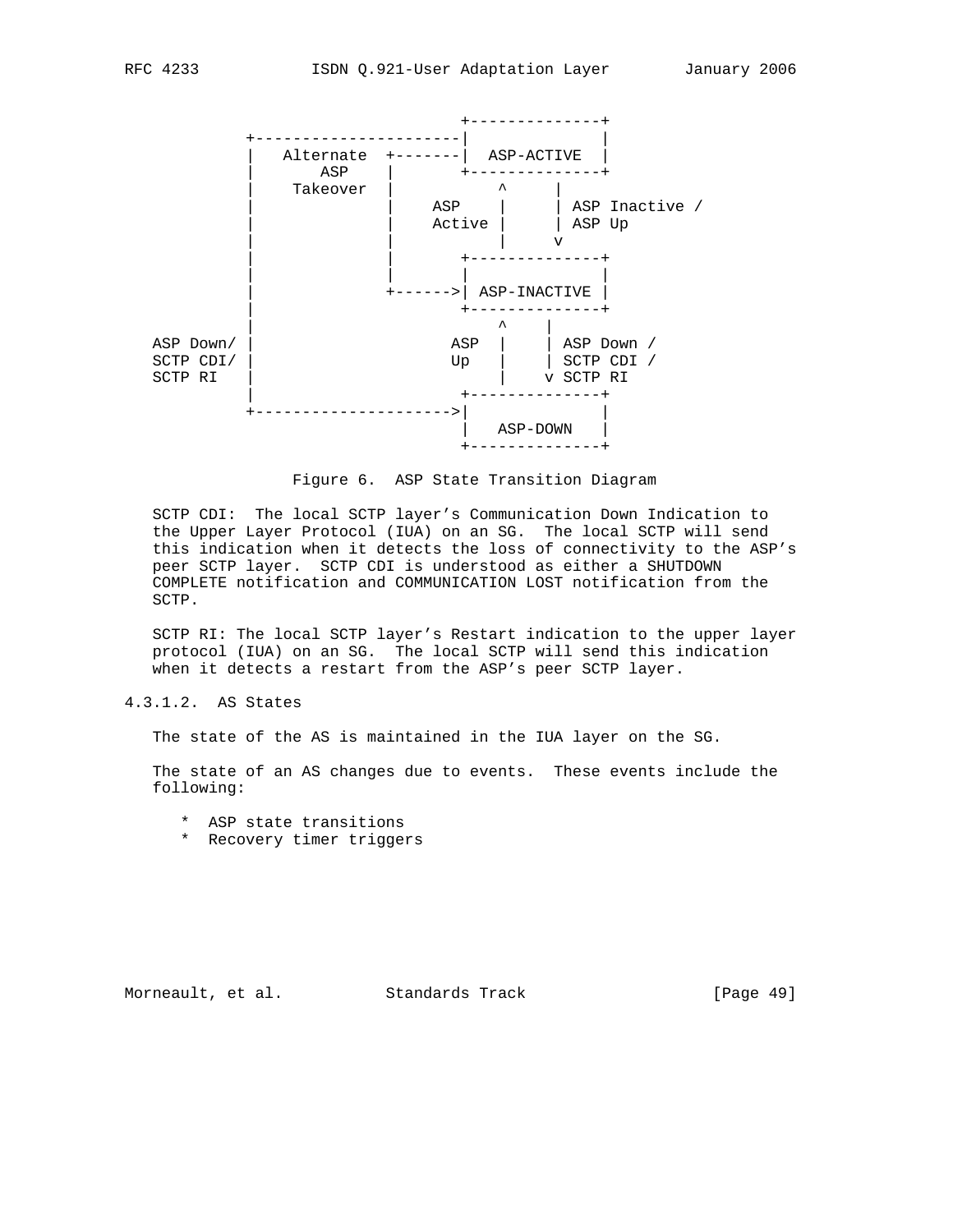```
                                   +--------------+
          +----------------------|              |
          |   Alternate  +-------|  ASP-ACTIVE  |
          |      ASP     |       +--------------+
          |    Takeover  |          ^     |
          |              |    ASP   |     | ASP Inactive /
          |              |    Active|     | ASP Up
          |              |          |     v
          |              |       +--------------+
          |              |       |              |
          |              +------>| ASP-INACTIVE |
          |                      +--------------+
          |                          ^    |
ASP Down/ |                     ASP  |    | ASP Down /
SCTP CDI/ |                     Up   |    | SCTP CDI /
SCTP RI   |                          |    v SCTP RI
          |                      +--------------+
          +--------------------->|              |
                                 |   ASP-DOWN   |
                                 +--------------+
```

Figure 6. ASP State Transition Diagram

SCTP CDI: The local SCTP layer's Communication Down Indication to the Upper Layer Protocol (IUA) on an SG. The local SCTP will send this indication when it detects the loss of connectivity to the ASP's peer SCTP layer. SCTP CDI is understood as either a SHUTDOWN COMPLETE notification and COMMUNICATION LOST notification from the SCTP.

SCTP RI: The local SCTP layer's Restart indication to the upper layer protocol (IUA) on an SG. The local SCTP will send this indication when it detects a restart from the ASP's peer SCTP layer.

#### 4.3.1.2. AS States

The state of the AS is maintained in the IUA layer on the SG.

The state of an AS changes due to events. These events include the following:

* ASP state transitions
* Recovery timer triggers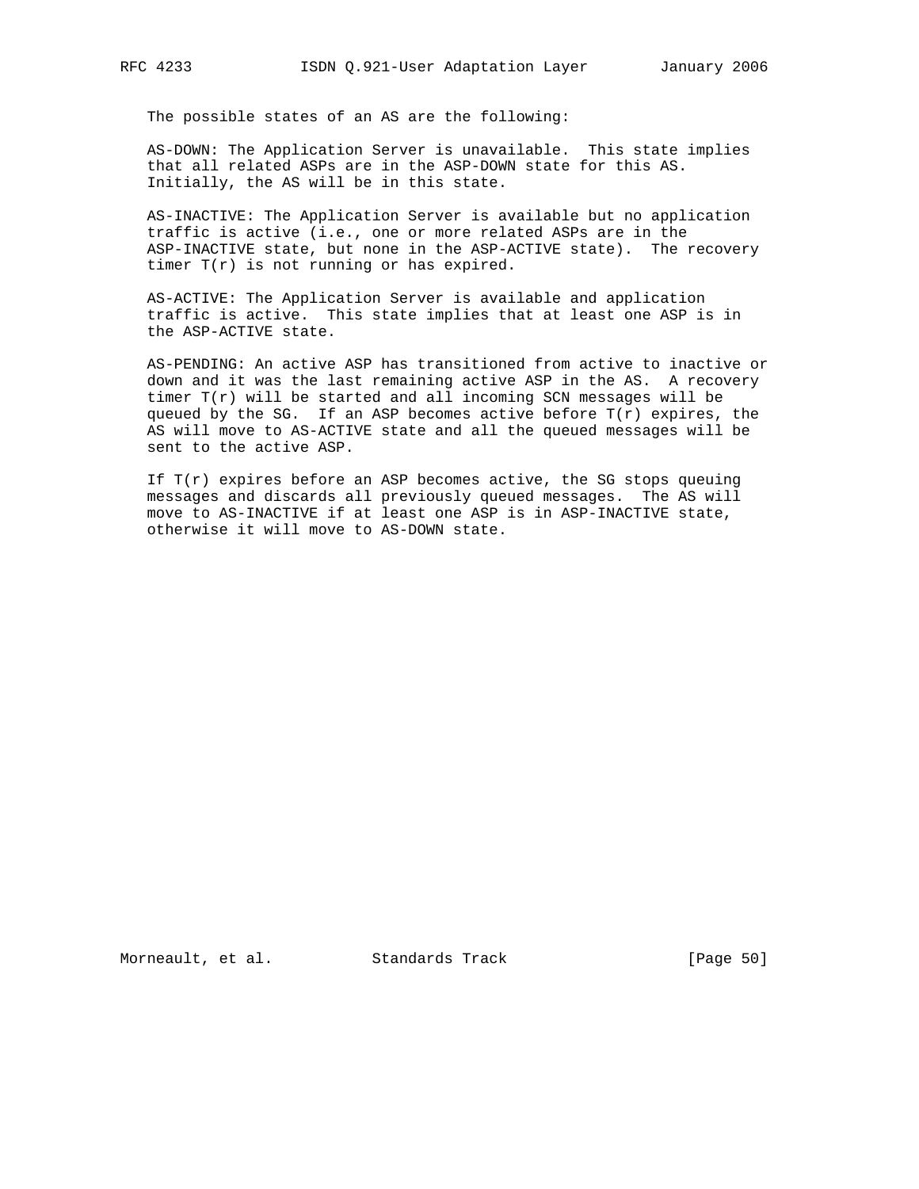The possible states of an AS are the following:

AS-DOWN: The Application Server is unavailable. This state implies that all related ASPs are in the ASP-DOWN state for this AS. Initially, the AS will be in this state.

AS-INACTIVE: The Application Server is available but no application traffic is active (i.e., one or more related ASPs are in the ASP-INACTIVE state, but none in the ASP-ACTIVE state). The recovery timer T(r) is not running or has expired.

AS-ACTIVE: The Application Server is available and application traffic is active. This state implies that at least one ASP is in the ASP-ACTIVE state.

AS-PENDING: An active ASP has transitioned from active to inactive or down and it was the last remaining active ASP in the AS. A recovery timer T(r) will be started and all incoming SCN messages will be queued by the SG. If an ASP becomes active before T(r) expires, the AS will move to AS-ACTIVE state and all the queued messages will be sent to the active ASP.

If T(r) expires before an ASP becomes active, the SG stops queuing messages and discards all previously queued messages. The AS will move to AS-INACTIVE if at least one ASP is in ASP-INACTIVE state, otherwise it will move to AS-DOWN state.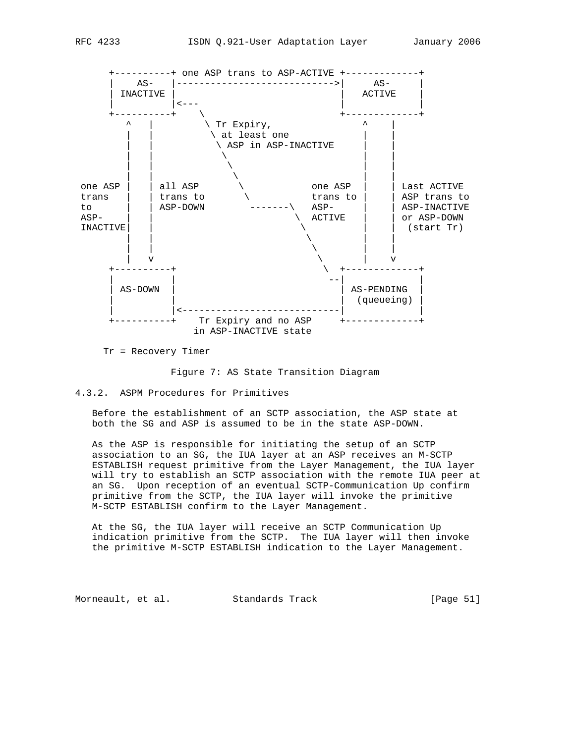```
      +----------+ one ASP trans to ASP-ACTIVE +-------------+
      |    AS-   |---------------------------->|     AS-     |
      | INACTIVE |                             |   ACTIVE    |
      |          |<---                         |             |
      +----------+    \                        +-------------+
         ^   |         \ Tr Expiry,                ^    |
         |   |          \ at least one             |    |
         |   |           \ ASP in ASP-INACTIVE     |    |
         |   |            \                        |    |
         |   |             \                       |    |
         |   |              \                      |    |
 one ASP |   | all ASP       \           one ASP   |    | Last ACTIVE
 trans   |   | trans to       \          trans to  |    | ASP trans to
 to      |   | ASP-DOWN        -------\   ASP-     |    | ASP-INACTIVE
 ASP-    |   |                         \  ACTIVE   |    | or ASP-DOWN
 INACTIVE|   |                          \          |    |  (start Tr)
         |   |                           \         |    |
         |   |                            \        |    |
         |   v                             \       |    v
      +----------+                          \  +-------------+
      |          |                          --|             |
      | AS-DOWN  |                             | AS-PENDING  |
      |          |                             |  (queueing) |
      |          |<----------------------------|             |
      +----------+    Tr Expiry and no ASP     +-------------+
                      in ASP-INACTIVE state

    Tr = Recovery Timer
```

Figure 7: AS State Transition Diagram

### 4.3.2. ASPM Procedures for Primitives

Before the establishment of an SCTP association, the ASP state at both the SG and ASP is assumed to be in the state ASP-DOWN.

As the ASP is responsible for initiating the setup of an SCTP association to an SG, the IUA layer at an ASP receives an M-SCTP ESTABLISH request primitive from the Layer Management, the IUA layer will try to establish an SCTP association with the remote IUA peer at an SG. Upon reception of an eventual SCTP-Communication Up confirm primitive from the SCTP, the IUA layer will invoke the primitive M-SCTP ESTABLISH confirm to the Layer Management.

At the SG, the IUA layer will receive an SCTP Communication Up indication primitive from the SCTP. The IUA layer will then invoke the primitive M-SCTP ESTABLISH indication to the Layer Management.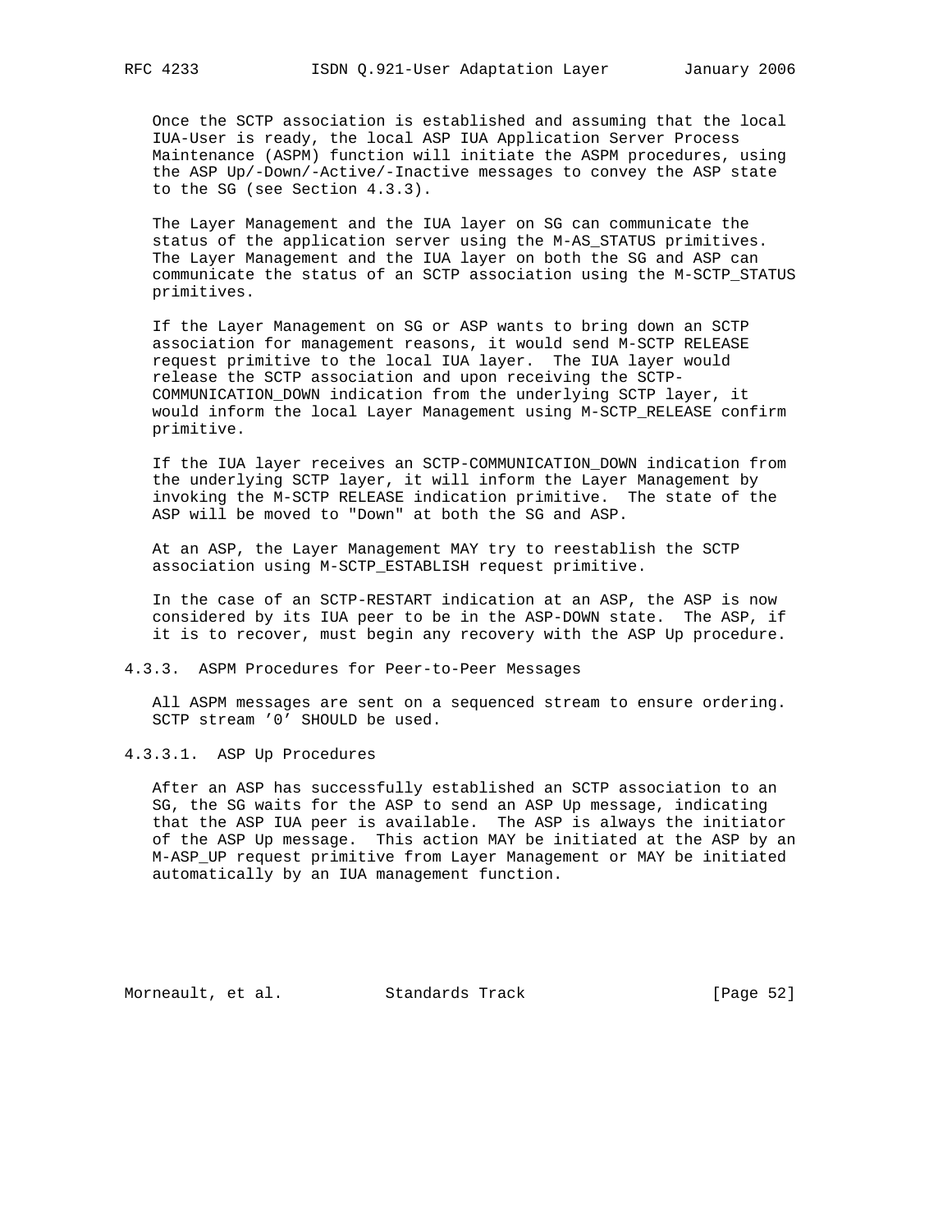Once the SCTP association is established and assuming that the local IUA-User is ready, the local ASP IUA Application Server Process Maintenance (ASPM) function will initiate the ASPM procedures, using the ASP Up/-Down/-Active/-Inactive messages to convey the ASP state to the SG (see Section 4.3.3).

The Layer Management and the IUA layer on SG can communicate the status of the application server using the M-AS_STATUS primitives. The Layer Management and the IUA layer on both the SG and ASP can communicate the status of an SCTP association using the M-SCTP_STATUS primitives.

If the Layer Management on SG or ASP wants to bring down an SCTP association for management reasons, it would send M-SCTP RELEASE request primitive to the local IUA layer. The IUA layer would release the SCTP association and upon receiving the SCTP-COMMUNICATION_DOWN indication from the underlying SCTP layer, it would inform the local Layer Management using M-SCTP_RELEASE confirm primitive.

If the IUA layer receives an SCTP-COMMUNICATION_DOWN indication from the underlying SCTP layer, it will inform the Layer Management by invoking the M-SCTP RELEASE indication primitive. The state of the ASP will be moved to "Down" at both the SG and ASP.

At an ASP, the Layer Management MAY try to reestablish the SCTP association using M-SCTP_ESTABLISH request primitive.

In the case of an SCTP-RESTART indication at an ASP, the ASP is now considered by its IUA peer to be in the ASP-DOWN state. The ASP, if it is to recover, must begin any recovery with the ASP Up procedure.

### 4.3.3. ASPM Procedures for Peer-to-Peer Messages

All ASPM messages are sent on a sequenced stream to ensure ordering. SCTP stream '0' SHOULD be used.

#### 4.3.3.1. ASP Up Procedures

After an ASP has successfully established an SCTP association to an SG, the SG waits for the ASP to send an ASP Up message, indicating that the ASP IUA peer is available. The ASP is always the initiator of the ASP Up message. This action MAY be initiated at the ASP by an M-ASP_UP request primitive from Layer Management or MAY be initiated automatically by an IUA management function.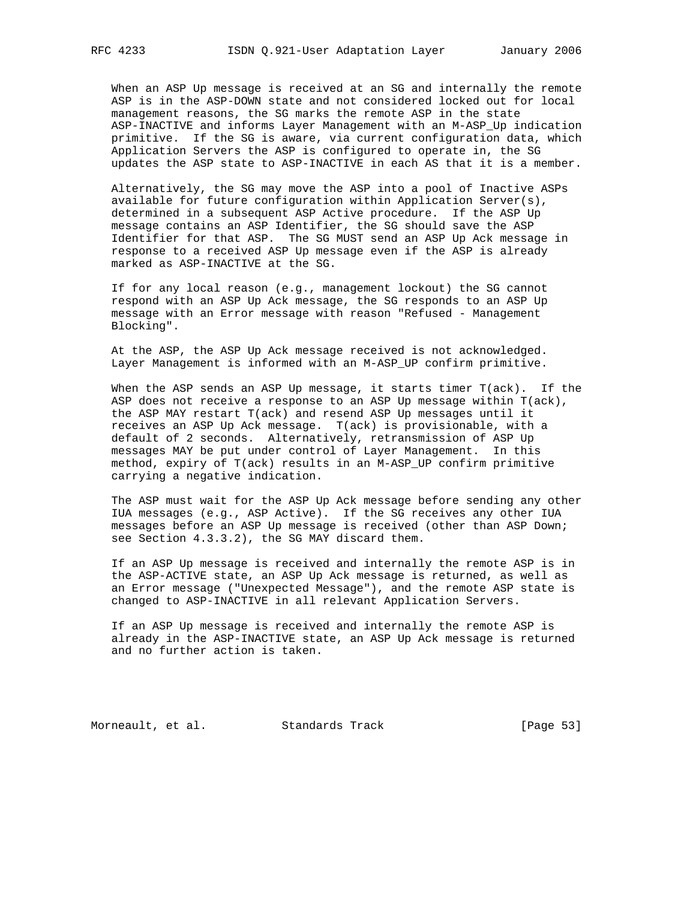When an ASP Up message is received at an SG and internally the remote ASP is in the ASP-DOWN state and not considered locked out for local management reasons, the SG marks the remote ASP in the state ASP-INACTIVE and informs Layer Management with an M-ASP_Up indication primitive. If the SG is aware, via current configuration data, which Application Servers the ASP is configured to operate in, the SG updates the ASP state to ASP-INACTIVE in each AS that it is a member.

Alternatively, the SG may move the ASP into a pool of Inactive ASPs available for future configuration within Application Server(s), determined in a subsequent ASP Active procedure. If the ASP Up message contains an ASP Identifier, the SG should save the ASP Identifier for that ASP. The SG MUST send an ASP Up Ack message in response to a received ASP Up message even if the ASP is already marked as ASP-INACTIVE at the SG.

If for any local reason (e.g., management lockout) the SG cannot respond with an ASP Up Ack message, the SG responds to an ASP Up message with an Error message with reason "Refused - Management Blocking".

At the ASP, the ASP Up Ack message received is not acknowledged. Layer Management is informed with an M-ASP_UP confirm primitive.

When the ASP sends an ASP Up message, it starts timer T(ack). If the ASP does not receive a response to an ASP Up message within T(ack), the ASP MAY restart T(ack) and resend ASP Up messages until it receives an ASP Up Ack message. T(ack) is provisionable, with a default of 2 seconds. Alternatively, retransmission of ASP Up messages MAY be put under control of Layer Management. In this method, expiry of T(ack) results in an M-ASP_UP confirm primitive carrying a negative indication.

The ASP must wait for the ASP Up Ack message before sending any other IUA messages (e.g., ASP Active). If the SG receives any other IUA messages before an ASP Up message is received (other than ASP Down; see Section 4.3.3.2), the SG MAY discard them.

If an ASP Up message is received and internally the remote ASP is in the ASP-ACTIVE state, an ASP Up Ack message is returned, as well as an Error message ("Unexpected Message"), and the remote ASP state is changed to ASP-INACTIVE in all relevant Application Servers.

If an ASP Up message is received and internally the remote ASP is already in the ASP-INACTIVE state, an ASP Up Ack message is returned and no further action is taken.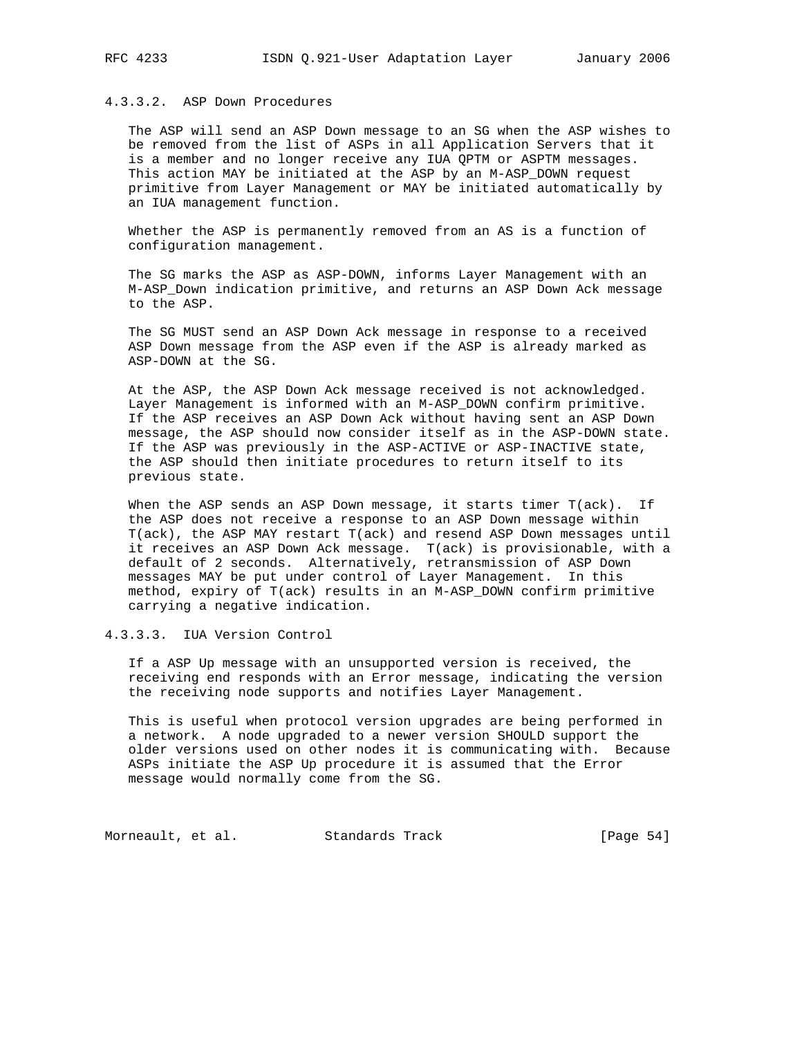#### 4.3.3.2. ASP Down Procedures

The ASP will send an ASP Down message to an SG when the ASP wishes to be removed from the list of ASPs in all Application Servers that it is a member and no longer receive any IUA QPTM or ASPTM messages. This action MAY be initiated at the ASP by an M-ASP_DOWN request primitive from Layer Management or MAY be initiated automatically by an IUA management function.

Whether the ASP is permanently removed from an AS is a function of configuration management.

The SG marks the ASP as ASP-DOWN, informs Layer Management with an M-ASP_Down indication primitive, and returns an ASP Down Ack message to the ASP.

The SG MUST send an ASP Down Ack message in response to a received ASP Down message from the ASP even if the ASP is already marked as ASP-DOWN at the SG.

At the ASP, the ASP Down Ack message received is not acknowledged. Layer Management is informed with an M-ASP_DOWN confirm primitive. If the ASP receives an ASP Down Ack without having sent an ASP Down message, the ASP should now consider itself as in the ASP-DOWN state. If the ASP was previously in the ASP-ACTIVE or ASP-INACTIVE state, the ASP should then initiate procedures to return itself to its previous state.

When the ASP sends an ASP Down message, it starts timer T(ack). If the ASP does not receive a response to an ASP Down message within T(ack), the ASP MAY restart T(ack) and resend ASP Down messages until it receives an ASP Down Ack message. T(ack) is provisionable, with a default of 2 seconds. Alternatively, retransmission of ASP Down messages MAY be put under control of Layer Management. In this method, expiry of T(ack) results in an M-ASP_DOWN confirm primitive carrying a negative indication.

#### 4.3.3.3. IUA Version Control

If a ASP Up message with an unsupported version is received, the receiving end responds with an Error message, indicating the version the receiving node supports and notifies Layer Management.

This is useful when protocol version upgrades are being performed in a network. A node upgraded to a newer version SHOULD support the older versions used on other nodes it is communicating with. Because ASPs initiate the ASP Up procedure it is assumed that the Error message would normally come from the SG.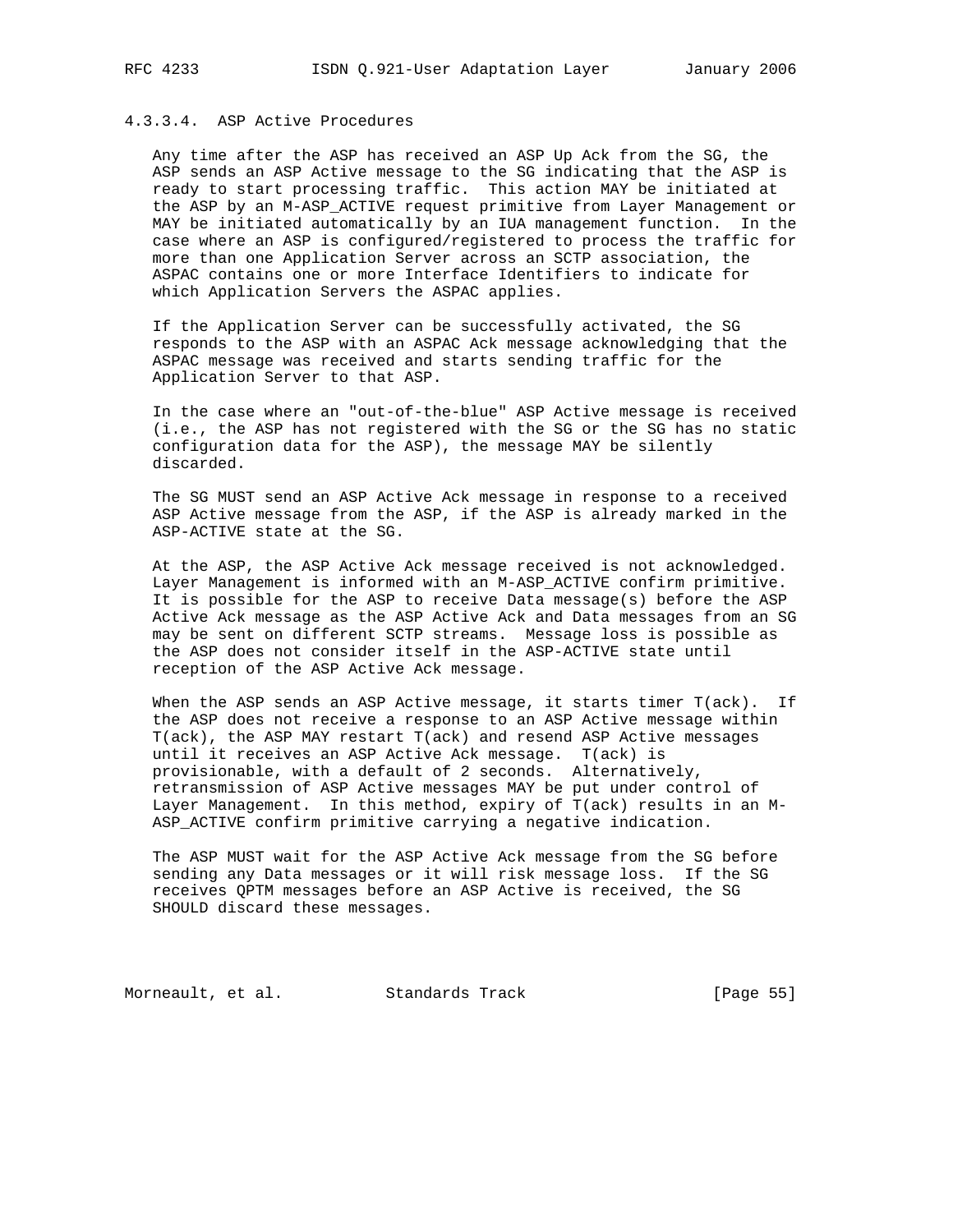#### 4.3.3.4. ASP Active Procedures

Any time after the ASP has received an ASP Up Ack from the SG, the ASP sends an ASP Active message to the SG indicating that the ASP is ready to start processing traffic. This action MAY be initiated at the ASP by an M-ASP_ACTIVE request primitive from Layer Management or MAY be initiated automatically by an IUA management function. In the case where an ASP is configured/registered to process the traffic for more than one Application Server across an SCTP association, the ASPAC contains one or more Interface Identifiers to indicate for which Application Servers the ASPAC applies.

If the Application Server can be successfully activated, the SG responds to the ASP with an ASPAC Ack message acknowledging that the ASPAC message was received and starts sending traffic for the Application Server to that ASP.

In the case where an "out-of-the-blue" ASP Active message is received (i.e., the ASP has not registered with the SG or the SG has no static configuration data for the ASP), the message MAY be silently discarded.

The SG MUST send an ASP Active Ack message in response to a received ASP Active message from the ASP, if the ASP is already marked in the ASP-ACTIVE state at the SG.

At the ASP, the ASP Active Ack message received is not acknowledged. Layer Management is informed with an M-ASP_ACTIVE confirm primitive. It is possible for the ASP to receive Data message(s) before the ASP Active Ack message as the ASP Active Ack and Data messages from an SG may be sent on different SCTP streams. Message loss is possible as the ASP does not consider itself in the ASP-ACTIVE state until reception of the ASP Active Ack message.

When the ASP sends an ASP Active message, it starts timer T(ack). If the ASP does not receive a response to an ASP Active message within T(ack), the ASP MAY restart T(ack) and resend ASP Active messages until it receives an ASP Active Ack message. T(ack) is provisionable, with a default of 2 seconds. Alternatively, retransmission of ASP Active messages MAY be put under control of Layer Management. In this method, expiry of T(ack) results in an M-ASP_ACTIVE confirm primitive carrying a negative indication.

The ASP MUST wait for the ASP Active Ack message from the SG before sending any Data messages or it will risk message loss. If the SG receives QPTM messages before an ASP Active is received, the SG SHOULD discard these messages.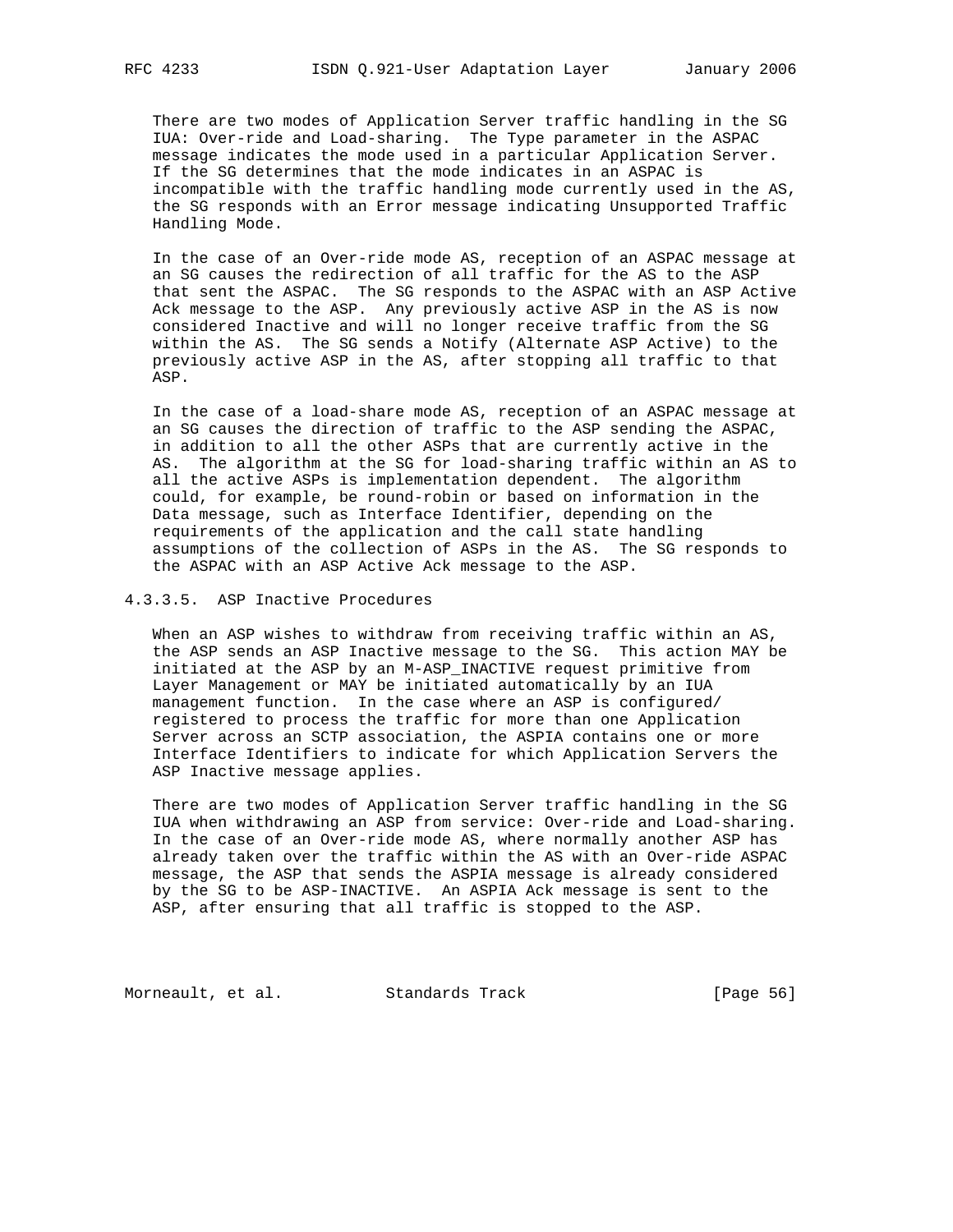There are two modes of Application Server traffic handling in the SG IUA: Over-ride and Load-sharing. The Type parameter in the ASPAC message indicates the mode used in a particular Application Server. If the SG determines that the mode indicates in an ASPAC is incompatible with the traffic handling mode currently used in the AS, the SG responds with an Error message indicating Unsupported Traffic Handling Mode.

In the case of an Over-ride mode AS, reception of an ASPAC message at an SG causes the redirection of all traffic for the AS to the ASP that sent the ASPAC. The SG responds to the ASPAC with an ASP Active Ack message to the ASP. Any previously active ASP in the AS is now considered Inactive and will no longer receive traffic from the SG within the AS. The SG sends a Notify (Alternate ASP Active) to the previously active ASP in the AS, after stopping all traffic to that ASP.

In the case of a load-share mode AS, reception of an ASPAC message at an SG causes the direction of traffic to the ASP sending the ASPAC, in addition to all the other ASPs that are currently active in the AS. The algorithm at the SG for load-sharing traffic within an AS to all the active ASPs is implementation dependent. The algorithm could, for example, be round-robin or based on information in the Data message, such as Interface Identifier, depending on the requirements of the application and the call state handling assumptions of the collection of ASPs in the AS. The SG responds to the ASPAC with an ASP Active Ack message to the ASP.

#### 4.3.3.5. ASP Inactive Procedures

When an ASP wishes to withdraw from receiving traffic within an AS, the ASP sends an ASP Inactive message to the SG. This action MAY be initiated at the ASP by an M-ASP_INACTIVE request primitive from Layer Management or MAY be initiated automatically by an IUA management function. In the case where an ASP is configured/registered to process the traffic for more than one Application Server across an SCTP association, the ASPIA contains one or more Interface Identifiers to indicate for which Application Servers the ASP Inactive message applies.

There are two modes of Application Server traffic handling in the SG IUA when withdrawing an ASP from service: Over-ride and Load-sharing. In the case of an Over-ride mode AS, where normally another ASP has already taken over the traffic within the AS with an Over-ride ASPAC message, the ASP that sends the ASPIA message is already considered by the SG to be ASP-INACTIVE. An ASPIA Ack message is sent to the ASP, after ensuring that all traffic is stopped to the ASP.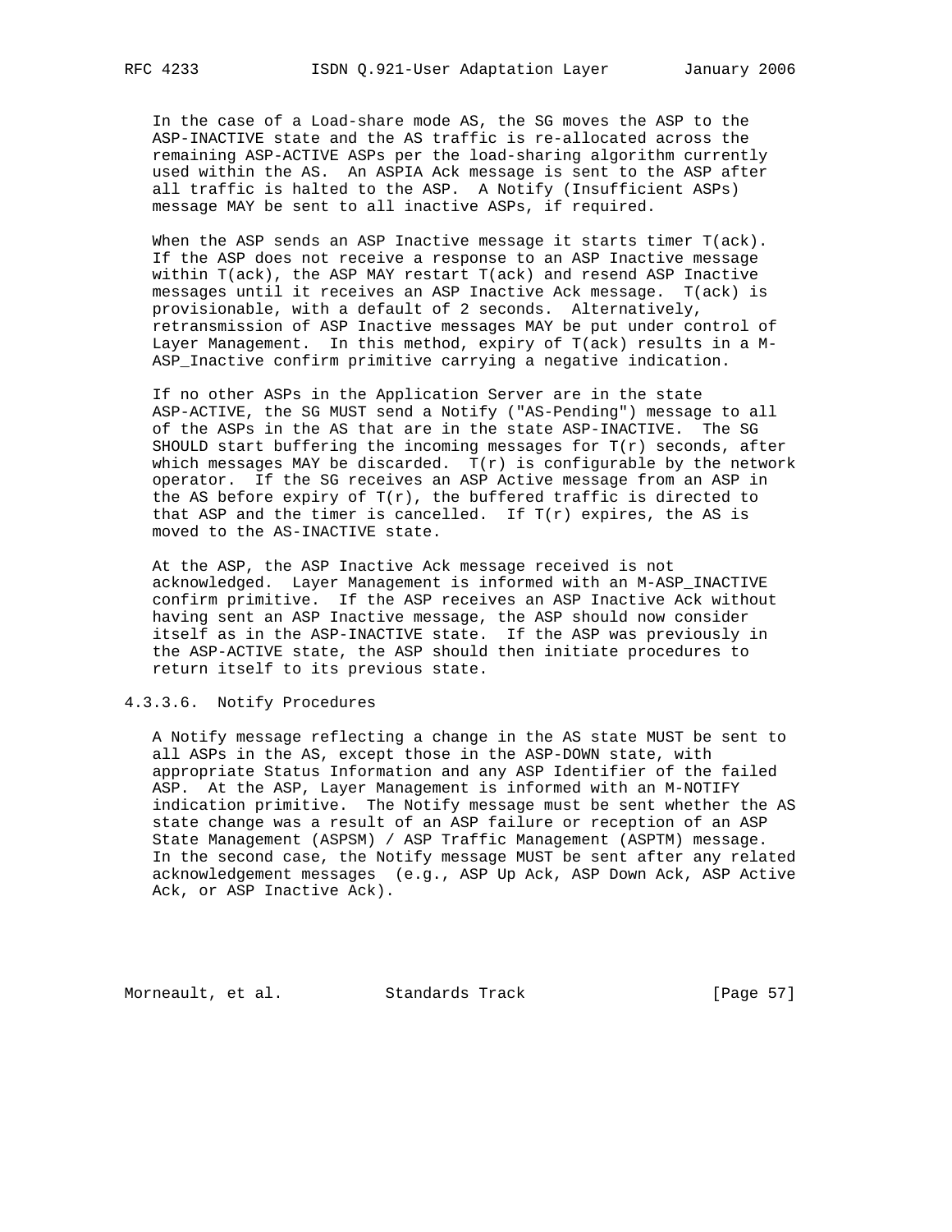In the case of a Load-share mode AS, the SG moves the ASP to the ASP-INACTIVE state and the AS traffic is re-allocated across the remaining ASP-ACTIVE ASPs per the load-sharing algorithm currently used within the AS. An ASPIA Ack message is sent to the ASP after all traffic is halted to the ASP. A Notify (Insufficient ASPs) message MAY be sent to all inactive ASPs, if required.

When the ASP sends an ASP Inactive message it starts timer T(ack). If the ASP does not receive a response to an ASP Inactive message within T(ack), the ASP MAY restart T(ack) and resend ASP Inactive messages until it receives an ASP Inactive Ack message. T(ack) is provisionable, with a default of 2 seconds. Alternatively, retransmission of ASP Inactive messages MAY be put under control of Layer Management. In this method, expiry of T(ack) results in a M-ASP_Inactive confirm primitive carrying a negative indication.

If no other ASPs in the Application Server are in the state ASP-ACTIVE, the SG MUST send a Notify ("AS-Pending") message to all of the ASPs in the AS that are in the state ASP-INACTIVE. The SG SHOULD start buffering the incoming messages for T(r) seconds, after which messages MAY be discarded. T(r) is configurable by the network operator. If the SG receives an ASP Active message from an ASP in the AS before expiry of T(r), the buffered traffic is directed to that ASP and the timer is cancelled. If T(r) expires, the AS is moved to the AS-INACTIVE state.

At the ASP, the ASP Inactive Ack message received is not acknowledged. Layer Management is informed with an M-ASP_INACTIVE confirm primitive. If the ASP receives an ASP Inactive Ack without having sent an ASP Inactive message, the ASP should now consider itself as in the ASP-INACTIVE state. If the ASP was previously in the ASP-ACTIVE state, the ASP should then initiate procedures to return itself to its previous state.

#### 4.3.3.6. Notify Procedures

A Notify message reflecting a change in the AS state MUST be sent to all ASPs in the AS, except those in the ASP-DOWN state, with appropriate Status Information and any ASP Identifier of the failed ASP. At the ASP, Layer Management is informed with an M-NOTIFY indication primitive. The Notify message must be sent whether the AS state change was a result of an ASP failure or reception of an ASP State Management (ASPSM) / ASP Traffic Management (ASPTM) message. In the second case, the Notify message MUST be sent after any related acknowledgement messages (e.g., ASP Up Ack, ASP Down Ack, ASP Active Ack, or ASP Inactive Ack).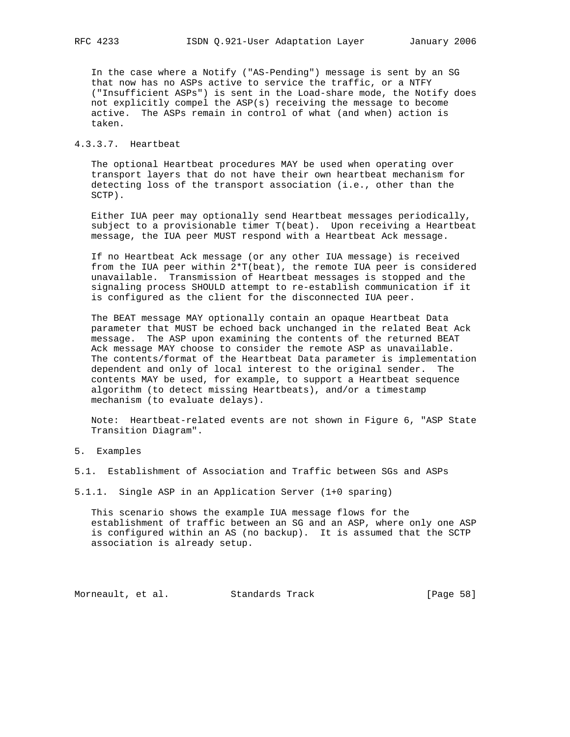In the case where a Notify ("AS-Pending") message is sent by an SG that now has no ASPs active to service the traffic, or a NTFY ("Insufficient ASPs") is sent in the Load-share mode, the Notify does not explicitly compel the ASP(s) receiving the message to become active. The ASPs remain in control of what (and when) action is taken.

#### 4.3.3.7. Heartbeat

The optional Heartbeat procedures MAY be used when operating over transport layers that do not have their own heartbeat mechanism for detecting loss of the transport association (i.e., other than the SCTP).

Either IUA peer may optionally send Heartbeat messages periodically, subject to a provisionable timer T(beat). Upon receiving a Heartbeat message, the IUA peer MUST respond with a Heartbeat Ack message.

If no Heartbeat Ack message (or any other IUA message) is received from the IUA peer within 2*T(beat), the remote IUA peer is considered unavailable. Transmission of Heartbeat messages is stopped and the signaling process SHOULD attempt to re-establish communication if it is configured as the client for the disconnected IUA peer.

The BEAT message MAY optionally contain an opaque Heartbeat Data parameter that MUST be echoed back unchanged in the related Beat Ack message. The ASP upon examining the contents of the returned BEAT Ack message MAY choose to consider the remote ASP as unavailable. The contents/format of the Heartbeat Data parameter is implementation dependent and only of local interest to the original sender. The contents MAY be used, for example, to support a Heartbeat sequence algorithm (to detect missing Heartbeats), and/or a timestamp mechanism (to evaluate delays).

Note: Heartbeat-related events are not shown in Figure 6, "ASP State Transition Diagram".

# 5. Examples

## 5.1. Establishment of Association and Traffic between SGs and ASPs

### 5.1.1. Single ASP in an Application Server (1+0 sparing)

This scenario shows the example IUA message flows for the establishment of traffic between an SG and an ASP, where only one ASP is configured within an AS (no backup). It is assumed that the SCTP association is already setup.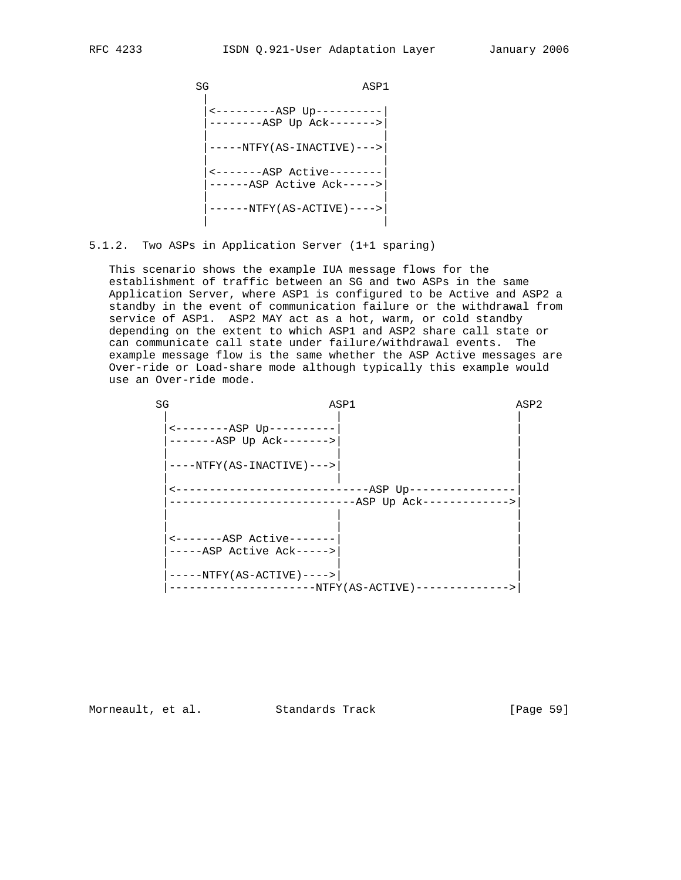```
              SG                        ASP1
               |
               |<---------ASP Up----------|
               |--------ASP Up Ack------->|
               |                          |
               |-----NTFY(AS-INACTIVE)--->|
               |                          |
               |<-------ASP Active--------|
               |------ASP Active Ack----->|
               |                          |
               |------NTFY(AS-ACTIVE)---->|
               |                          |
```

### 5.1.2. Two ASPs in Application Server (1+1 sparing)

This scenario shows the example IUA message flows for the establishment of traffic between an SG and two ASPs in the same Application Server, where ASP1 is configured to be Active and ASP2 a standby in the event of communication failure or the withdrawal from service of ASP1. ASP2 MAY act as a hot, warm, or cold standby depending on the extent to which ASP1 and ASP2 share call state or can communicate call state under failure/withdrawal events. The example message flow is the same whether the ASP Active messages are Over-ride or Load-share mode although typically this example would use an Over-ride mode.

```
        SG                        ASP1                         ASP2
         |                          |                            |
         |<--------ASP Up----------|                            |
         |-------ASP Up Ack------->|                            |
         |                          |                            |
         |----NTFY(AS-INACTIVE)--->|                            |
         |                          |                            |
         |<-----------------------------ASP Up----------------|
         |----------------------------ASP Up Ack------------->|
         |                          |                            |
         |                          |                            |
         |<-------ASP Active-------|                            |
         |-----ASP Active Ack----->|                            |
         |                          |                            |
         |-----NTFY(AS-ACTIVE)---->|                            |
         |----------------------NTFY(AS-ACTIVE)-------------->|
```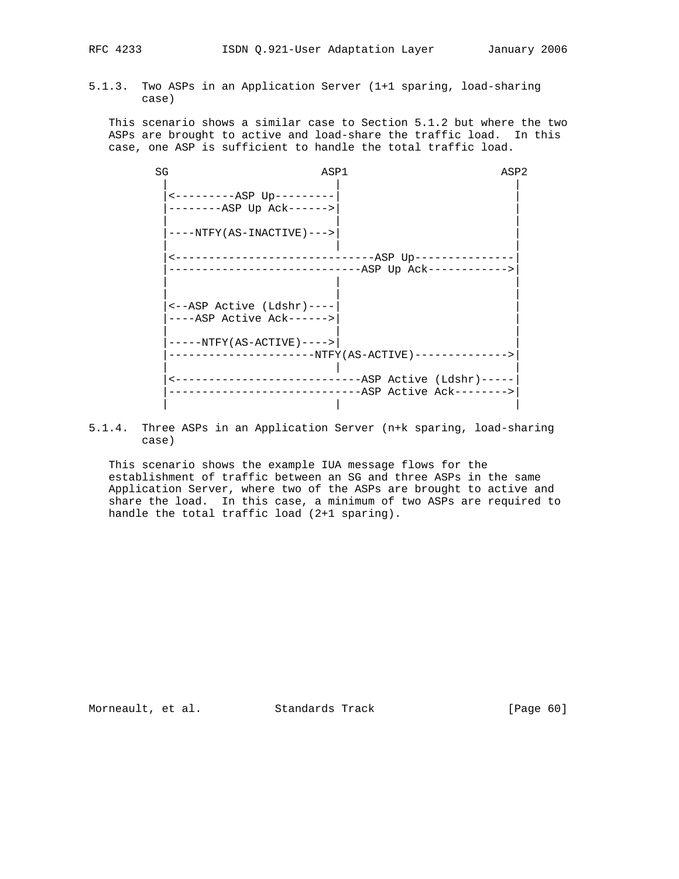### 5.1.3. Two ASPs in an Application Server (1+1 sparing, load-sharing case)

This scenario shows a similar case to Section 5.1.2 but where the two ASPs are brought to active and load-share the traffic load. In this case, one ASP is sufficient to handle the total traffic load.

```
     SG                       ASP1                       ASP2
      |                         |                          |
      |<---------ASP Up---------|                          |
      |--------ASP Up Ack------>|                          |
      |                         |                          |
      |----NTFY(AS-INACTIVE)--->|                          |
      |                         |                          |
      |<------------------------------ASP Up---------------|
      |----------------------------ASP Up Ack------------->|
      |                         |                          |
      |                         |                          |
      |<--ASP Active (Ldshr)----|                          |
      |----ASP Active Ack------>|                          |
      |                         |                          |
      |-----NTFY(AS-ACTIVE)---->|                          |
      |---------------------NTFY(AS-ACTIVE)--------------->|
      |                         |                          |
      |<----------------------------ASP Active (Ldshr)-----|
      |----------------------------ASP Active Ack--------->|
      |                         |                          |
```

### 5.1.4. Three ASPs in an Application Server (n+k sparing, load-sharing case)

This scenario shows the example IUA message flows for the establishment of traffic between an SG and three ASPs in the same Application Server, where two of the ASPs are brought to active and share the load. In this case, a minimum of two ASPs are required to handle the total traffic load (2+1 sparing).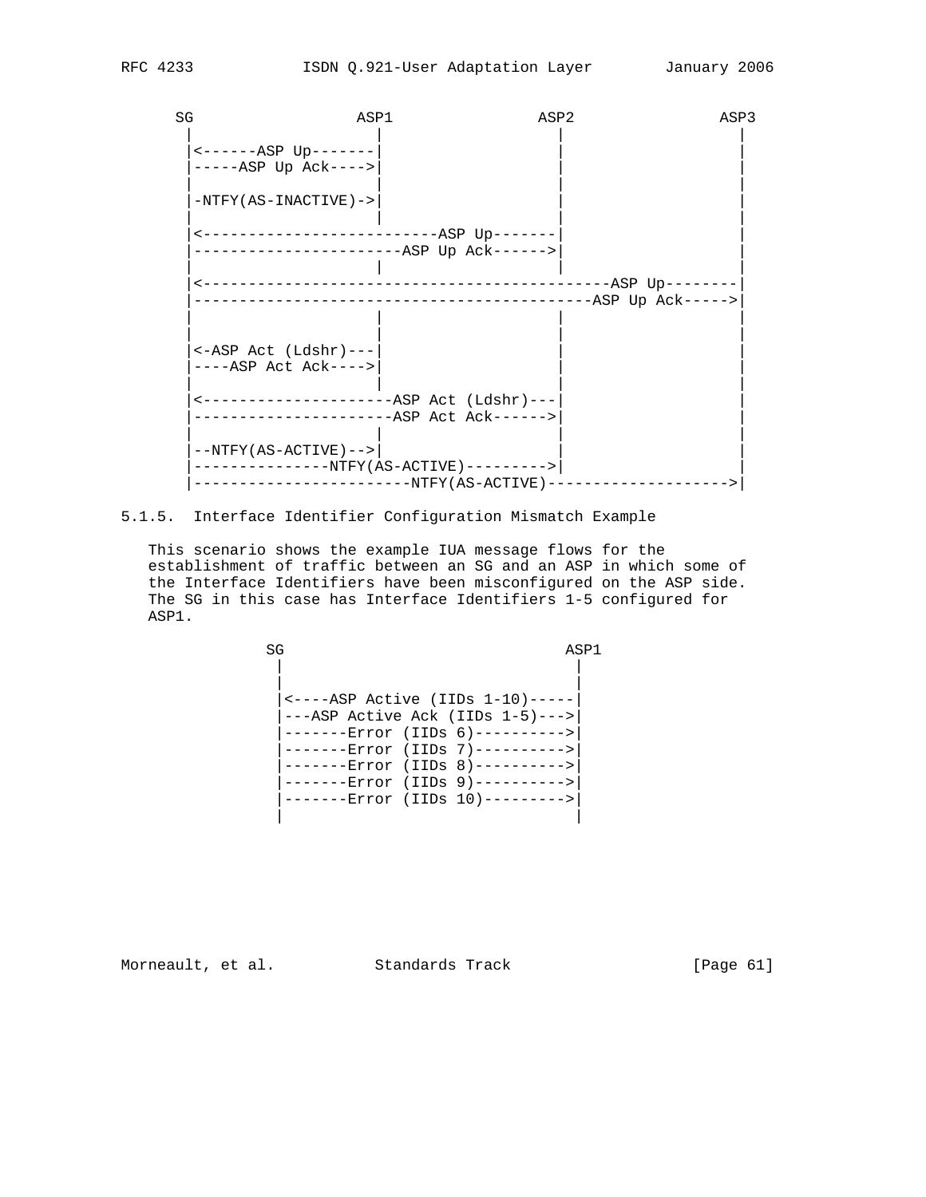```
      SG                  ASP1               ASP2               ASP3
       |                   |                  |                  |
       |<------ASP Up-------|                  |                  |
       |-----ASP Up Ack---->|                  |                  |
       |                   |                  |                  |
       |-NTFY(AS-INACTIVE)->|                  |                  |
       |                   |                  |                  |
       |<--------------------------ASP Up-------|                  |
       |-----------------------ASP Up Ack------>|                  |
       |                   |                  |                  |
       |<--------------------------------------------ASP Up--------|
       |------------------------------------------ASP Up Ack----->|
       |                   |                  |                  |
       |                   |                  |                  |
       |<-ASP Act (Ldshr)---|                  |                  |
       |----ASP Act Ack---->|                  |                  |
       |                   |                  |                  |
       |<---------------------ASP Act (Ldshr)---|                  |
       |---------------------ASP Act Ack------>|                  |
       |                   |                  |                  |
       |--NTFY(AS-ACTIVE)-->|                  |                  |
       |---------------NTFY(AS-ACTIVE)--------->|                  |
       |-----------------------NTFY(AS-ACTIVE)-------------------->|
```

5.1.5. Interface Identifier Configuration Mismatch Example

This scenario shows the example IUA message flows for the establishment of traffic between an SG and an ASP in which some of the Interface Identifiers have been misconfigured on the ASP side. The SG in this case has Interface Identifiers 1-5 configured for ASP1.

```
                SG                               ASP1
                 |                                 |
                 |                                 |
                 |<----ASP Active (IIDs 1-10)-----|
                 |---ASP Active Ack (IIDs 1-5)--->|
                 |-------Error (IIDs 6)---------->|
                 |-------Error (IIDs 7)---------->|
                 |-------Error (IIDs 8)---------->|
                 |-------Error (IIDs 9)---------->|
                 |-------Error (IIDs 10)--------->|
                 |                                 |
```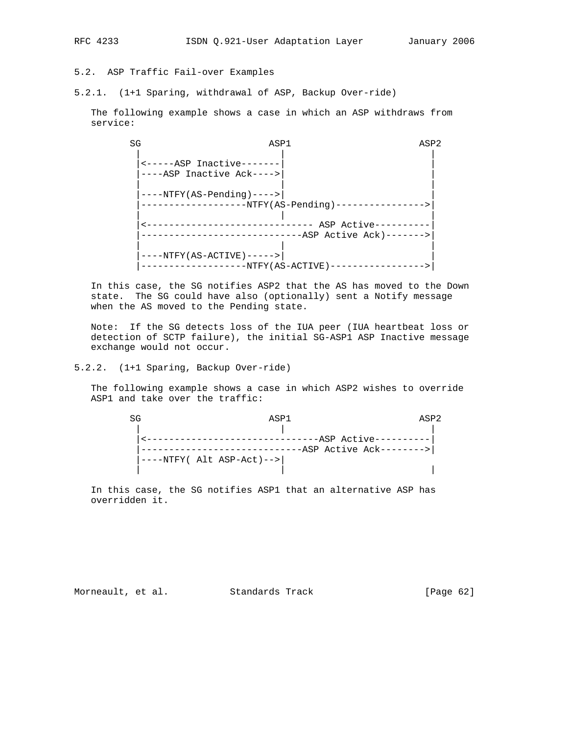### 5.2. ASP Traffic Fail-over Examples

#### 5.2.1. (1+1 Sparing, withdrawal of ASP, Backup Over-ride)

The following example shows a case in which an ASP withdraws from service:

```
SG                       ASP1                        ASP2
 |                         |                           |
 |<-----ASP Inactive-------|                           |
 |----ASP Inactive Ack---->|                           |
 |                         |                           |
 |----NTFY(AS-Pending)---->|                           |
 |-------------------NTFY(AS-Pending)----------------->|
 |                         |                           |
 |<------------------------------ ASP Active-----------|
 |----------------------------ASP Active Ack)--------->|
 |                         |                           |
 |----NTFY(AS-ACTIVE)----->|                           |
 |-------------------NTFY(AS-ACTIVE)------------------>|
```

In this case, the SG notifies ASP2 that the AS has moved to the Down state. The SG could have also (optionally) sent a Notify message when the AS moved to the Pending state.

Note: If the SG detects loss of the IUA peer (IUA heartbeat loss or detection of SCTP failure), the initial SG-ASP1 ASP Inactive message exchange would not occur.

#### 5.2.2. (1+1 Sparing, Backup Over-ride)

The following example shows a case in which ASP2 wishes to override ASP1 and take over the traffic:

```
SG                       ASP1                        ASP2
 |                         |                           |
 |<-------------------------------ASP Active-----------|
 |----------------------------ASP Active Ack---------->|
 |----NTFY( Alt ASP-Act)-->|
 |                         |                           |
```

In this case, the SG notifies ASP1 that an alternative ASP has overridden it.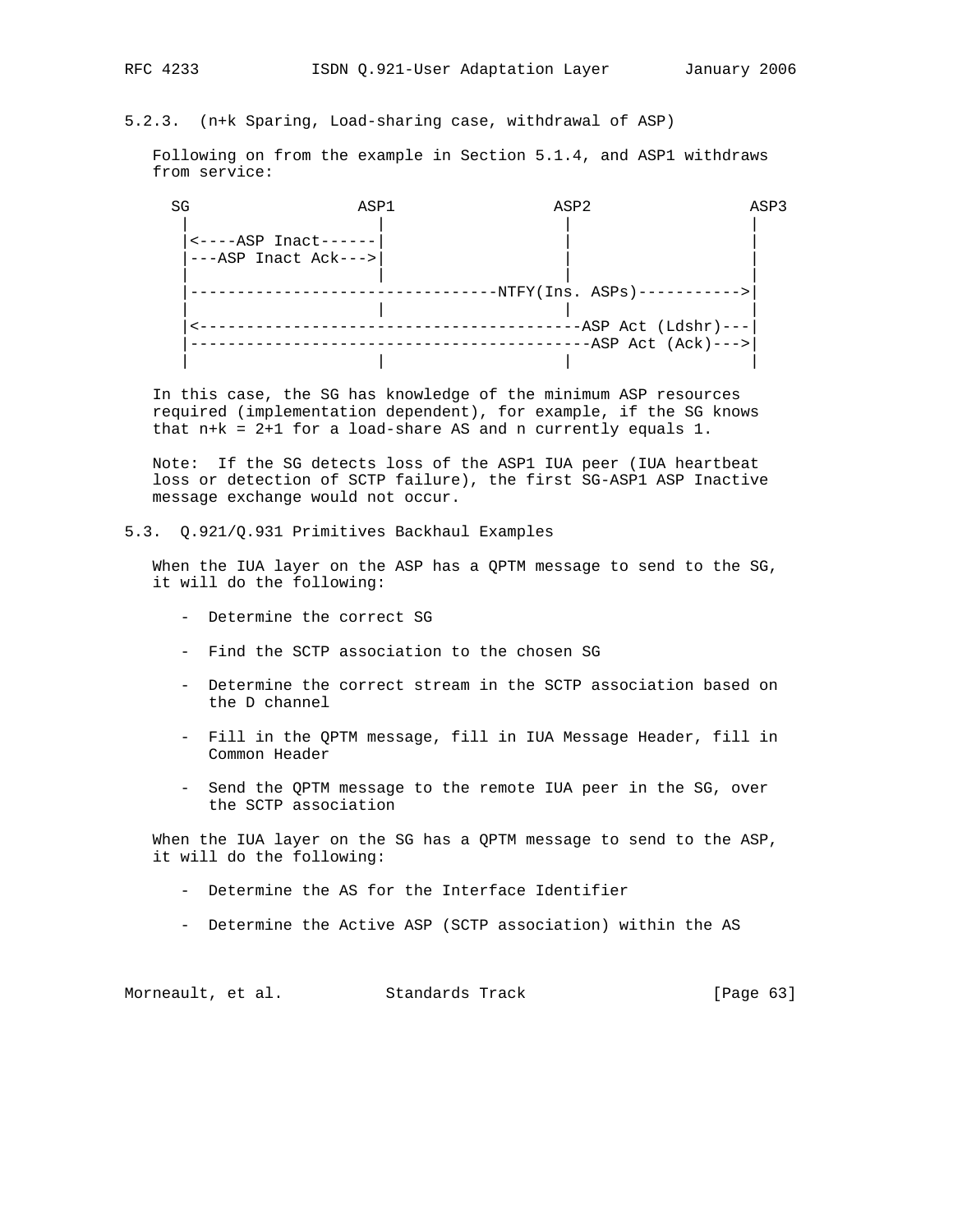### 5.2.3. (n+k Sparing, Load-sharing case, withdrawal of ASP)

Following on from the example in Section 5.1.4, and ASP1 withdraws from service:

```
   SG                  ASP1                 ASP2                 ASP3
    |                    |                    |                    |
    |<----ASP Inact------|                    |                    |
    |---ASP Inact Ack--->|                    |                    |
    |                    |                    |                    |
    |---------------------------------NTFY(Ins. ASPs)----------->|
    |                    |                    |                    |
    |<-----------------------------------------ASP Act (Ldshr)---|
    |------------------------------------------ASP Act (Ack)--->|
    |                    |                    |                    |
```

In this case, the SG has knowledge of the minimum ASP resources required (implementation dependent), for example, if the SG knows that n+k = 2+1 for a load-share AS and n currently equals 1.

Note: If the SG detects loss of the ASP1 IUA peer (IUA heartbeat loss or detection of SCTP failure), the first SG-ASP1 ASP Inactive message exchange would not occur.

## 5.3. Q.921/Q.931 Primitives Backhaul Examples

When the IUA layer on the ASP has a QPTM message to send to the SG, it will do the following:

- Determine the correct SG
- Find the SCTP association to the chosen SG
- Determine the correct stream in the SCTP association based on the D channel
- Fill in the QPTM message, fill in IUA Message Header, fill in Common Header
- Send the QPTM message to the remote IUA peer in the SG, over the SCTP association

When the IUA layer on the SG has a QPTM message to send to the ASP, it will do the following:

- Determine the AS for the Interface Identifier
- Determine the Active ASP (SCTP association) within the AS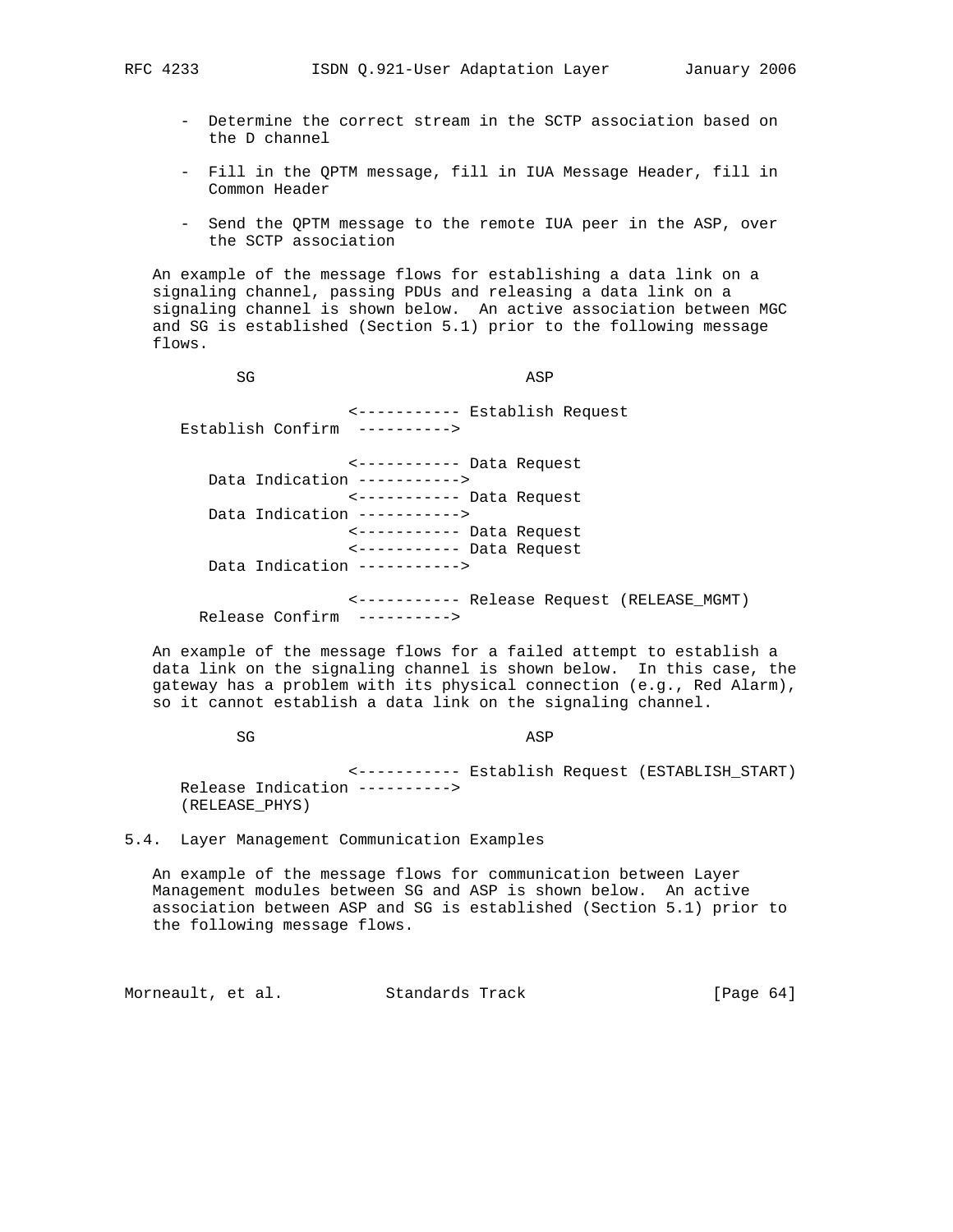- Determine the correct stream in the SCTP association based on the D channel

- Fill in the QPTM message, fill in IUA Message Header, fill in Common Header

- Send the QPTM message to the remote IUA peer in the ASP, over the SCTP association

An example of the message flows for establishing a data link on a signaling channel, passing PDUs and releasing a data link on a signaling channel is shown below. An active association between MGC and SG is established (Section 5.1) prior to the following message flows.

```
         SG                              ASP

                    <----------- Establish Request
   Establish Confirm  ---------->

                    <----------- Data Request
      Data Indication ----------->
                    <----------- Data Request
      Data Indication ----------->
                    <----------- Data Request
                    <----------- Data Request
      Data Indication ----------->

                    <----------- Release Request (RELEASE_MGMT)
     Release Confirm  ---------->
```

An example of the message flows for a failed attempt to establish a data link on the signaling channel is shown below. In this case, the gateway has a problem with its physical connection (e.g., Red Alarm), so it cannot establish a data link on the signaling channel.

```
         SG                              ASP

                    <----------- Establish Request (ESTABLISH_START)
   Release Indication ---------->
   (RELEASE_PHYS)
```

## 5.4. Layer Management Communication Examples

An example of the message flows for communication between Layer Management modules between SG and ASP is shown below. An active association between ASP and SG is established (Section 5.1) prior to the following message flows.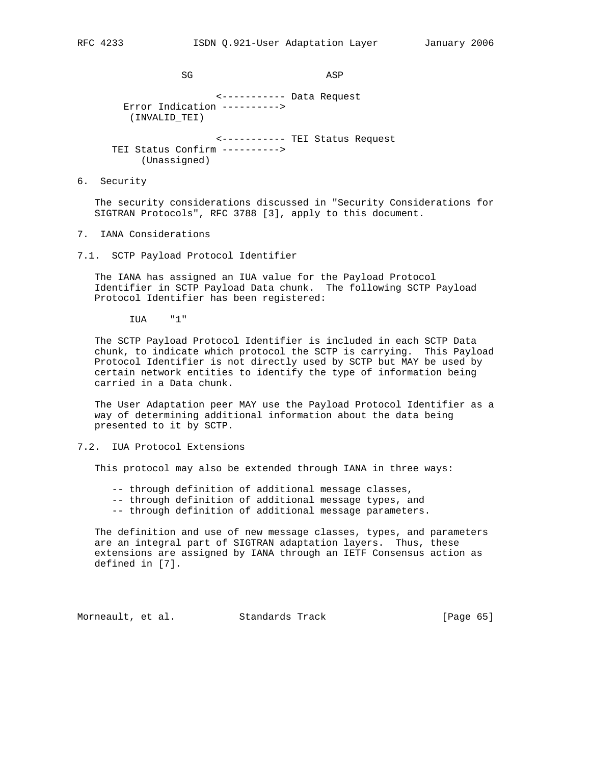```
                SG                        ASP

                      <----------- Data Request
        Error Indication ---------->
         (INVALID_TEI)

                      <----------- TEI Status Request
      TEI Status Confirm ---------->
           (Unassigned)
```

## 6. Security

The security considerations discussed in "Security Considerations for SIGTRAN Protocols", RFC 3788 [3], apply to this document.

## 7. IANA Considerations

### 7.1. SCTP Payload Protocol Identifier

The IANA has assigned an IUA value for the Payload Protocol Identifier in SCTP Payload Data chunk. The following SCTP Payload Protocol Identifier has been registered:

```
      IUA    "1"
```

The SCTP Payload Protocol Identifier is included in each SCTP Data chunk, to indicate which protocol the SCTP is carrying. This Payload Protocol Identifier is not directly used by SCTP but MAY be used by certain network entities to identify the type of information being carried in a Data chunk.

The User Adaptation peer MAY use the Payload Protocol Identifier as a way of determining additional information about the data being presented to it by SCTP.

### 7.2. IUA Protocol Extensions

This protocol may also be extended through IANA in three ways:

- -- through definition of additional message classes,
- -- through definition of additional message types, and
- -- through definition of additional message parameters.

The definition and use of new message classes, types, and parameters are an integral part of SIGTRAN adaptation layers. Thus, these extensions are assigned by IANA through an IETF Consensus action as defined in [7].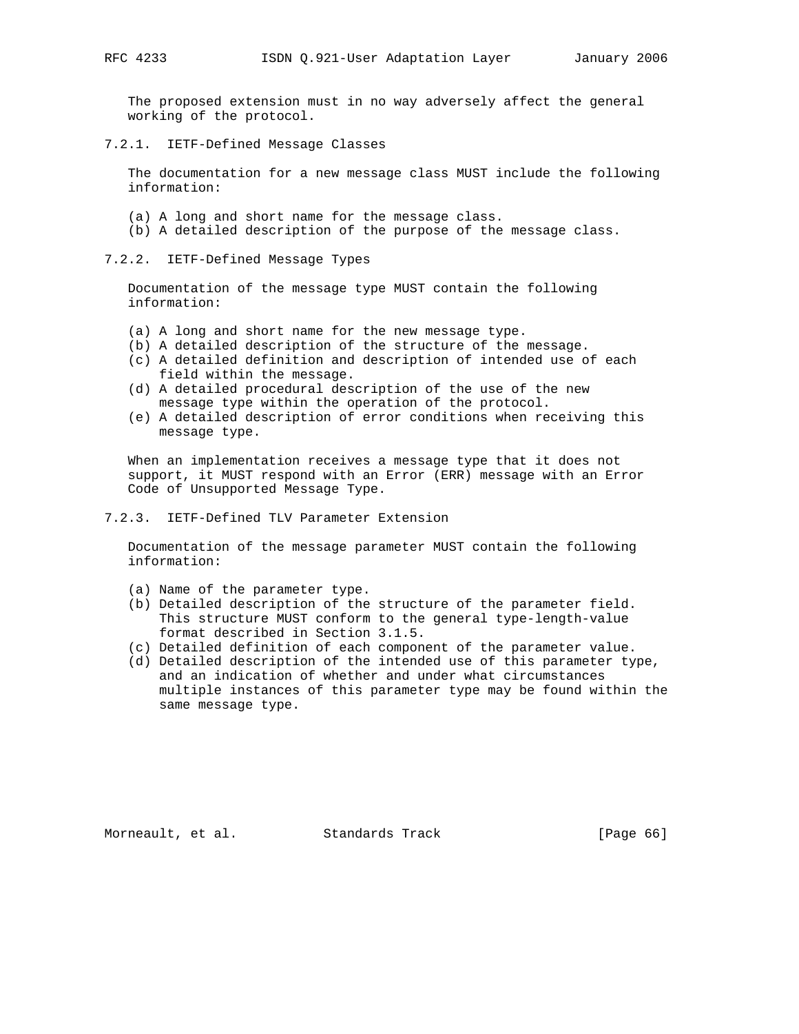The proposed extension must in no way adversely affect the general working of the protocol.

### 7.2.1. IETF-Defined Message Classes

The documentation for a new message class MUST include the following information:

(a) A long and short name for the message class.
(b) A detailed description of the purpose of the message class.

### 7.2.2. IETF-Defined Message Types

Documentation of the message type MUST contain the following information:

(a) A long and short name for the new message type.
(b) A detailed description of the structure of the message.
(c) A detailed definition and description of intended use of each field within the message.
(d) A detailed procedural description of the use of the new message type within the operation of the protocol.
(e) A detailed description of error conditions when receiving this message type.

When an implementation receives a message type that it does not support, it MUST respond with an Error (ERR) message with an Error Code of Unsupported Message Type.

### 7.2.3. IETF-Defined TLV Parameter Extension

Documentation of the message parameter MUST contain the following information:

(a) Name of the parameter type.
(b) Detailed description of the structure of the parameter field. This structure MUST conform to the general type-length-value format described in Section 3.1.5.
(c) Detailed definition of each component of the parameter value.
(d) Detailed description of the intended use of this parameter type, and an indication of whether and under what circumstances multiple instances of this parameter type may be found within the same message type.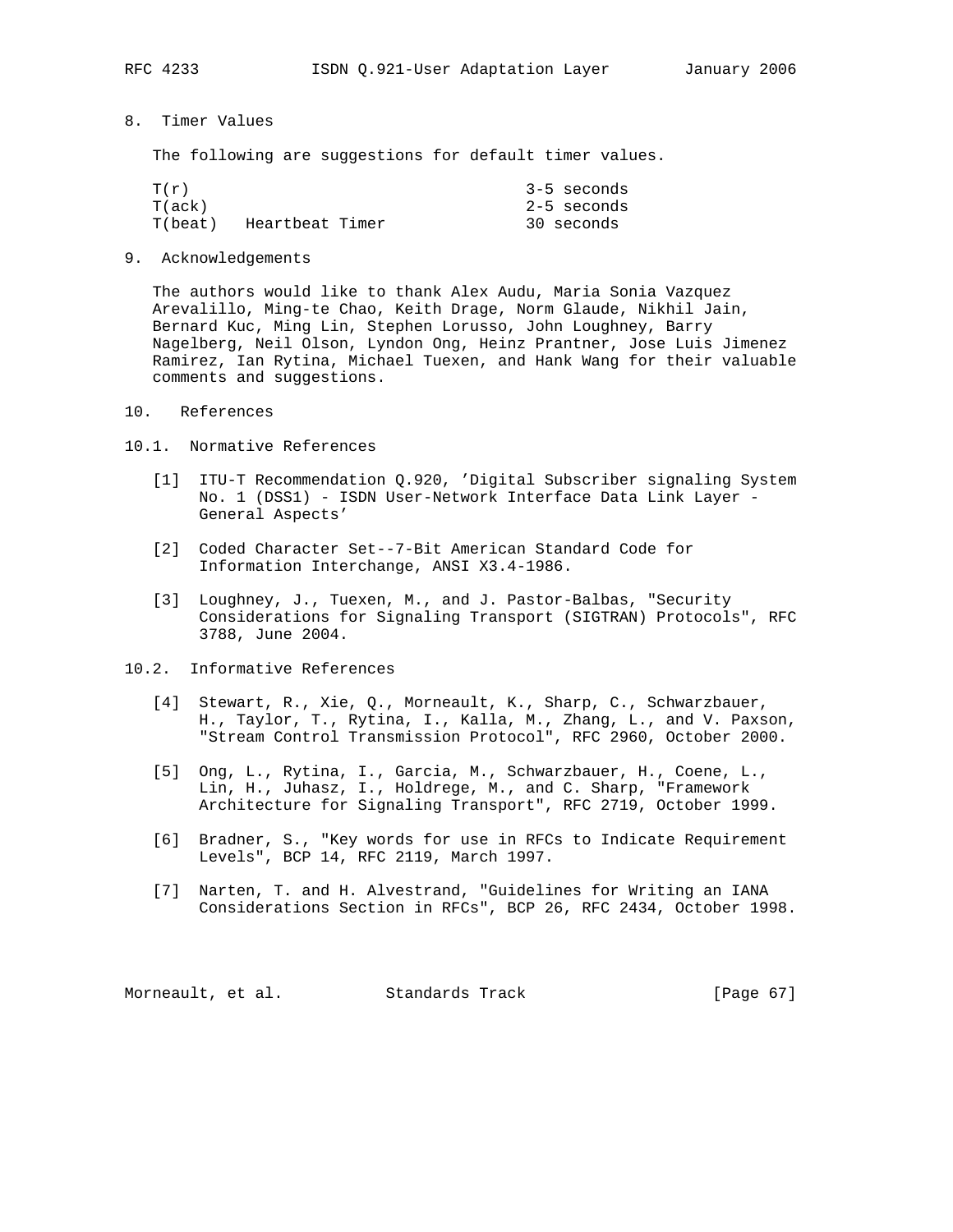## 8. Timer Values

The following are suggestions for default timer values.

| | | |
|---|---|---|
| T(r) | | 3-5 seconds |
| T(ack) | | 2-5 seconds |
| T(beat) | Heartbeat Timer | 30 seconds |

## 9. Acknowledgements

The authors would like to thank Alex Audu, Maria Sonia Vazquez Arevalillo, Ming-te Chao, Keith Drage, Norm Glaude, Nikhil Jain, Bernard Kuc, Ming Lin, Stephen Lorusso, John Loughney, Barry Nagelberg, Neil Olson, Lyndon Ong, Heinz Prantner, Jose Luis Jimenez Ramirez, Ian Rytina, Michael Tuexen, and Hank Wang for their valuable comments and suggestions.

## 10. References

### 10.1. Normative References

[1] ITU-T Recommendation Q.920, 'Digital Subscriber signaling System No. 1 (DSS1) - ISDN User-Network Interface Data Link Layer - General Aspects'

[2] Coded Character Set--7-Bit American Standard Code for Information Interchange, ANSI X3.4-1986.

[3] Loughney, J., Tuexen, M., and J. Pastor-Balbas, "Security Considerations for Signaling Transport (SIGTRAN) Protocols", RFC 3788, June 2004.

### 10.2. Informative References

[4] Stewart, R., Xie, Q., Morneault, K., Sharp, C., Schwarzbauer, H., Taylor, T., Rytina, I., Kalla, M., Zhang, L., and V. Paxson, "Stream Control Transmission Protocol", RFC 2960, October 2000.

[5] Ong, L., Rytina, I., Garcia, M., Schwarzbauer, H., Coene, L., Lin, H., Juhasz, I., Holdrege, M., and C. Sharp, "Framework Architecture for Signaling Transport", RFC 2719, October 1999.

[6] Bradner, S., "Key words for use in RFCs to Indicate Requirement Levels", BCP 14, RFC 2119, March 1997.

[7] Narten, T. and H. Alvestrand, "Guidelines for Writing an IANA Considerations Section in RFCs", BCP 26, RFC 2434, October 1998.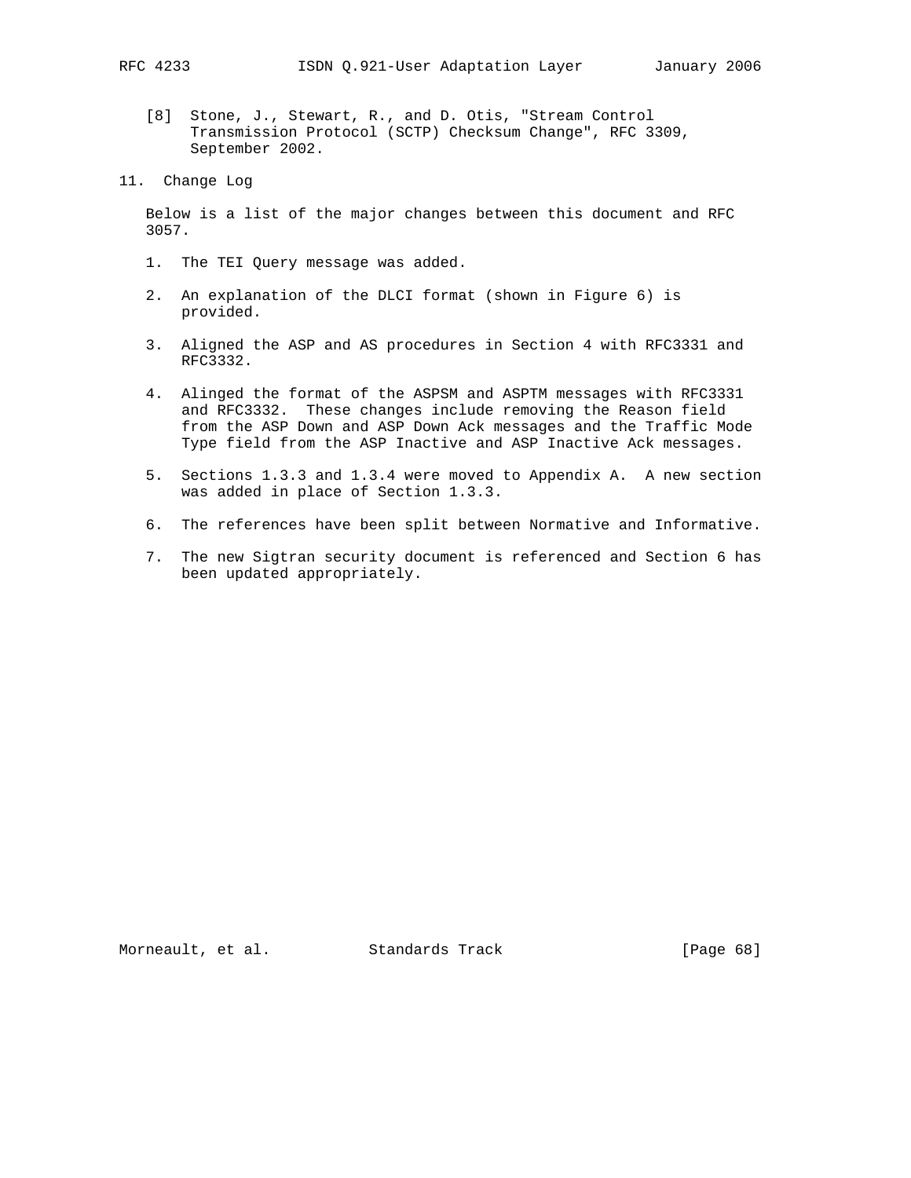[8] Stone, J., Stewart, R., and D. Otis, "Stream Control Transmission Protocol (SCTP) Checksum Change", RFC 3309, September 2002.

## 11. Change Log

Below is a list of the major changes between this document and RFC 3057.

1. The TEI Query message was added.

2. An explanation of the DLCI format (shown in Figure 6) is provided.

3. Aligned the ASP and AS procedures in Section 4 with RFC3331 and RFC3332.

4. Alinged the format of the ASPSM and ASPTM messages with RFC3331 and RFC3332. These changes include removing the Reason field from the ASP Down and ASP Down Ack messages and the Traffic Mode Type field from the ASP Inactive and ASP Inactive Ack messages.

5. Sections 1.3.3 and 1.3.4 were moved to Appendix A. A new section was added in place of Section 1.3.3.

6. The references have been split between Normative and Informative.

7. The new Sigtran security document is referenced and Section 6 has been updated appropriately.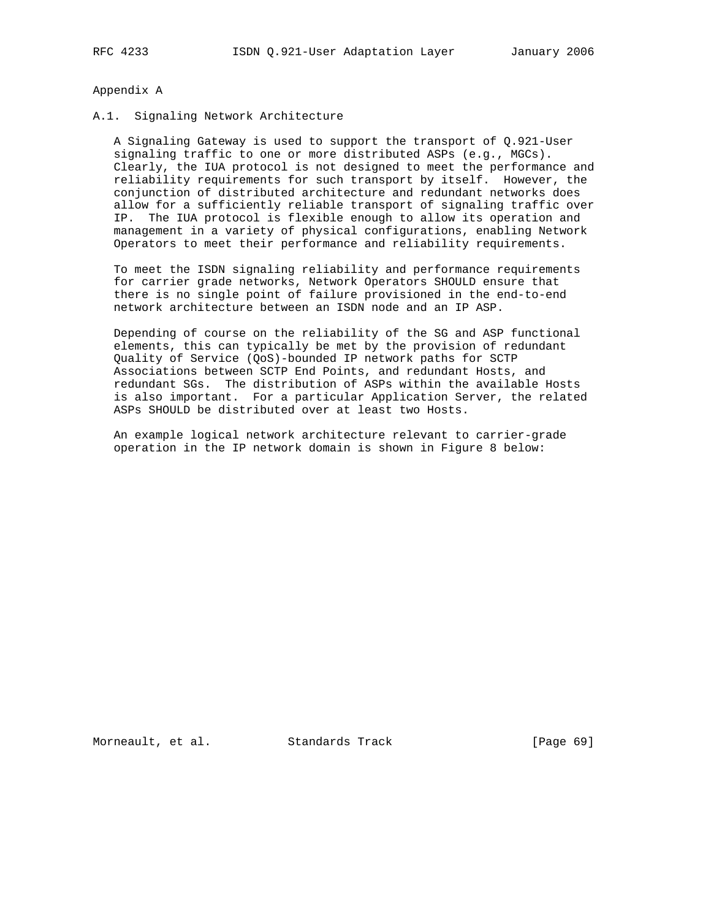# Appendix A

## A.1. Signaling Network Architecture

A Signaling Gateway is used to support the transport of Q.921-User signaling traffic to one or more distributed ASPs (e.g., MGCs). Clearly, the IUA protocol is not designed to meet the performance and reliability requirements for such transport by itself. However, the conjunction of distributed architecture and redundant networks does allow for a sufficiently reliable transport of signaling traffic over IP. The IUA protocol is flexible enough to allow its operation and management in a variety of physical configurations, enabling Network Operators to meet their performance and reliability requirements.

To meet the ISDN signaling reliability and performance requirements for carrier grade networks, Network Operators SHOULD ensure that there is no single point of failure provisioned in the end-to-end network architecture between an ISDN node and an IP ASP.

Depending of course on the reliability of the SG and ASP functional elements, this can typically be met by the provision of redundant Quality of Service (QoS)-bounded IP network paths for SCTP Associations between SCTP End Points, and redundant Hosts, and redundant SGs. The distribution of ASPs within the available Hosts is also important. For a particular Application Server, the related ASPs SHOULD be distributed over at least two Hosts.

An example logical network architecture relevant to carrier-grade operation in the IP network domain is shown in Figure 8 below: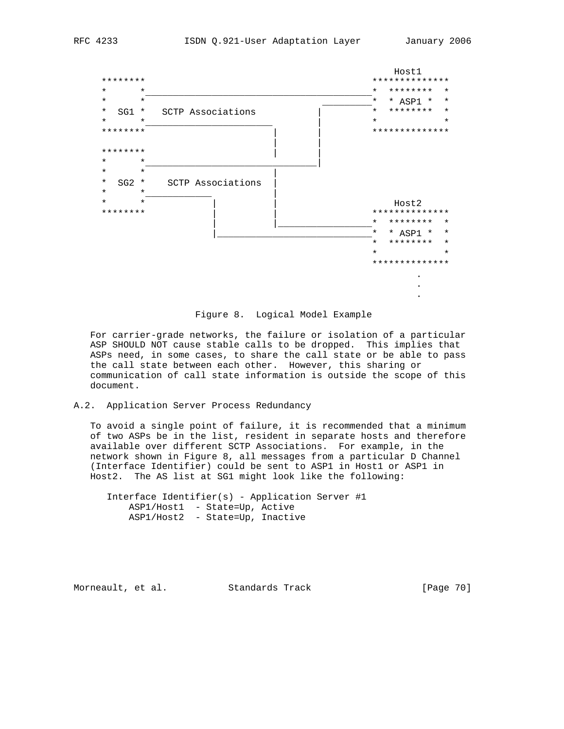```
                                                        Host1
    ********                                        **************
    *      *________________________________________*  ********  *
    *      *                               _________*  * ASP1 *  *
    *  SG1 *   SCTP Associations          |         *  ********  *
    *      *_______________________       |         *            *
    ********                       |      |         **************
                                   |      |
    ********                       |      |
    *      *_______________________|______|
    *      *                       |
    *  SG2 *    SCTP Associations  |
    *      *___________            |
    *      *           |           |                    Host2
    ********           |           |                **************
                       |           |________________*  ********  *
                       |____________________________*  * ASP1 *  *
                                                    *  ********  *
                                                    *            *
                                                    **************
                                                           .
                                                           .
                                                           .
```

Figure 8. Logical Model Example

For carrier-grade networks, the failure or isolation of a particular ASP SHOULD NOT cause stable calls to be dropped. This implies that ASPs need, in some cases, to share the call state or be able to pass the call state between each other. However, this sharing or communication of call state information is outside the scope of this document.

## A.2. Application Server Process Redundancy

To avoid a single point of failure, it is recommended that a minimum of two ASPs be in the list, resident in separate hosts and therefore available over different SCTP Associations. For example, in the network shown in Figure 8, all messages from a particular D Channel (Interface Identifier) could be sent to ASP1 in Host1 or ASP1 in Host2. The AS list at SG1 might look like the following:

```
Interface Identifier(s) - Application Server #1
    ASP1/Host1  - State=Up, Active
    ASP1/Host2  - State=Up, Inactive
```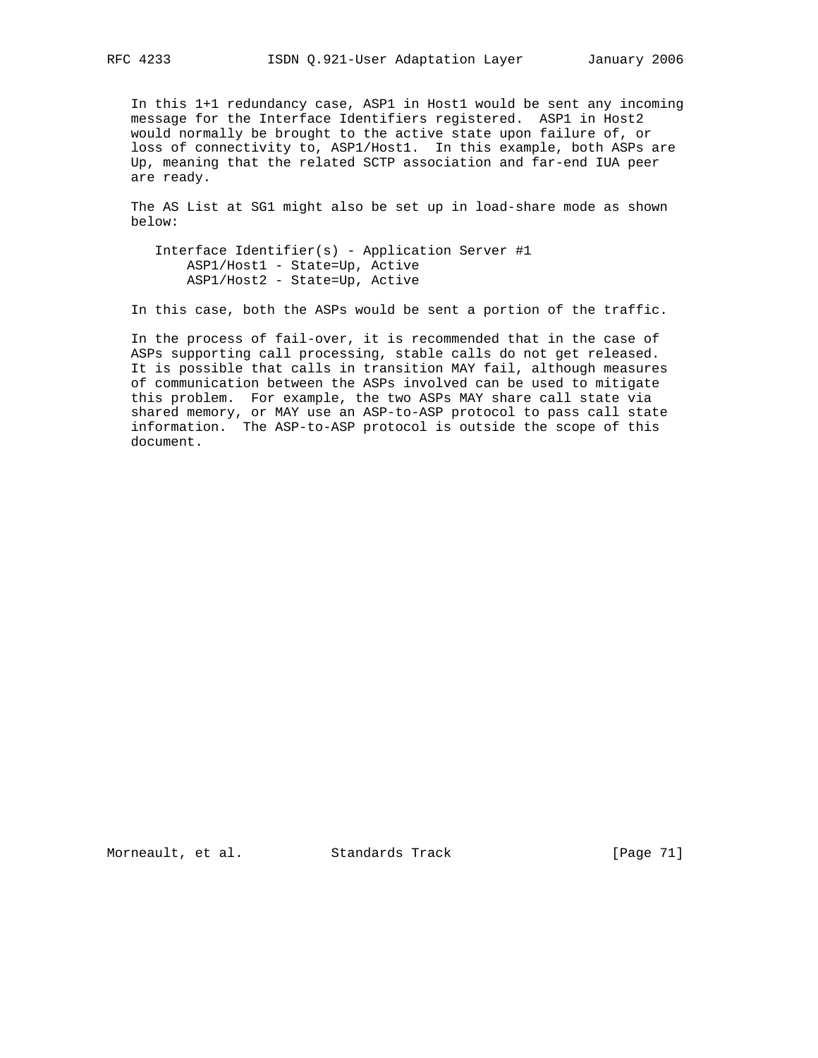In this 1+1 redundancy case, ASP1 in Host1 would be sent any incoming message for the Interface Identifiers registered. ASP1 in Host2 would normally be brought to the active state upon failure of, or loss of connectivity to, ASP1/Host1. In this example, both ASPs are Up, meaning that the related SCTP association and far-end IUA peer are ready.

The AS List at SG1 might also be set up in load-share mode as shown below:

```
   Interface Identifier(s) - Application Server #1
       ASP1/Host1 - State=Up, Active
       ASP1/Host2 - State=Up, Active
```

In this case, both the ASPs would be sent a portion of the traffic.

In the process of fail-over, it is recommended that in the case of ASPs supporting call processing, stable calls do not get released. It is possible that calls in transition MAY fail, although measures of communication between the ASPs involved can be used to mitigate this problem. For example, the two ASPs MAY share call state via shared memory, or MAY use an ASP-to-ASP protocol to pass call state information. The ASP-to-ASP protocol is outside the scope of this document.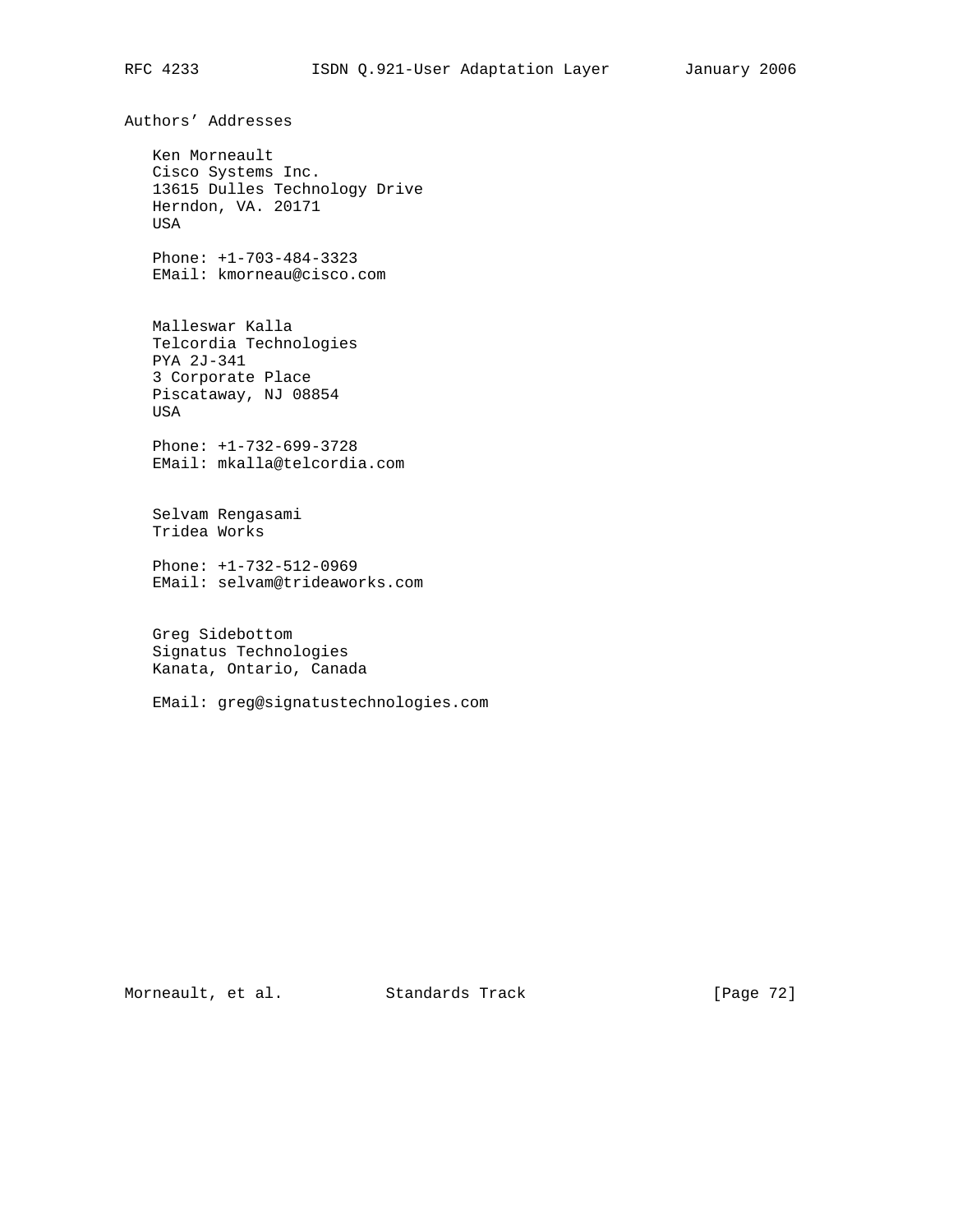## Authors' Addresses

Ken Morneault
Cisco Systems Inc.
13615 Dulles Technology Drive
Herndon, VA. 20171
USA

Phone: +1-703-484-3323
EMail: kmorneau@cisco.com

Malleswar Kalla
Telcordia Technologies
PYA 2J-341
3 Corporate Place
Piscataway, NJ 08854
USA

Phone: +1-732-699-3728
EMail: mkalla@telcordia.com

Selvam Rengasami
Tridea Works

Phone: +1-732-512-0969
EMail: selvam@trideaworks.com

Greg Sidebottom
Signatus Technologies
Kanata, Ontario, Canada

EMail: greg@signatustechnologies.com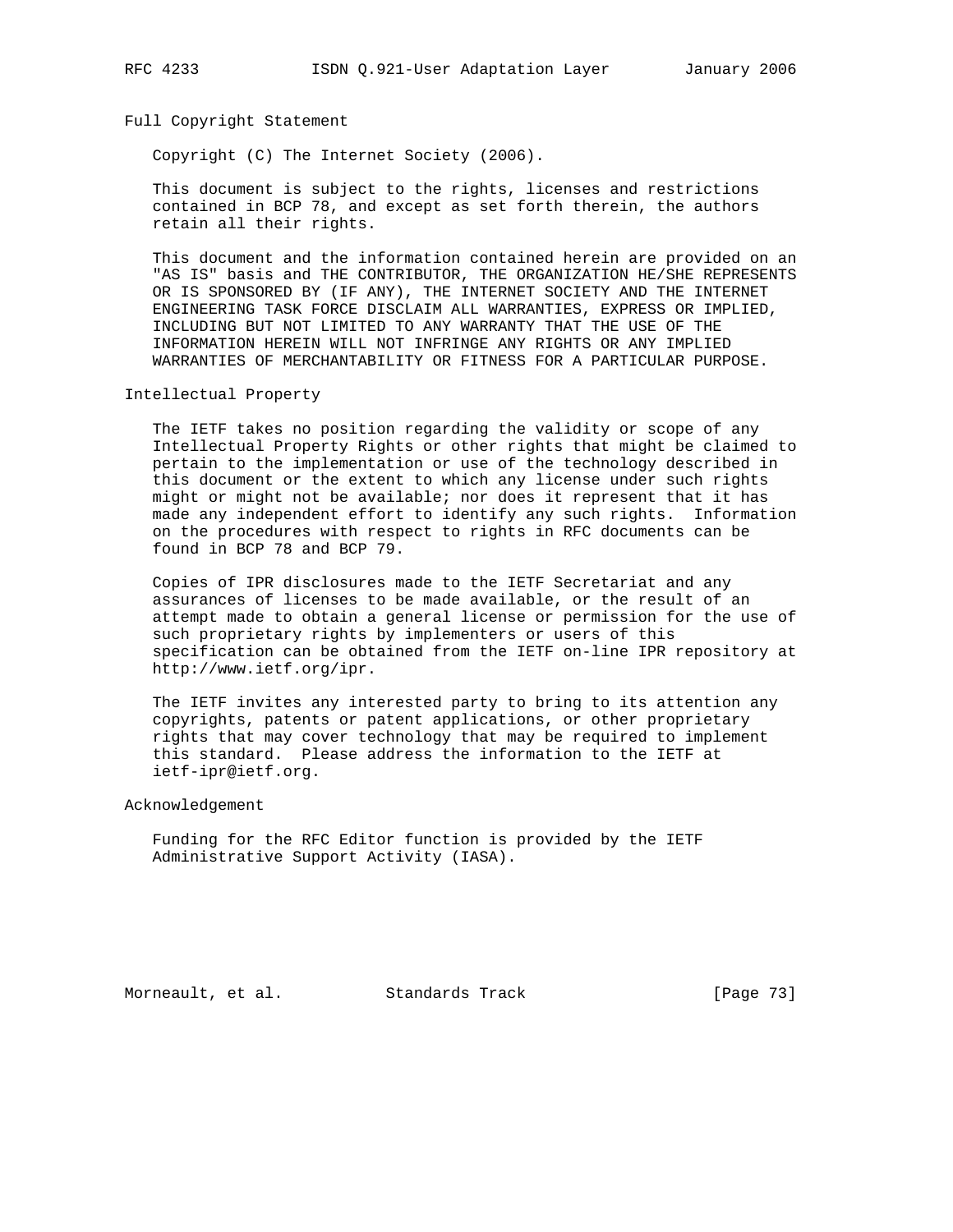## Full Copyright Statement

Copyright (C) The Internet Society (2006).

This document is subject to the rights, licenses and restrictions contained in BCP 78, and except as set forth therein, the authors retain all their rights.

This document and the information contained herein are provided on an "AS IS" basis and THE CONTRIBUTOR, THE ORGANIZATION HE/SHE REPRESENTS OR IS SPONSORED BY (IF ANY), THE INTERNET SOCIETY AND THE INTERNET ENGINEERING TASK FORCE DISCLAIM ALL WARRANTIES, EXPRESS OR IMPLIED, INCLUDING BUT NOT LIMITED TO ANY WARRANTY THAT THE USE OF THE INFORMATION HEREIN WILL NOT INFRINGE ANY RIGHTS OR ANY IMPLIED WARRANTIES OF MERCHANTABILITY OR FITNESS FOR A PARTICULAR PURPOSE.

## Intellectual Property

The IETF takes no position regarding the validity or scope of any Intellectual Property Rights or other rights that might be claimed to pertain to the implementation or use of the technology described in this document or the extent to which any license under such rights might or might not be available; nor does it represent that it has made any independent effort to identify any such rights. Information on the procedures with respect to rights in RFC documents can be found in BCP 78 and BCP 79.

Copies of IPR disclosures made to the IETF Secretariat and any assurances of licenses to be made available, or the result of an attempt made to obtain a general license or permission for the use of such proprietary rights by implementers or users of this specification can be obtained from the IETF on-line IPR repository at http://www.ietf.org/ipr.

The IETF invites any interested party to bring to its attention any copyrights, patents or patent applications, or other proprietary rights that may cover technology that may be required to implement this standard. Please address the information to the IETF at ietf-ipr@ietf.org.

## Acknowledgement

Funding for the RFC Editor function is provided by the IETF Administrative Support Activity (IASA).